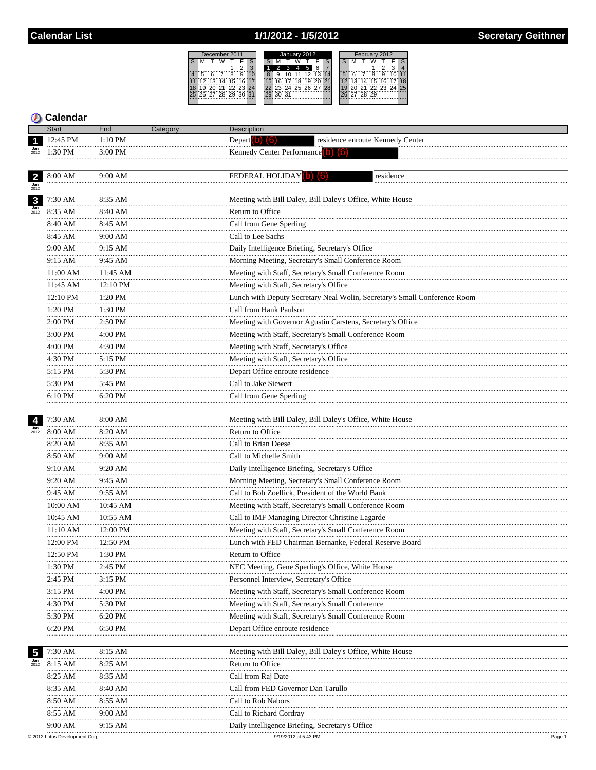# Calendar List — 1/1/2012 - 1/5/2012 — Secretary Geithner

## Calendar

| Date | Start | End | Category | Description |
|---|---|---|---|---|
| 1 Jan 2012 | 12:45 PM | 1:10 PM | | Depart (b) (6) residence enroute Kennedy Center |
| | 1:30 PM | 3:00 PM | | Kennedy Center Performance (b) (6) |
| 2 Jan 2012 | 8:00 AM | 9:00 AM | | FEDERAL HOLIDAY (b) (6) residence |
| 3 Jan 2012 | 7:30 AM | 8:35 AM | | Meeting with Bill Daley, Bill Daley's Office, White House |
| | 8:35 AM | 8:40 AM | | Return to Office |
| | 8:40 AM | 8:45 AM | | Call from Gene Sperling |
| | 8:45 AM | 9:00 AM | | Call to Lee Sachs |
| | 9:00 AM | 9:15 AM | | Daily Intelligence Briefing, Secretary's Office |
| | 9:15 AM | 9:45 AM | | Morning Meeting, Secretary's Small Conference Room |
| | 11:00 AM | 11:45 AM | | Meeting with Staff, Secretary's Small Conference Room |
| | 11:45 AM | 12:10 PM | | Meeting with Staff, Secretary's Office |
| | 12:10 PM | 1:20 PM | | Lunch with Deputy Secretary Neal Wolin, Secretary's Small Conference Room |
| | 1:20 PM | 1:30 PM | | Call from Hank Paulson |
| | 2:00 PM | 2:50 PM | | Meeting with Governor Agustin Carstens, Secretary's Office |
| | 3:00 PM | 4:00 PM | | Meeting with Staff, Secretary's Small Conference Room |
| | 4:00 PM | 4:30 PM | | Meeting with Staff, Secretary's Office |
| | 4:30 PM | 5:15 PM | | Meeting with Staff, Secretary's Office |
| | 5:15 PM | 5:30 PM | | Depart Office enroute residence |
| | 5:30 PM | 5:45 PM | | Call to Jake Siewert |
| | 6:10 PM | 6:20 PM | | Call from Gene Sperling |
| 4 Jan 2012 | 7:30 AM | 8:00 AM | | Meeting with Bill Daley, Bill Daley's Office, White House |
| | 8:00 AM | 8:20 AM | | Return to Office |
| | 8:20 AM | 8:35 AM | | Call to Brian Deese |
| | 8:50 AM | 9:00 AM | | Call to Michelle Smith |
| | 9:10 AM | 9:20 AM | | Daily Intelligence Briefing, Secretary's Office |
| | 9:20 AM | 9:45 AM | | Morning Meeting, Secretary's Small Conference Room |
| | 9:45 AM | 9:55 AM | | Call to Bob Zoellick, President of the World Bank |
| | 10:00 AM | 10:45 AM | | Meeting with Staff, Secretary's Small Conference Room |
| | 10:45 AM | 10:55 AM | | Call to IMF Managing Director Christine Lagarde |
| | 11:10 AM | 12:00 PM | | Meeting with Staff, Secretary's Small Conference Room |
| | 12:00 PM | 12:50 PM | | Lunch with FED Chairman Bernanke, Federal Reserve Board |
| | 12:50 PM | 1:30 PM | | Return to Office |
| | 1:30 PM | 2:45 PM | | NEC Meeting, Gene Sperling's Office, White House |
| | 2:45 PM | 3:15 PM | | Personnel Interview, Secretary's Office |
| | 3:15 PM | 4:00 PM | | Meeting with Staff, Secretary's Small Conference Room |
| | 4:30 PM | 5:30 PM | | Meeting with Staff, Secretary's Small Conference |
| | 5:30 PM | 6:20 PM | | Meeting with Staff, Secretary's Small Conference Room |
| | 6:20 PM | 6:50 PM | | Depart Office enroute residence |
| 5 Jan 2012 | 7:30 AM | 8:15 AM | | Meeting with Bill Daley, Bill Daley's Office, White House |
| | 8:15 AM | 8:25 AM | | Return to Office |
| | 8:25 AM | 8:35 AM | | Call from Raj Date |
| | 8:35 AM | 8:40 AM | | Call from FED Governor Dan Tarullo |
| | 8:50 AM | 8:55 AM | | Call to Rob Nabors |
| | 8:55 AM | 9:00 AM | | Call to Richard Cordray |
| | 9:00 AM | 9:15 AM | | Daily Intelligence Briefing, Secretary's Office |

© 2012 Lotus Development Corp. 9/19/2012 at 5:43 PM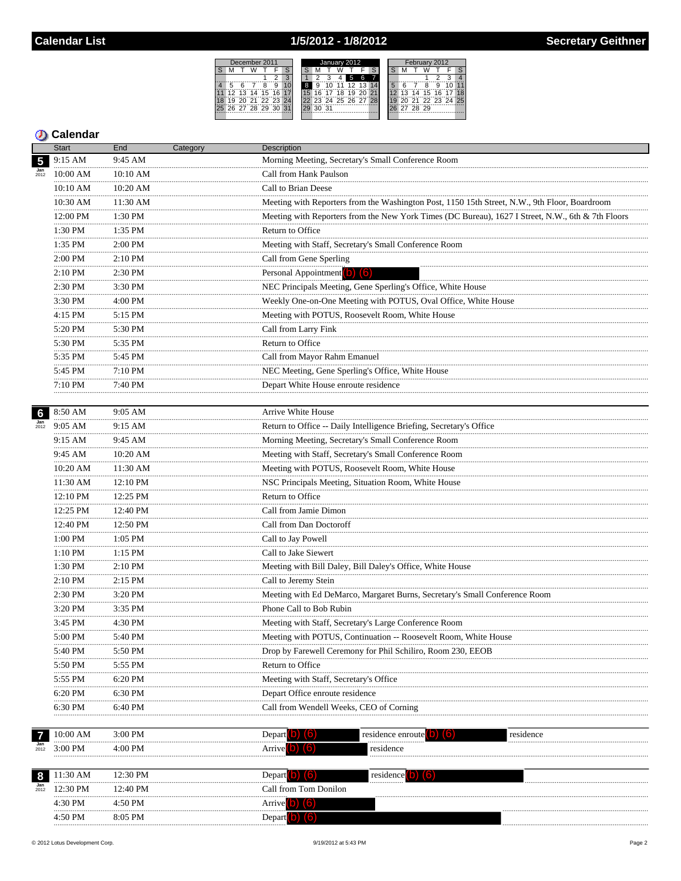## Calendar List — 1/5/2012 - 1/8/2012 — Secretary Geithner

| December 2011 | | | | | | |
|---|---|---|---|---|---|---|
| S | M | T | W | T | F | S |
| | | | | 1 | 2 | 3 |
| 4 | 5 | 6 | 7 | 8 | 9 | 10 |
| 11 | 12 | 13 | 14 | 15 | 16 | 17 |
| 18 | 19 | 20 | 21 | 22 | 23 | 24 |
| 25 | 26 | 27 | 28 | 29 | 30 | 31 |

| January 2012 | | | | | | |
|---|---|---|---|---|---|---|
| S | M | T | W | T | F | S |
| 1 | 2 | 3 | 4 | 5 | 6 | 7 |
| 8 | 9 | 10 | 11 | 12 | 13 | 14 |
| 15 | 16 | 17 | 18 | 19 | 20 | 21 |
| 22 | 23 | 24 | 25 | 26 | 27 | 28 |
| 29 | 30 | 31 | | | | |

| February 2012 | | | | | | |
|---|---|---|---|---|---|---|
| S | M | T | W | T | F | S |
| | | | 1 | 2 | 3 | 4 |
| 5 | 6 | 7 | 8 | 9 | 10 | 11 |
| 12 | 13 | 14 | 15 | 16 | 17 | 18 |
| 19 | 20 | 21 | 22 | 23 | 24 | 25 |
| 26 | 27 | 28 | 29 | | | |

### Calendar

| Date | Start | End | Category | Description |
|---|---|---|---|---|
| 5 Jan 2012 | 9:15 AM | 9:45 AM | | Morning Meeting, Secretary's Small Conference Room |
| | 10:00 AM | 10:10 AM | | Call from Hank Paulson |
| | 10:10 AM | 10:20 AM | | Call to Brian Deese |
| | 10:30 AM | 11:30 AM | | Meeting with Reporters from the Washington Post, 1150 15th Street, N.W., 9th Floor, Boardroom |
| | 12:00 PM | 1:30 PM | | Meeting with Reporters from the New York Times (DC Bureau), 1627 I Street, N.W., 6th & 7th Floors |
| | 1:30 PM | 1:35 PM | | Return to Office |
| | 1:35 PM | 2:00 PM | | Meeting with Staff, Secretary's Small Conference Room |
| | 2:00 PM | 2:10 PM | | Call from Gene Sperling |
| | 2:10 PM | 2:30 PM | | Personal Appointment (b) (6) |
| | 2:30 PM | 3:30 PM | | NEC Principals Meeting, Gene Sperling's Office, White House |
| | 3:30 PM | 4:00 PM | | Weekly One-on-One Meeting with POTUS, Oval Office, White House |
| | 4:15 PM | 5:15 PM | | Meeting with POTUS, Roosevelt Room, White House |
| | 5:20 PM | 5:30 PM | | Call from Larry Fink |
| | 5:30 PM | 5:35 PM | | Return to Office |
| | 5:35 PM | 5:45 PM | | Call from Mayor Rahm Emanuel |
| | 5:45 PM | 7:10 PM | | NEC Meeting, Gene Sperling's Office, White House |
| | 7:10 PM | 7:40 PM | | Depart White House enroute residence |
| 6 Jan 2012 | 8:50 AM | 9:05 AM | | Arrive White House |
| | 9:05 AM | 9:15 AM | | Return to Office -- Daily Intelligence Briefing, Secretary's Office |
| | 9:15 AM | 9:45 AM | | Morning Meeting, Secretary's Small Conference Room |
| | 9:45 AM | 10:20 AM | | Meeting with Staff, Secretary's Small Conference Room |
| | 10:20 AM | 11:30 AM | | Meeting with POTUS, Roosevelt Room, White House |
| | 11:30 AM | 12:10 PM | | NSC Principals Meeting, Situation Room, White House |
| | 12:10 PM | 12:25 PM | | Return to Office |
| | 12:25 PM | 12:40 PM | | Call from Jamie Dimon |
| | 12:40 PM | 12:50 PM | | Call from Dan Doctoroff |
| | 1:00 PM | 1:05 PM | | Call to Jay Powell |
| | 1:10 PM | 1:15 PM | | Call to Jake Siewert |
| | 1:30 PM | 2:10 PM | | Meeting with Bill Daley, Bill Daley's Office, White House |
| | 2:10 PM | 2:15 PM | | Call to Jeremy Stein |
| | 2:30 PM | 3:20 PM | | Meeting with Ed DeMarco, Margaret Burns, Secretary's Small Conference Room |
| | 3:20 PM | 3:35 PM | | Phone Call to Bob Rubin |
| | 3:45 PM | 4:30 PM | | Meeting with Staff, Secretary's Large Conference Room |
| | 5:00 PM | 5:40 PM | | Meeting with POTUS, Continuation -- Roosevelt Room, White House |
| | 5:40 PM | 5:50 PM | | Drop by Farewell Ceremony for Phil Schiliro, Room 230, EEOB |
| | 5:50 PM | 5:55 PM | | Return to Office |
| | 5:55 PM | 6:20 PM | | Meeting with Staff, Secretary's Office |
| | 6:20 PM | 6:30 PM | | Depart Office enroute residence |
| | 6:30 PM | 6:40 PM | | Call from Wendell Weeks, CEO of Corning |
| 7 Jan 2012 | 10:00 AM | 3:00 PM | | Depart (b) (6) residence enroute (b) (6) residence |
| | 3:00 PM | 4:00 PM | | Arrive (b) (6) residence |
| 8 Jan 2012 | 11:30 AM | 12:30 PM | | Depart (b) (6) residence (b) (6) |
| | 12:30 PM | 12:40 PM | | Call from Tom Donilon |
| | 4:30 PM | 4:50 PM | | Arrive (b) (6) |
| | 4:50 PM | 8:05 PM | | Depart (b) (6) |

© 2012 Lotus Development Corp. — 9/19/2012 at 5:43 PM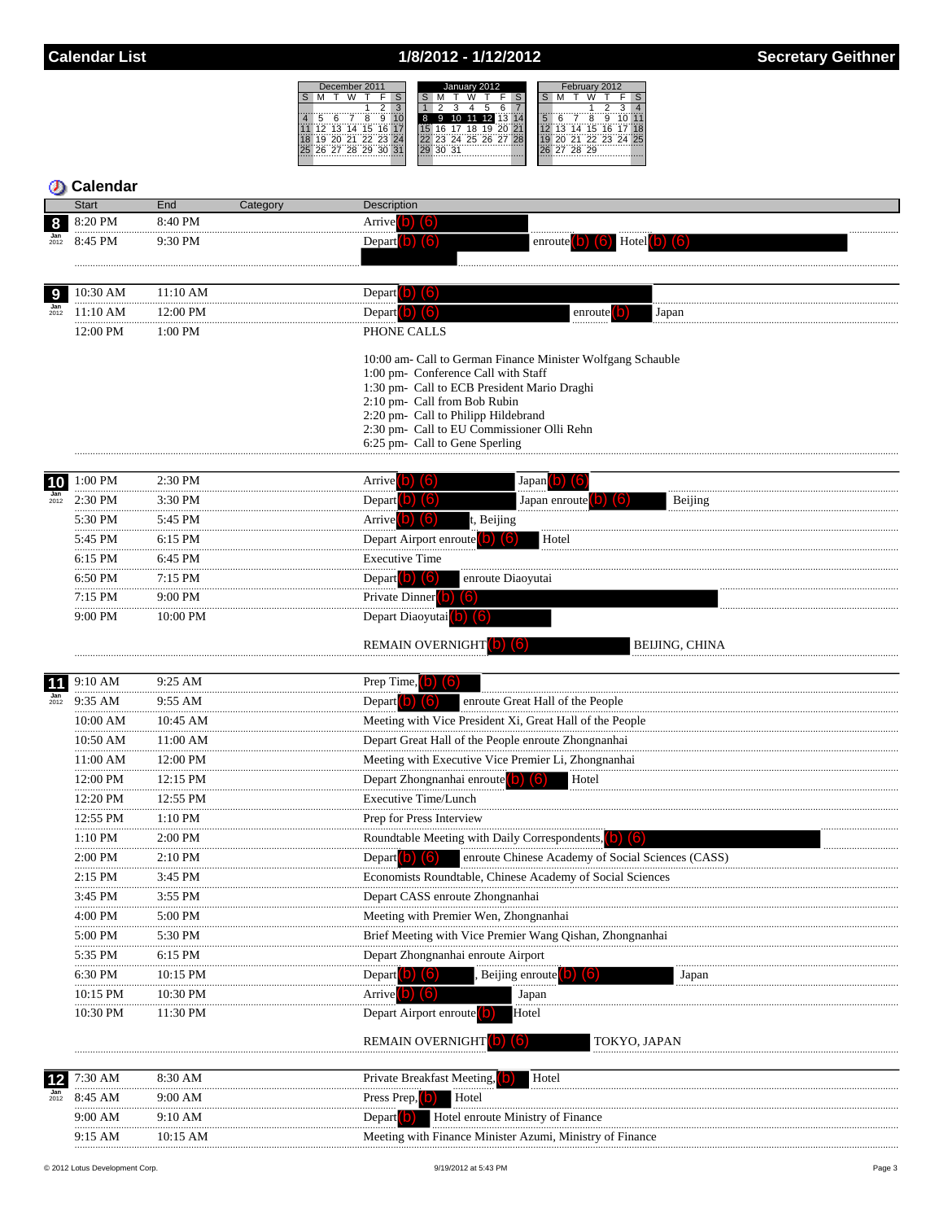# Calendar List — 1/8/2012 - 1/12/2012 — Secretary Geithner

## Calendar

| Date | Start | End | Category | Description |
|---|---|---|---|---|
| 8 Jan 2012 | 8:20 PM | 8:40 PM | | Arrive (b) (6) |
| | 8:45 PM | 9:30 PM | | Depart (b) (6) enroute (b) (6) Hotel (b) (6) |
| 9 Jan 2012 | 10:30 AM | 11:10 AM | | Depart (b) (6) |
| | 11:10 AM | 12:00 PM | | Depart (b) (6) enroute (b) Japan |
| | 12:00 PM | 1:00 PM | | PHONE CALLS<br><br>10:00 am- Call to German Finance Minister Wolfgang Schauble<br>1:00 pm- Conference Call with Staff<br>1:30 pm- Call to ECB President Mario Draghi<br>2:10 pm- Call from Bob Rubin<br>2:20 pm- Call to Philipp Hildebrand<br>2:30 pm- Call to EU Commissioner Olli Rehn<br>6:25 pm- Call to Gene Sperling |
| 10 Jan 2012 | 1:00 PM | 2:30 PM | | Arrive (b) (6) Japan (b) (6) |
| | 2:30 PM | 3:30 PM | | Depart (b) (6) Japan enroute (b) (6) Beijing |
| | 5:30 PM | 5:45 PM | | Arrive (b) (6) t, Beijing |
| | 5:45 PM | 6:15 PM | | Depart Airport enroute (b) (6) Hotel |
| | 6:15 PM | 6:45 PM | | Executive Time |
| | 6:50 PM | 7:15 PM | | Depart (b) (6) enroute Diaoyutai |
| | 7:15 PM | 9:00 PM | | Private Dinner (b) (6) |
| | 9:00 PM | 10:00 PM | | Depart Diaoyutai (b) (6)<br><br>REMAIN OVERNIGHT (b) (6) BEIJING, CHINA |
| 11 Jan 2012 | 9:10 AM | 9:25 AM | | Prep Time, (b) (6) |
| | 9:35 AM | 9:55 AM | | Depart (b) (6) enroute Great Hall of the People |
| | 10:00 AM | 10:45 AM | | Meeting with Vice President Xi, Great Hall of the People |
| | 10:50 AM | 11:00 AM | | Depart Great Hall of the People enroute Zhongnanhai |
| | 11:00 AM | 12:00 PM | | Meeting with Executive Vice Premier Li, Zhongnanhai |
| | 12:00 PM | 12:15 PM | | Depart Zhongnanhai enroute (b) (6) Hotel |
| | 12:20 PM | 12:55 PM | | Executive Time/Lunch |
| | 12:55 PM | 1:10 PM | | Prep for Press Interview |
| | 1:10 PM | 2:00 PM | | Roundtable Meeting with Daily Correspondents, (b) (6) |
| | 2:00 PM | 2:10 PM | | Depart (b) (6) enroute Chinese Academy of Social Sciences (CASS) |
| | 2:15 PM | 3:45 PM | | Economists Roundtable, Chinese Academy of Social Sciences |
| | 3:45 PM | 3:55 PM | | Depart CASS enroute Zhongnanhai |
| | 4:00 PM | 5:00 PM | | Meeting with Premier Wen, Zhongnanhai |
| | 5:00 PM | 5:30 PM | | Brief Meeting with Vice Premier Wang Qishan, Zhongnanhai |
| | 5:35 PM | 6:15 PM | | Depart Zhongnanhai enroute Airport |
| | 6:30 PM | 10:15 PM | | Depart (b) (6), Beijing enroute (b) (6) Japan |
| | 10:15 PM | 10:30 PM | | Arrive (b) (6) Japan |
| | 10:30 PM | 11:30 PM | | Depart Airport enroute (b) Hotel<br><br>REMAIN OVERNIGHT (b) (6) TOKYO, JAPAN |
| 12 Jan 2012 | 7:30 AM | 8:30 AM | | Private Breakfast Meeting, (b) Hotel |
| | 8:45 AM | 9:00 AM | | Press Prep, (b) Hotel |
| | 9:00 AM | 9:10 AM | | Depart (b) Hotel enroute Ministry of Finance |
| | 9:15 AM | 10:15 AM | | Meeting with Finance Minister Azumi, Ministry of Finance |

© 2012 Lotus Development Corp. — 9/19/2012 at 5:43 PM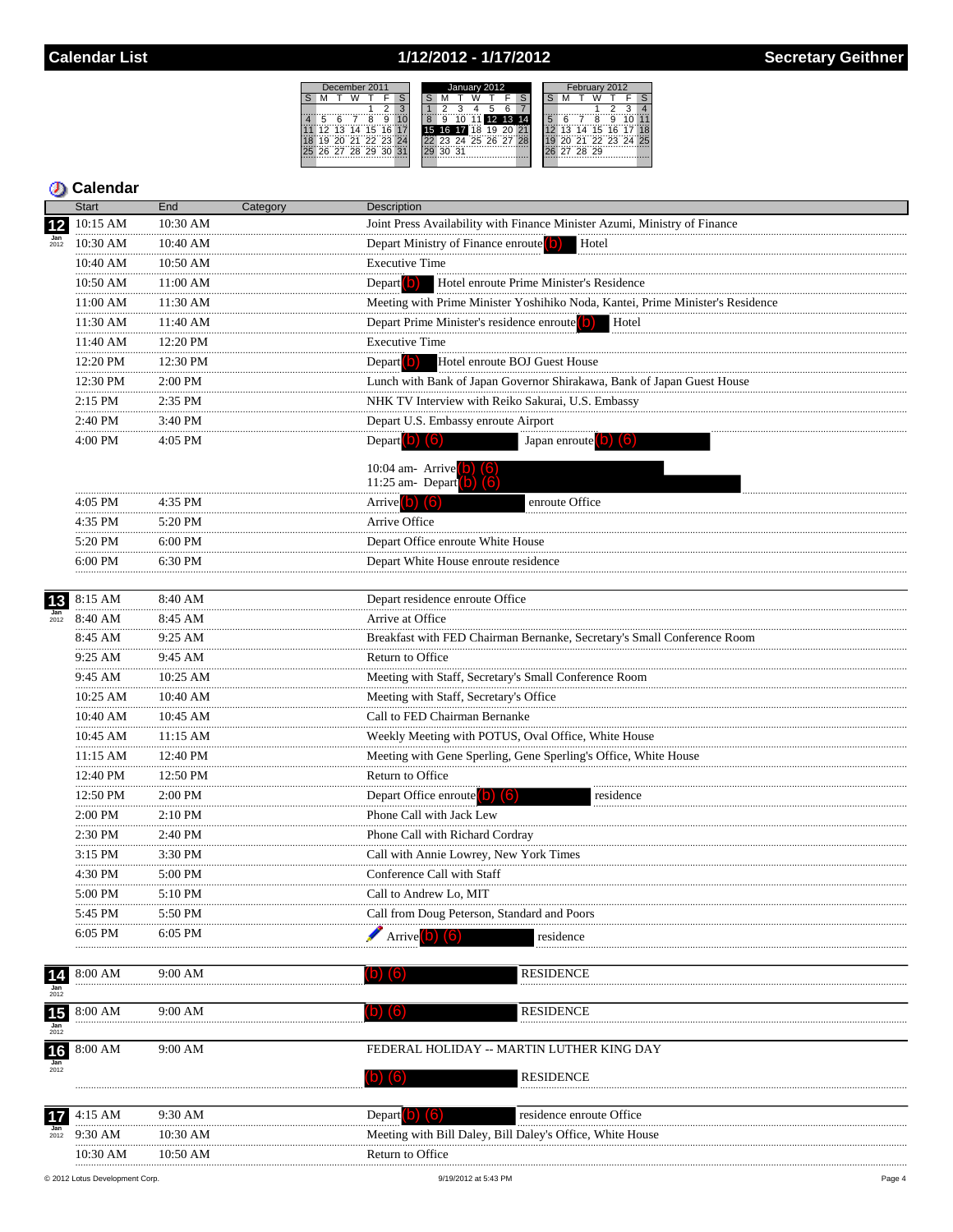# Calendar List — 1/12/2012 - 1/17/2012 — Secretary Geithner

## Calendar

| Date | Start | End | Category | Description |
|---|---|---|---|---|
| 12 Jan 2012 | 10:15 AM | 10:30 AM | | Joint Press Availability with Finance Minister Azumi, Ministry of Finance |
| | 10:30 AM | 10:40 AM | | Depart Ministry of Finance enroute (b) Hotel |
| | 10:40 AM | 10:50 AM | | Executive Time |
| | 10:50 AM | 11:00 AM | | Depart (b) Hotel enroute Prime Minister's Residence |
| | 11:00 AM | 11:30 AM | | Meeting with Prime Minister Yoshihiko Noda, Kantei, Prime Minister's Residence |
| | 11:30 AM | 11:40 AM | | Depart Prime Minister's residence enroute (b) Hotel |
| | 11:40 AM | 12:20 PM | | Executive Time |
| | 12:20 PM | 12:30 PM | | Depart (b) Hotel enroute BOJ Guest House |
| | 12:30 PM | 2:00 PM | | Lunch with Bank of Japan Governor Shirakawa, Bank of Japan Guest House |
| | 2:15 PM | 2:35 PM | | NHK TV Interview with Reiko Sakurai, U.S. Embassy |
| | 2:40 PM | 3:40 PM | | Depart U.S. Embassy enroute Airport |
| | 4:00 PM | 4:05 PM | | Depart (b) (6) Japan enroute (b) (6) 10:04 am- Arrive (b) (6) 11:25 am- Depart (b) (6) |
| | 4:05 PM | 4:35 PM | | Arrive (b) (6) enroute Office |
| | 4:35 PM | 5:20 PM | | Arrive Office |
| | 5:20 PM | 6:00 PM | | Depart Office enroute White House |
| | 6:00 PM | 6:30 PM | | Depart White House enroute residence |
| 13 Jan 2012 | 8:15 AM | 8:40 AM | | Depart residence enroute Office |
| | 8:40 AM | 8:45 AM | | Arrive at Office |
| | 8:45 AM | 9:25 AM | | Breakfast with FED Chairman Bernanke, Secretary's Small Conference Room |
| | 9:25 AM | 9:45 AM | | Return to Office |
| | 9:45 AM | 10:25 AM | | Meeting with Staff, Secretary's Small Conference Room |
| | 10:25 AM | 10:40 AM | | Meeting with Staff, Secretary's Office |
| | 10:40 AM | 10:45 AM | | Call to FED Chairman Bernanke |
| | 10:45 AM | 11:15 AM | | Weekly Meeting with POTUS, Oval Office, White House |
| | 11:15 AM | 12:40 PM | | Meeting with Gene Sperling, Gene Sperling's Office, White House |
| | 12:40 PM | 12:50 PM | | Return to Office |
| | 12:50 PM | 2:00 PM | | Depart Office enroute (b) (6) residence |
| | 2:00 PM | 2:10 PM | | Phone Call with Jack Lew |
| | 2:30 PM | 2:40 PM | | Phone Call with Richard Cordray |
| | 3:15 PM | 3:30 PM | | Call with Annie Lowrey, New York Times |
| | 4:30 PM | 5:00 PM | | Conference Call with Staff |
| | 5:00 PM | 5:10 PM | | Call to Andrew Lo, MIT |
| | 5:45 PM | 5:50 PM | | Call from Doug Peterson, Standard and Poors |
| | 6:05 PM | 6:05 PM | | Arrive (b) (6) residence |
| 14 Jan 2012 | 8:00 AM | 9:00 AM | | (b) (6) RESIDENCE |
| 15 Jan 2012 | 8:00 AM | 9:00 AM | | (b) (6) RESIDENCE |
| 16 Jan 2012 | 8:00 AM | 9:00 AM | | FEDERAL HOLIDAY -- MARTIN LUTHER KING DAY (b) (6) RESIDENCE |
| 17 Jan 2012 | 4:15 AM | 9:30 AM | | Depart (b) (6) residence enroute Office |
| | 9:30 AM | 10:30 AM | | Meeting with Bill Daley, Bill Daley's Office, White House |
| | 10:30 AM | 10:50 AM | | Return to Office |

© 2012 Lotus Development Corp. 9/19/2012 at 5:43 PM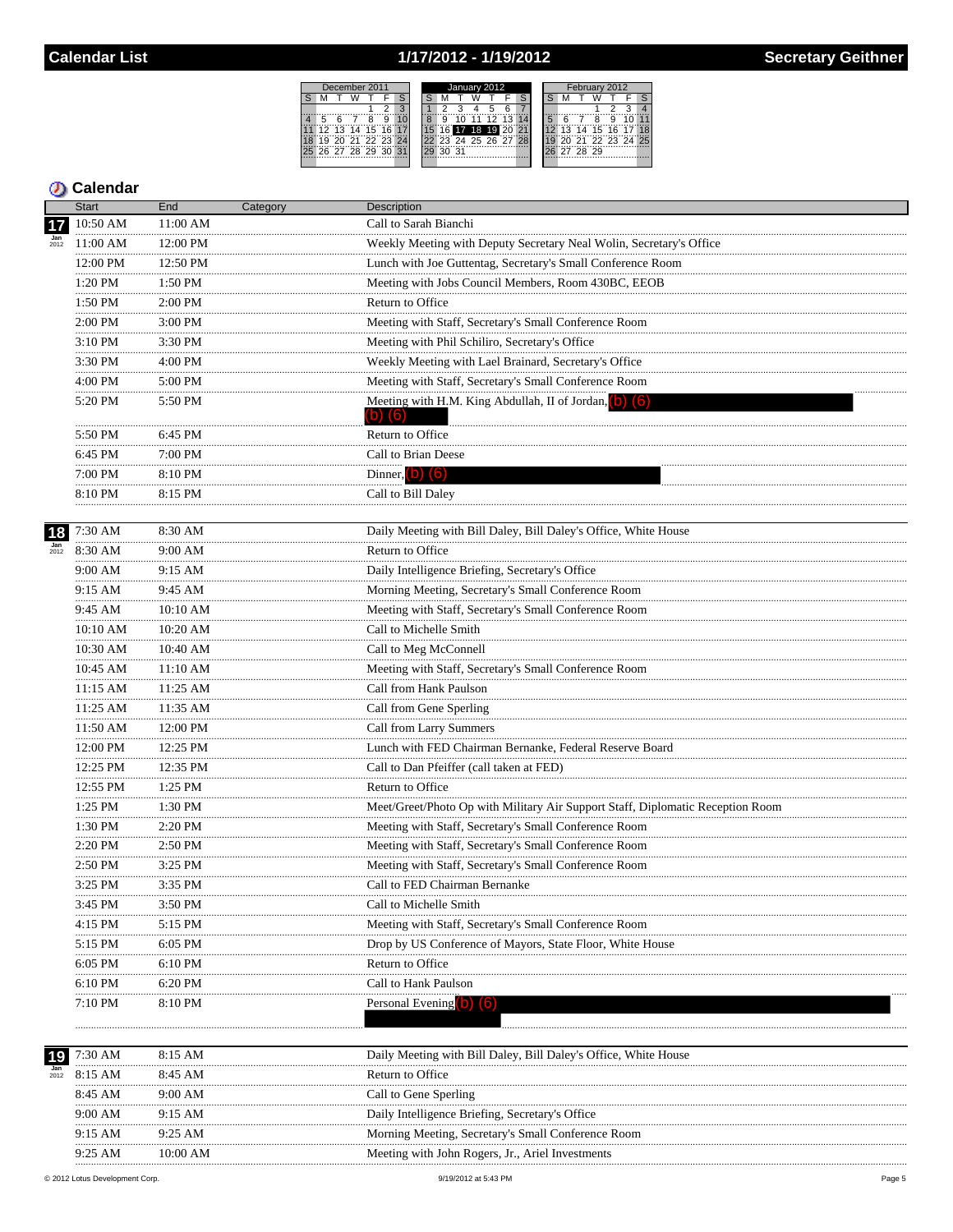# Calendar List — 1/17/2012 - 1/19/2012 — Secretary Geithner

## Calendar

| Date | Start | End | Category | Description |
|---|---|---|---|---|
| 17 Jan 2012 | 10:50 AM | 11:00 AM | | Call to Sarah Bianchi |
| | 11:00 AM | 12:00 PM | | Weekly Meeting with Deputy Secretary Neal Wolin, Secretary's Office |
| | 12:00 PM | 12:50 PM | | Lunch with Joe Guttentag, Secretary's Small Conference Room |
| | 1:20 PM | 1:50 PM | | Meeting with Jobs Council Members, Room 430BC, EEOB |
| | 1:50 PM | 2:00 PM | | Return to Office |
| | 2:00 PM | 3:00 PM | | Meeting with Staff, Secretary's Small Conference Room |
| | 3:10 PM | 3:30 PM | | Meeting with Phil Schiliro, Secretary's Office |
| | 3:30 PM | 4:00 PM | | Weekly Meeting with Lael Brainard, Secretary's Office |
| | 4:00 PM | 5:00 PM | | Meeting with Staff, Secretary's Small Conference Room |
| | 5:20 PM | 5:50 PM | | Meeting with H.M. King Abdullah, II of Jordan, (b) (6) (b) (6) |
| | 5:50 PM | 6:45 PM | | Return to Office |
| | 6:45 PM | 7:00 PM | | Call to Brian Deese |
| | 7:00 PM | 8:10 PM | | Dinner, (b) (6) |
| | 8:10 PM | 8:15 PM | | Call to Bill Daley |
| 18 Jan 2012 | 7:30 AM | 8:30 AM | | Daily Meeting with Bill Daley, Bill Daley's Office, White House |
| | 8:30 AM | 9:00 AM | | Return to Office |
| | 9:00 AM | 9:15 AM | | Daily Intelligence Briefing, Secretary's Office |
| | 9:15 AM | 9:45 AM | | Morning Meeting, Secretary's Small Conference Room |
| | 9:45 AM | 10:10 AM | | Meeting with Staff, Secretary's Small Conference Room |
| | 10:10 AM | 10:20 AM | | Call to Michelle Smith |
| | 10:30 AM | 10:40 AM | | Call to Meg McConnell |
| | 10:45 AM | 11:10 AM | | Meeting with Staff, Secretary's Small Conference Room |
| | 11:15 AM | 11:25 AM | | Call from Hank Paulson |
| | 11:25 AM | 11:35 AM | | Call from Gene Sperling |
| | 11:50 AM | 12:00 PM | | Call from Larry Summers |
| | 12:00 PM | 12:25 PM | | Lunch with FED Chairman Bernanke, Federal Reserve Board |
| | 12:25 PM | 12:35 PM | | Call to Dan Pfeiffer (call taken at FED) |
| | 12:55 PM | 1:25 PM | | Return to Office |
| | 1:25 PM | 1:30 PM | | Meet/Greet/Photo Op with Military Air Support Staff, Diplomatic Reception Room |
| | 1:30 PM | 2:20 PM | | Meeting with Staff, Secretary's Small Conference Room |
| | 2:20 PM | 2:50 PM | | Meeting with Staff, Secretary's Small Conference Room |
| | 2:50 PM | 3:25 PM | | Meeting with Staff, Secretary's Small Conference Room |
| | 3:25 PM | 3:35 PM | | Call to FED Chairman Bernanke |
| | 3:45 PM | 3:50 PM | | Call to Michelle Smith |
| | 4:15 PM | 5:15 PM | | Meeting with Staff, Secretary's Small Conference Room |
| | 5:15 PM | 6:05 PM | | Drop by US Conference of Mayors, State Floor, White House |
| | 6:05 PM | 6:10 PM | | Return to Office |
| | 6:10 PM | 6:20 PM | | Call to Hank Paulson |
| | 7:10 PM | 8:10 PM | | Personal Evening (b) (6) |
| 19 Jan 2012 | 7:30 AM | 8:15 AM | | Daily Meeting with Bill Daley, Bill Daley's Office, White House |
| | 8:15 AM | 8:45 AM | | Return to Office |
| | 8:45 AM | 9:00 AM | | Call to Gene Sperling |
| | 9:00 AM | 9:15 AM | | Daily Intelligence Briefing, Secretary's Office |
| | 9:15 AM | 9:25 AM | | Morning Meeting, Secretary's Small Conference Room |
| | 9:25 AM | 10:00 AM | | Meeting with John Rogers, Jr., Ariel Investments |

© 2012 Lotus Development Corp. — 9/19/2012 at 5:43 PM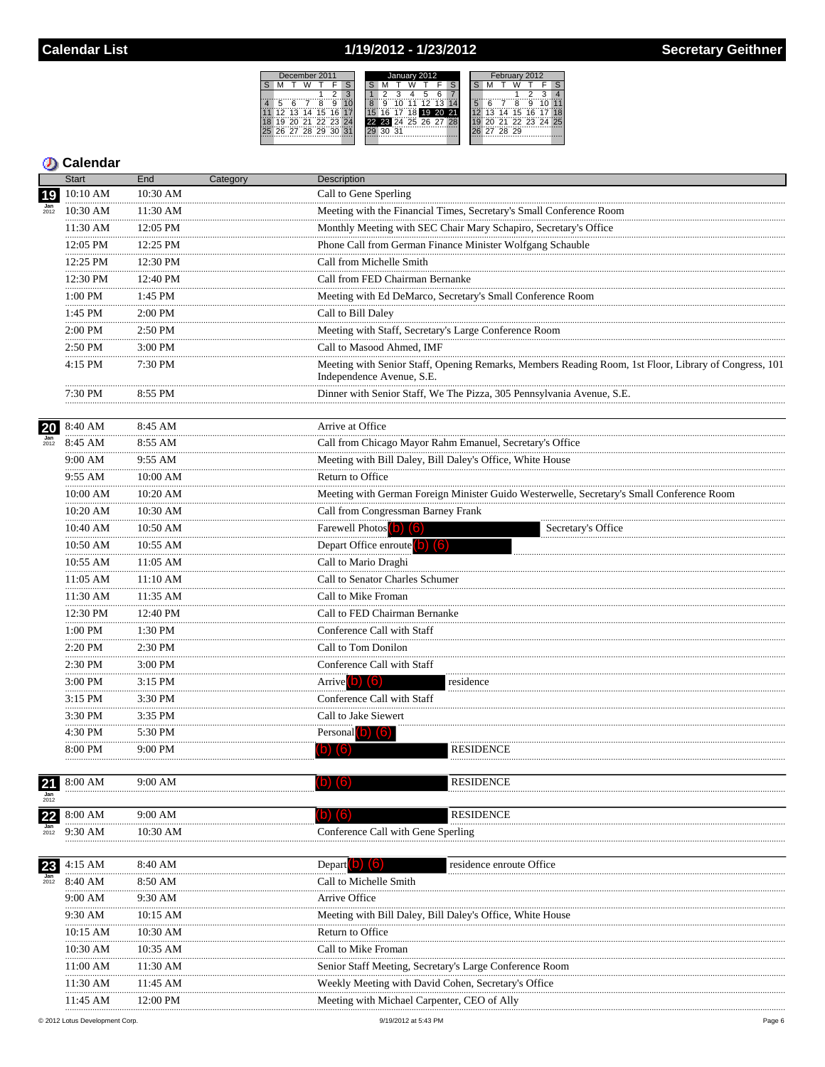# Calendar List — 1/19/2012 - 1/23/2012 — Secretary Geithner

## Calendar

| | Start | End | Category | Description |
|---|---|---|---|---|
| 19 Jan 2012 | 10:10 AM | 10:30 AM | | Call to Gene Sperling |
| | 10:30 AM | 11:30 AM | | Meeting with the Financial Times, Secretary's Small Conference Room |
| | 11:30 AM | 12:05 PM | | Monthly Meeting with SEC Chair Mary Schapiro, Secretary's Office |
| | 12:05 PM | 12:25 PM | | Phone Call from German Finance Minister Wolfgang Schauble |
| | 12:25 PM | 12:30 PM | | Call from Michelle Smith |
| | 12:30 PM | 12:40 PM | | Call from FED Chairman Bernanke |
| | 1:00 PM | 1:45 PM | | Meeting with Ed DeMarco, Secretary's Small Conference Room |
| | 1:45 PM | 2:00 PM | | Call to Bill Daley |
| | 2:00 PM | 2:50 PM | | Meeting with Staff, Secretary's Large Conference Room |
| | 2:50 PM | 3:00 PM | | Call to Masood Ahmed, IMF |
| | 4:15 PM | 7:30 PM | | Meeting with Senior Staff, Opening Remarks, Members Reading Room, 1st Floor, Library of Congress, 101 Independence Avenue, S.E. |
| | 7:30 PM | 8:55 PM | | Dinner with Senior Staff, We The Pizza, 305 Pennsylvania Avenue, S.E. |
| 20 Jan 2012 | 8:40 AM | 8:45 AM | | Arrive at Office |
| | 8:45 AM | 8:55 AM | | Call from Chicago Mayor Rahm Emanuel, Secretary's Office |
| | 9:00 AM | 9:55 AM | | Meeting with Bill Daley, Bill Daley's Office, White House |
| | 9:55 AM | 10:00 AM | | Return to Office |
| | 10:00 AM | 10:20 AM | | Meeting with German Foreign Minister Guido Westerwelle, Secretary's Small Conference Room |
| | 10:20 AM | 10:30 AM | | Call from Congressman Barney Frank |
| | 10:40 AM | 10:50 AM | | Farewell Photos (b) (6) Secretary's Office |
| | 10:50 AM | 10:55 AM | | Depart Office enroute (b) (6) |
| | 10:55 AM | 11:05 AM | | Call to Mario Draghi |
| | 11:05 AM | 11:10 AM | | Call to Senator Charles Schumer |
| | 11:30 AM | 11:35 AM | | Call to Mike Froman |
| | 12:30 PM | 12:40 PM | | Call to FED Chairman Bernanke |
| | 1:00 PM | 1:30 PM | | Conference Call with Staff |
| | 2:20 PM | 2:30 PM | | Call to Tom Donilon |
| | 2:30 PM | 3:00 PM | | Conference Call with Staff |
| | 3:00 PM | 3:15 PM | | Arrive (b) (6) residence |
| | 3:15 PM | 3:30 PM | | Conference Call with Staff |
| | 3:30 PM | 3:35 PM | | Call to Jake Siewert |
| | 4:30 PM | 5:30 PM | | Personal (b) (6) |
| | 8:00 PM | 9:00 PM | | (b) (6) RESIDENCE |
| 21 Jan 2012 | 8:00 AM | 9:00 AM | | (b) (6) RESIDENCE |
| 22 Jan 2012 | 8:00 AM | 9:00 AM | | (b) (6) RESIDENCE |
| | 9:30 AM | 10:30 AM | | Conference Call with Gene Sperling |
| 23 Jan 2012 | 4:15 AM | 8:40 AM | | Depart (b) (6) residence enroute Office |
| | 8:40 AM | 8:50 AM | | Call to Michelle Smith |
| | 9:00 AM | 9:30 AM | | Arrive Office |
| | 9:30 AM | 10:15 AM | | Meeting with Bill Daley, Bill Daley's Office, White House |
| | 10:15 AM | 10:30 AM | | Return to Office |
| | 10:30 AM | 10:35 AM | | Call to Mike Froman |
| | 11:00 AM | 11:30 AM | | Senior Staff Meeting, Secretary's Large Conference Room |
| | 11:30 AM | 11:45 AM | | Weekly Meeting with David Cohen, Secretary's Office |
| | 11:45 AM | 12:00 PM | | Meeting with Michael Carpenter, CEO of Ally |

© 2012 Lotus Development Corp. 9/19/2012 at 5:43 PM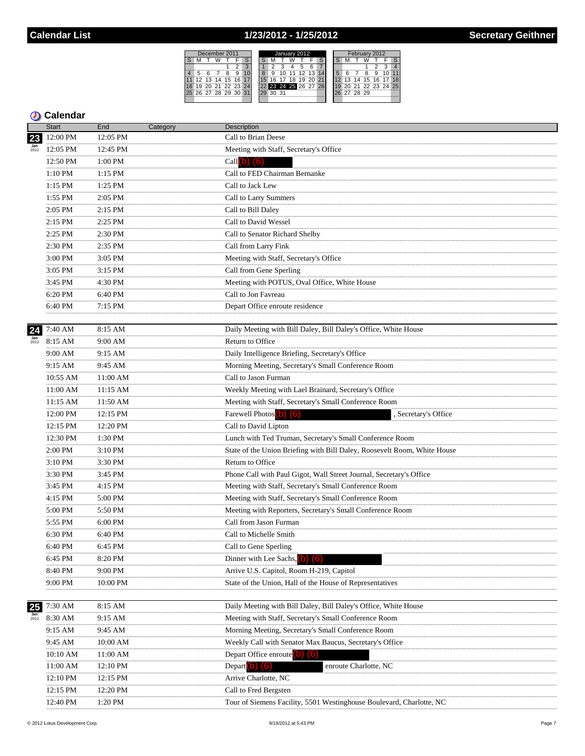## Calendar List — 1/23/2012 - 1/25/2012 — Secretary Geithner

### Calendar

| | Start | End | Category | Description |
|---|---|---|---|---|
| 23 Jan 2012 | 12:00 PM | 12:05 PM | | Call to Brian Deese |
| | 12:05 PM | 12:45 PM | | Meeting with Staff, Secretary's Office |
| | 12:50 PM | 1:00 PM | | Call (b) (6) |
| | 1:10 PM | 1:15 PM | | Call to FED Chairman Bernanke |
| | 1:15 PM | 1:25 PM | | Call to Jack Lew |
| | 1:55 PM | 2:05 PM | | Call to Larry Summers |
| | 2:05 PM | 2:15 PM | | Call to Bill Daley |
| | 2:15 PM | 2:25 PM | | Call to David Wessel |
| | 2:25 PM | 2:30 PM | | Call to Senator Richard Shelby |
| | 2:30 PM | 2:35 PM | | Call from Larry Fink |
| | 3:00 PM | 3:05 PM | | Meeting with Staff, Secretary's Office |
| | 3:05 PM | 3:15 PM | | Call from Gene Sperling |
| | 3:45 PM | 4:30 PM | | Meeting with POTUS, Oval Office, White House |
| | 6:20 PM | 6:40 PM | | Call to Jon Favreau |
| | 6:40 PM | 7:15 PM | | Depart Office enroute residence |
| 24 Jan 2012 | 7:40 AM | 8:15 AM | | Daily Meeting with Bill Daley, Bill Daley's Office, White House |
| | 8:15 AM | 9:00 AM | | Return to Office |
| | 9:00 AM | 9:15 AM | | Daily Intelligence Briefing, Secretary's Office |
| | 9:15 AM | 9:45 AM | | Morning Meeting, Secretary's Small Conference Room |
| | 10:55 AM | 11:00 AM | | Call to Jason Furman |
| | 11:00 AM | 11:15 AM | | Weekly Meeting with Lael Brainard, Secretary's Office |
| | 11:15 AM | 11:50 AM | | Meeting with Staff, Secretary's Small Conference Room |
| | 12:00 PM | 12:15 PM | | Farewell Photos (b) (6), Secretary's Office |
| | 12:15 PM | 12:20 PM | | Call to David Lipton |
| | 12:30 PM | 1:30 PM | | Lunch with Ted Truman, Secretary's Small Conference Room |
| | 2:00 PM | 3:10 PM | | State of the Union Briefing with Bill Daley, Roosevelt Room, White House |
| | 3:10 PM | 3:30 PM | | Return to Office |
| | 3:30 PM | 3:45 PM | | Phone Call with Paul Gigot, Wall Street Journal, Secretary's Office |
| | 3:45 PM | 4:15 PM | | Meeting with Staff, Secretary's Small Conference Room |
| | 4:15 PM | 5:00 PM | | Meeting with Staff, Secretary's Small Conference Room |
| | 5:00 PM | 5:50 PM | | Meeting with Reporters, Secretary's Small Conference Room |
| | 5:55 PM | 6:00 PM | | Call from Jason Furman |
| | 6:30 PM | 6:40 PM | | Call to Michelle Smith |
| | 6:40 PM | 6:45 PM | | Call to Gene Sperling |
| | 6:45 PM | 8:20 PM | | Dinner with Lee Sachs, (b) (6) |
| | 8:40 PM | 9:00 PM | | Arrive U.S. Capitol, Room H-219, Capitol |
| | 9:00 PM | 10:00 PM | | State of the Union, Hall of the House of Representatives |
| 25 Jan 2012 | 7:30 AM | 8:15 AM | | Daily Meeting with Bill Daley, Bill Daley's Office, White House |
| | 8:30 AM | 9:15 AM | | Meeting with Staff, Secretary's Small Conference Room |
| | 9:15 AM | 9:45 AM | | Morning Meeting, Secretary's Small Conference Room |
| | 9:45 AM | 10:00 AM | | Weekly Call with Senator Max Baucus, Secretary's Office |
| | 10:10 AM | 11:00 AM | | Depart Office enroute (b) (6) |
| | 11:00 AM | 12:10 PM | | Depart (b) (6) enroute Charlotte, NC |
| | 12:10 PM | 12:15 PM | | Arrive Charlotte, NC |
| | 12:15 PM | 12:20 PM | | Call to Fred Bergsten |
| | 12:40 PM | 1:20 PM | | Tour of Siemens Facility, 5501 Westinghouse Boulevard, Charlotte, NC |

© 2012 Lotus Development Corp. 9/19/2012 at 5:43 PM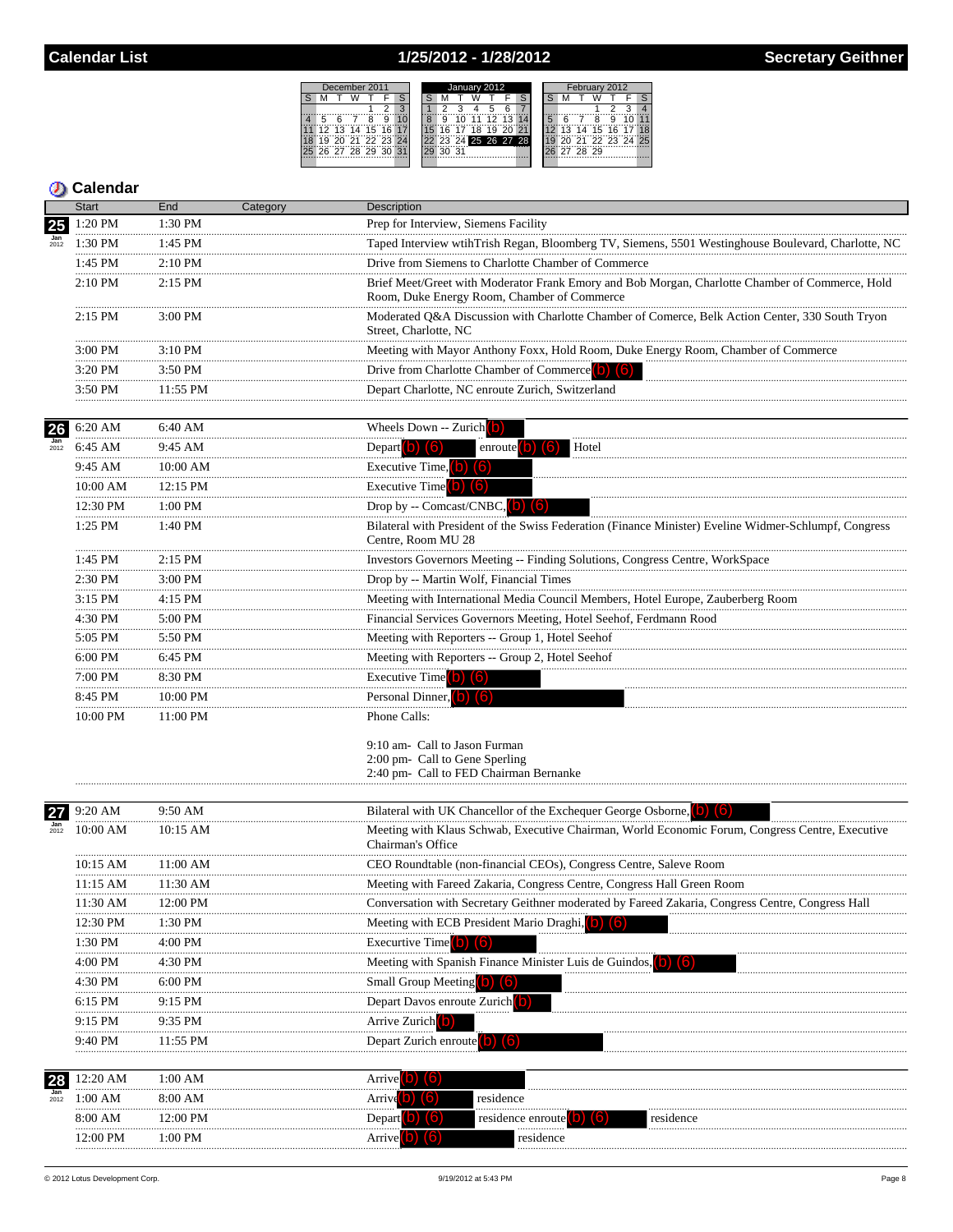# Calendar List — 1/25/2012 - 1/28/2012 — Secretary Geithner

| December 2011 | | | | | | |
|---|---|---|---|---|---|---|
| S | M | T | W | T | F | S |
| | | | | 1 | 2 | 3 |
| 4 | 5 | 6 | 7 | 8 | 9 | 10 |
| 11 | 12 | 13 | 14 | 15 | 16 | 17 |
| 18 | 19 | 20 | 21 | 22 | 23 | 24 |
| 25 | 26 | 27 | 28 | 29 | 30 | 31 |

| January 2012 | | | | | | |
|---|---|---|---|---|---|---|
| S | M | T | W | T | F | S |
| 1 | 2 | 3 | 4 | 5 | 6 | 7 |
| 8 | 9 | 10 | 11 | 12 | 13 | 14 |
| 15 | 16 | 17 | 18 | 19 | 20 | 21 |
| 22 | 23 | 24 | 25 | 26 | 27 | 28 |
| 29 | 30 | 31 | | | | |

| February 2012 | | | | | | |
|---|---|---|---|---|---|---|
| S | M | T | W | T | F | S |
| | | | 1 | 2 | 3 | 4 |
| 5 | 6 | 7 | 8 | 9 | 10 | 11 |
| 12 | 13 | 14 | 15 | 16 | 17 | 18 |
| 19 | 20 | 21 | 22 | 23 | 24 | 25 |
| 26 | 27 | 28 | 29 | | | |

## Calendar

| Date | Start | End | Category | Description |
|---|---|---|---|---|
| 25 Jan 2012 | 1:20 PM | 1:30 PM | | Prep for Interview, Siemens Facility |
| | 1:30 PM | 1:45 PM | | Taped Interview wtihTrish Regan, Bloomberg TV, Siemens, 5501 Westinghouse Boulevard, Charlotte, NC |
| | 1:45 PM | 2:10 PM | | Drive from Siemens to Charlotte Chamber of Commerce |
| | 2:10 PM | 2:15 PM | | Brief Meet/Greet with Moderator Frank Emory and Bob Morgan, Charlotte Chamber of Commerce, Hold Room, Duke Energy Room, Chamber of Commerce |
| | 2:15 PM | 3:00 PM | | Moderated Q&A Discussion with Charlotte Chamber of Comerce, Belk Action Center, 330 South Tryon Street, Charlotte, NC |
| | 3:00 PM | 3:10 PM | | Meeting with Mayor Anthony Foxx, Hold Room, Duke Energy Room, Chamber of Commerce |
| | 3:20 PM | 3:50 PM | | Drive from Charlotte Chamber of Commerce (b) (6) |
| | 3:50 PM | 11:55 PM | | Depart Charlotte, NC enroute Zurich, Switzerland |
| 26 Jan 2012 | 6:20 AM | 6:40 AM | | Wheels Down -- Zurich (b) |
| | 6:45 AM | 9:45 AM | | Depart (b) (6) enroute (b) (6) Hotel |
| | 9:45 AM | 10:00 AM | | Executive Time, (b) (6) |
| | 10:00 AM | 12:15 PM | | Executive Time (b) (6) |
| | 12:30 PM | 1:00 PM | | Drop by -- Comcast/CNBC, (b) (6) |
| | 1:25 PM | 1:40 PM | | Bilateral with President of the Swiss Federation (Finance Minister) Eveline Widmer-Schlumpf, Congress Centre, Room MU 28 |
| | 1:45 PM | 2:15 PM | | Investors Governors Meeting -- Finding Solutions, Congress Centre, WorkSpace |
| | 2:30 PM | 3:00 PM | | Drop by -- Martin Wolf, Financial Times |
| | 3:15 PM | 4:15 PM | | Meeting with International Media Council Members, Hotel Europe, Zauberberg Room |
| | 4:30 PM | 5:00 PM | | Financial Services Governors Meeting, Hotel Seehof, Ferdmann Rood |
| | 5:05 PM | 5:50 PM | | Meeting with Reporters -- Group 1, Hotel Seehof |
| | 6:00 PM | 6:45 PM | | Meeting with Reporters -- Group 2, Hotel Seehof |
| | 7:00 PM | 8:30 PM | | Executive Time (b) (6) |
| | 8:45 PM | 10:00 PM | | Personal Dinner, (b) (6) |
| | 10:00 PM | 11:00 PM | | Phone Calls:<br><br>9:10 am- Call to Jason Furman<br>2:00 pm- Call to Gene Sperling<br>2:40 pm- Call to FED Chairman Bernanke |
| 27 Jan 2012 | 9:20 AM | 9:50 AM | | Bilateral with UK Chancellor of the Exchequer George Osborne, (b) (6) |
| | 10:00 AM | 10:15 AM | | Meeting with Klaus Schwab, Executive Chairman, World Economic Forum, Congress Centre, Executive Chairman's Office |
| | 10:15 AM | 11:00 AM | | CEO Roundtable (non-financial CEOs), Congress Centre, Saleve Room |
| | 11:15 AM | 11:30 AM | | Meeting with Fareed Zakaria, Congress Centre, Congress Hall Green Room |
| | 11:30 AM | 12:00 PM | | Conversation with Secretary Geithner moderated by Fareed Zakaria, Congress Centre, Congress Hall |
| | 12:30 PM | 1:30 PM | | Meeting with ECB President Mario Draghi, (b) (6) |
| | 1:30 PM | 4:00 PM | | Execurtive Time (b) (6) |
| | 4:00 PM | 4:30 PM | | Meeting with Spanish Finance Minister Luis de Guindos, (b) (6) |
| | 4:30 PM | 6:00 PM | | Small Group Meeting (b) (6) |
| | 6:15 PM | 9:15 PM | | Depart Davos enroute Zurich (b) |
| | 9:15 PM | 9:35 PM | | Arrive Zurich (b) |
| | 9:40 PM | 11:55 PM | | Depart Zurich enroute (b) (6) |
| 28 Jan 2012 | 12:20 AM | 1:00 AM | | Arrive (b) (6) |
| | 1:00 AM | 8:00 AM | | Arrive (b) (6) residence |
| | 8:00 AM | 12:00 PM | | Depart (b) (6) residence enroute (b) (6) residence |
| | 12:00 PM | 1:00 PM | | Arrive (b) (6) residence |

© 2012 Lotus Development Corp. 9/19/2012 at 5:43 PM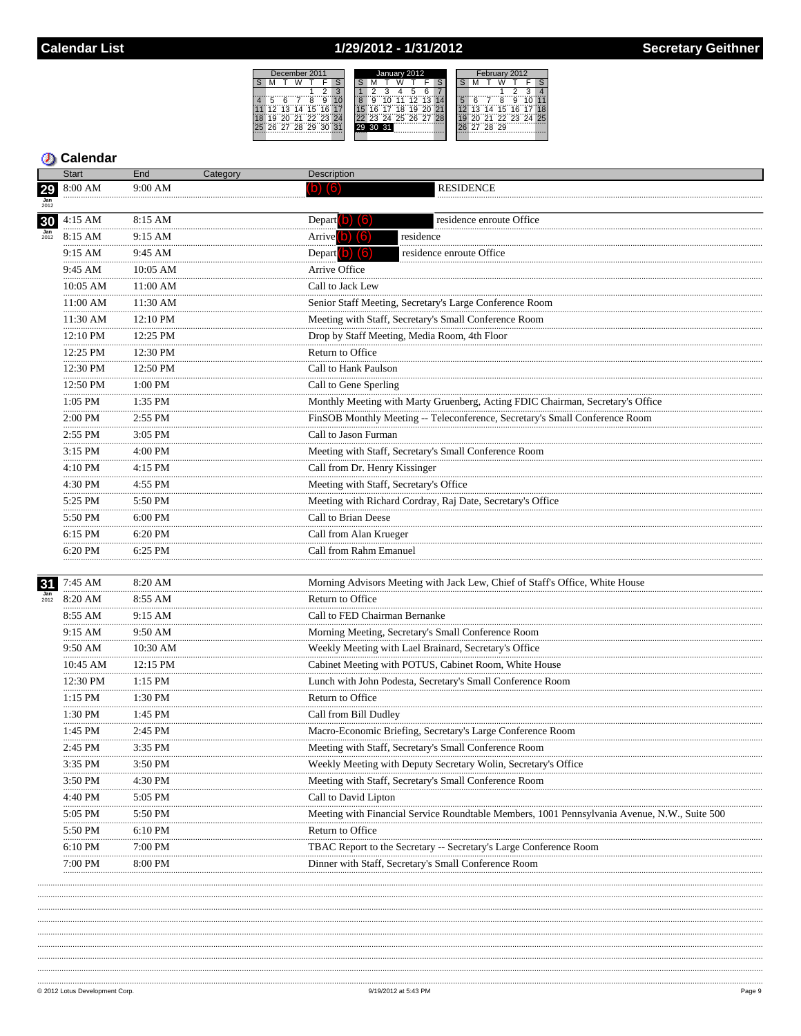# Calendar List — 1/29/2012 - 1/31/2012 — Secretary Geithner

## Calendar

| Date | Start | End | Category | Description |
|---|---|---|---|---|
| 29 Jan 2012 | 8:00 AM | 9:00 AM | | (b) (6) RESIDENCE |
| 30 Jan 2012 | 4:15 AM | 8:15 AM | | Depart (b) (6) residence enroute Office |
| | 8:15 AM | 9:15 AM | | Arrive (b) (6) residence |
| | 9:15 AM | 9:45 AM | | Depart (b) (6) residence enroute Office |
| | 9:45 AM | 10:05 AM | | Arrive Office |
| | 10:05 AM | 11:00 AM | | Call to Jack Lew |
| | 11:00 AM | 11:30 AM | | Senior Staff Meeting, Secretary's Large Conference Room |
| | 11:30 AM | 12:10 PM | | Meeting with Staff, Secretary's Small Conference Room |
| | 12:10 PM | 12:25 PM | | Drop by Staff Meeting, Media Room, 4th Floor |
| | 12:25 PM | 12:30 PM | | Return to Office |
| | 12:30 PM | 12:50 PM | | Call to Hank Paulson |
| | 12:50 PM | 1:00 PM | | Call to Gene Sperling |
| | 1:05 PM | 1:35 PM | | Monthly Meeting with Marty Gruenberg, Acting FDIC Chairman, Secretary's Office |
| | 2:00 PM | 2:55 PM | | FinSOB Monthly Meeting -- Teleconference, Secretary's Small Conference Room |
| | 2:55 PM | 3:05 PM | | Call to Jason Furman |
| | 3:15 PM | 4:00 PM | | Meeting with Staff, Secretary's Small Conference Room |
| | 4:10 PM | 4:15 PM | | Call from Dr. Henry Kissinger |
| | 4:30 PM | 4:55 PM | | Meeting with Staff, Secretary's Office |
| | 5:25 PM | 5:50 PM | | Meeting with Richard Cordray, Raj Date, Secretary's Office |
| | 5:50 PM | 6:00 PM | | Call to Brian Deese |
| | 6:15 PM | 6:20 PM | | Call from Alan Krueger |
| | 6:20 PM | 6:25 PM | | Call from Rahm Emanuel |
| 31 Jan 2012 | 7:45 AM | 8:20 AM | | Morning Advisors Meeting with Jack Lew, Chief of Staff's Office, White House |
| | 8:20 AM | 8:55 AM | | Return to Office |
| | 8:55 AM | 9:15 AM | | Call to FED Chairman Bernanke |
| | 9:15 AM | 9:50 AM | | Morning Meeting, Secretary's Small Conference Room |
| | 9:50 AM | 10:30 AM | | Weekly Meeting with Lael Brainard, Secretary's Office |
| | 10:45 AM | 12:15 PM | | Cabinet Meeting with POTUS, Cabinet Room, White House |
| | 12:30 PM | 1:15 PM | | Lunch with John Podesta, Secretary's Small Conference Room |
| | 1:15 PM | 1:30 PM | | Return to Office |
| | 1:30 PM | 1:45 PM | | Call from Bill Dudley |
| | 1:45 PM | 2:45 PM | | Macro-Economic Briefing, Secretary's Large Conference Room |
| | 2:45 PM | 3:35 PM | | Meeting with Staff, Secretary's Small Conference Room |
| | 3:35 PM | 3:50 PM | | Weekly Meeting with Deputy Secretary Wolin, Secretary's Office |
| | 3:50 PM | 4:30 PM | | Meeting with Staff, Secretary's Small Conference Room |
| | 4:40 PM | 5:05 PM | | Call to David Lipton |
| | 5:05 PM | 5:50 PM | | Meeting with Financial Service Roundtable Members, 1001 Pennsylvania Avenue, N.W., Suite 500 |
| | 5:50 PM | 6:10 PM | | Return to Office |
| | 6:10 PM | 7:00 PM | | TBAC Report to the Secretary -- Secretary's Large Conference Room |
| | 7:00 PM | 8:00 PM | | Dinner with Staff, Secretary's Small Conference Room |

© 2012 Lotus Development Corp. — 9/19/2012 at 5:43 PM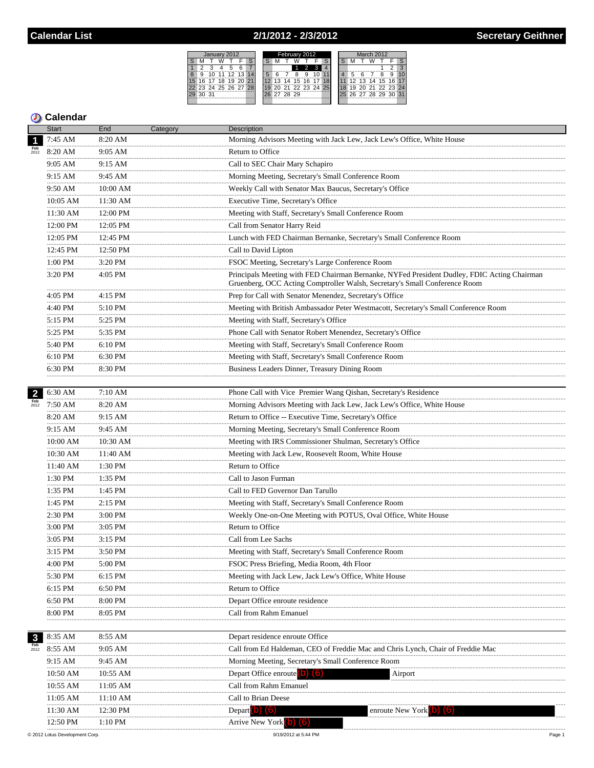# Calendar List — 2/1/2012 - 2/3/2012 — Secretary Geithner

## Calendar

| Date | Start | End | Category | Description |
|---|---|---|---|---|
| 1 Feb 2012 | 7:45 AM | 8:20 AM | | Morning Advisors Meeting with Jack Lew, Jack Lew's Office, White House |
| | 8:20 AM | 9:05 AM | | Return to Office |
| | 9:05 AM | 9:15 AM | | Call to SEC Chair Mary Schapiro |
| | 9:15 AM | 9:45 AM | | Morning Meeting, Secretary's Small Conference Room |
| | 9:50 AM | 10:00 AM | | Weekly Call with Senator Max Baucus, Secretary's Office |
| | 10:05 AM | 11:30 AM | | Executive Time, Secretary's Office |
| | 11:30 AM | 12:00 PM | | Meeting with Staff, Secretary's Small Conference Room |
| | 12:00 PM | 12:05 PM | | Call from Senator Harry Reid |
| | 12:05 PM | 12:45 PM | | Lunch with FED Chairman Bernanke, Secretary's Small Conference Room |
| | 12:45 PM | 12:50 PM | | Call to David Lipton |
| | 1:00 PM | 3:20 PM | | FSOC Meeting, Secretary's Large Conference Room |
| | 3:20 PM | 4:05 PM | | Principals Meeting with FED Chairman Bernanke, NYFed President Dudley, FDIC Acting Chairman Gruenberg, OCC Acting Comptroller Walsh, Secretary's Small Conference Room |
| | 4:05 PM | 4:15 PM | | Prep for Call with Senator Menendez, Secretary's Office |
| | 4:40 PM | 5:10 PM | | Meeting with British Ambassador Peter Westmacott, Secretary's Small Conference Room |
| | 5:15 PM | 5:25 PM | | Meeting with Staff, Secretary's Office |
| | 5:25 PM | 5:35 PM | | Phone Call with Senator Robert Menendez, Secretary's Office |
| | 5:40 PM | 6:10 PM | | Meeting with Staff, Secretary's Small Conference Room |
| | 6:10 PM | 6:30 PM | | Meeting with Staff, Secretary's Small Conference Room |
| | 6:30 PM | 8:30 PM | | Business Leaders Dinner, Treasury Dining Room |
| 2 Feb 2012 | 6:30 AM | 7:10 AM | | Phone Call with Vice Premier Wang Qishan, Secretary's Residence |
| | 7:50 AM | 8:20 AM | | Morning Advisors Meeting with Jack Lew, Jack Lew's Office, White House |
| | 8:20 AM | 9:15 AM | | Return to Office -- Executive Time, Secretary's Office |
| | 9:15 AM | 9:45 AM | | Morning Meeting, Secretary's Small Conference Room |
| | 10:00 AM | 10:30 AM | | Meeting with IRS Commissioner Shulman, Secretary's Office |
| | 10:30 AM | 11:40 AM | | Meeting with Jack Lew, Roosevelt Room, White House |
| | 11:40 AM | 1:30 PM | | Return to Office |
| | 1:30 PM | 1:35 PM | | Call to Jason Furman |
| | 1:35 PM | 1:45 PM | | Call to FED Governor Dan Tarullo |
| | 1:45 PM | 2:15 PM | | Meeting with Staff, Secretary's Small Conference Room |
| | 2:30 PM | 3:00 PM | | Weekly One-on-One Meeting with POTUS, Oval Office, White House |
| | 3:00 PM | 3:05 PM | | Return to Office |
| | 3:05 PM | 3:15 PM | | Call from Lee Sachs |
| | 3:15 PM | 3:50 PM | | Meeting with Staff, Secretary's Small Conference Room |
| | 4:00 PM | 5:00 PM | | FSOC Press Briefing, Media Room, 4th Floor |
| | 5:30 PM | 6:15 PM | | Meeting with Jack Lew, Jack Lew's Office, White House |
| | 6:15 PM | 6:50 PM | | Return to Office |
| | 6:50 PM | 8:00 PM | | Depart Office enroute residence |
| | 8:00 PM | 8:05 PM | | Call from Rahm Emanuel |
| 3 Feb 2012 | 8:35 AM | 8:55 AM | | Depart residence enroute Office |
| | 8:55 AM | 9:05 AM | | Call from Ed Haldeman, CEO of Freddie Mac and Chris Lynch, Chair of Freddie Mac |
| | 9:15 AM | 9:45 AM | | Morning Meeting, Secretary's Small Conference Room |
| | 10:50 AM | 10:55 AM | | Depart Office enroute (b) (6) Airport |
| | 10:55 AM | 11:05 AM | | Call from Rahm Emanuel |
| | 11:05 AM | 11:10 AM | | Call to Brian Deese |
| | 11:30 AM | 12:30 PM | | Depart (b) (6) enroute New York (b) (6) |
| | 12:50 PM | 1:10 PM | | Arrive New York (b) (6) |

© 2012 Lotus Development Corp. — 9/19/2012 at 5:44 PM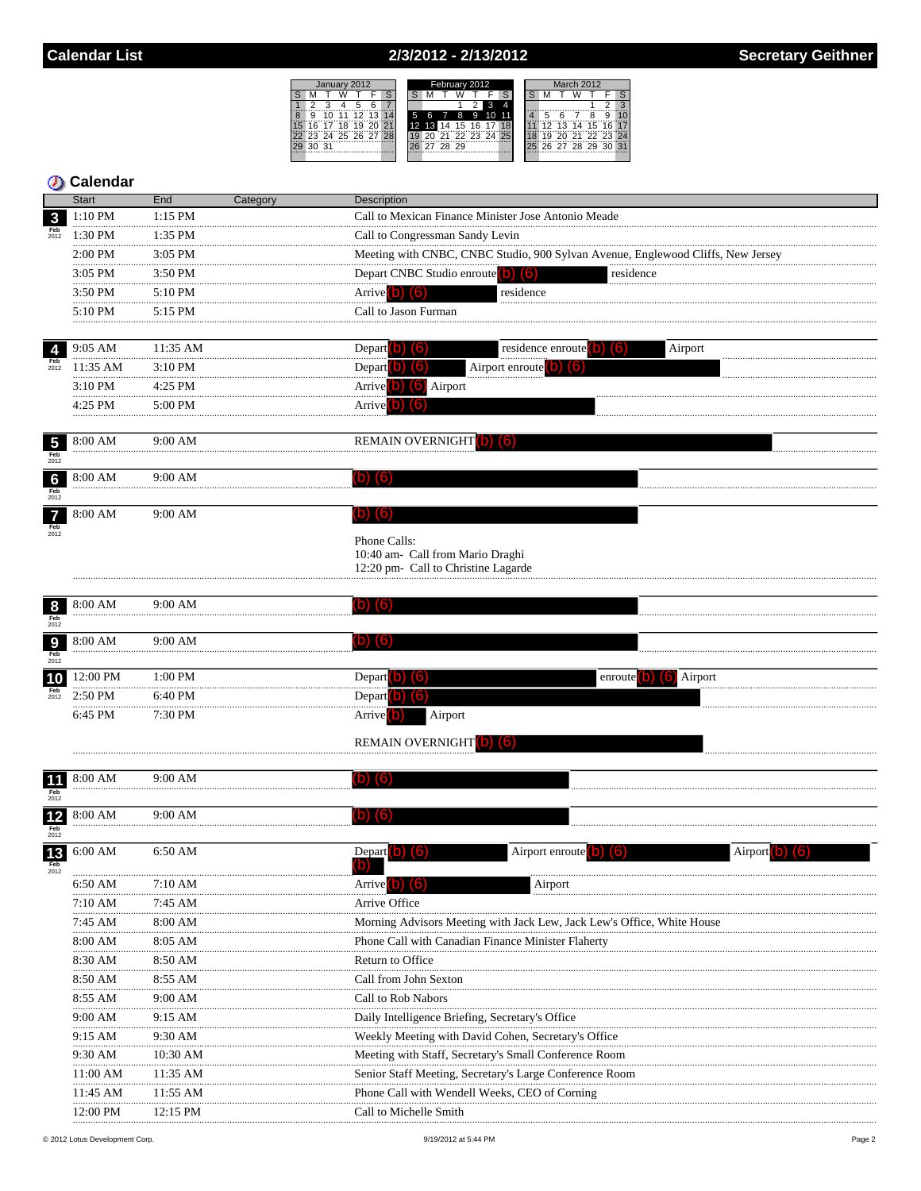# Calendar List — 2/3/2012 - 2/13/2012 — Secretary Geithner

## Calendar

| Date | Start | End | Category | Description |
|---|---|---|---|---|
| 3 Feb 2012 | 1:10 PM | 1:15 PM | | Call to Mexican Finance Minister Jose Antonio Meade |
| | 1:30 PM | 1:35 PM | | Call to Congressman Sandy Levin |
| | 2:00 PM | 3:05 PM | | Meeting with CNBC, CNBC Studio, 900 Sylvan Avenue, Englewood Cliffs, New Jersey |
| | 3:05 PM | 3:50 PM | | Depart CNBC Studio enroute (b) (6) residence |
| | 3:50 PM | 5:10 PM | | Arrive (b) (6) residence |
| | 5:10 PM | 5:15 PM | | Call to Jason Furman |
| 4 Feb 2012 | 9:05 AM | 11:35 AM | | Depart (b) (6) residence enroute (b) (6) Airport |
| | 11:35 AM | 3:10 PM | | Depart (b) (6) Airport enroute (b) (6) |
| | 3:10 PM | 4:25 PM | | Arrive (b) (6) Airport |
| | 4:25 PM | 5:00 PM | | Arrive (b) (6) |
| 5 Feb 2012 | 8:00 AM | 9:00 AM | | REMAIN OVERNIGHT (b) (6) |
| 6 Feb 2012 | 8:00 AM | 9:00 AM | | (b) (6) |
| 7 Feb 2012 | 8:00 AM | 9:00 AM | | (b) (6)<br><br>Phone Calls:<br>10:40 am- Call from Mario Draghi<br>12:20 pm- Call to Christine Lagarde |
| 8 Feb 2012 | 8:00 AM | 9:00 AM | | (b) (6) |
| 9 Feb 2012 | 8:00 AM | 9:00 AM | | (b) (6) |
| 10 Feb 2012 | 12:00 PM | 1:00 PM | | Depart (b) (6) enroute (b) (6) Airport |
| | 2:50 PM | 6:40 PM | | Depart (b) (6) |
| | 6:45 PM | 7:30 PM | | Arrive (b) Airport<br><br>REMAIN OVERNIGHT (b) (6) |
| 11 Feb 2012 | 8:00 AM | 9:00 AM | | (b) (6) |
| 12 Feb 2012 | 8:00 AM | 9:00 AM | | (b) (6) |
| 13 Feb 2012 | 6:00 AM | 6:50 AM | | Depart (b) (6) Airport enroute (b) (6) Airport (b) (6) (b) |
| | 6:50 AM | 7:10 AM | | Arrive (b) (6) Airport |
| | 7:10 AM | 7:45 AM | | Arrive Office |
| | 7:45 AM | 8:00 AM | | Morning Advisors Meeting with Jack Lew, Jack Lew's Office, White House |
| | 8:00 AM | 8:05 AM | | Phone Call with Canadian Finance Minister Flaherty |
| | 8:30 AM | 8:50 AM | | Return to Office |
| | 8:50 AM | 8:55 AM | | Call from John Sexton |
| | 8:55 AM | 9:00 AM | | Call to Rob Nabors |
| | 9:00 AM | 9:15 AM | | Daily Intelligence Briefing, Secretary's Office |
| | 9:15 AM | 9:30 AM | | Weekly Meeting with David Cohen, Secretary's Office |
| | 9:30 AM | 10:30 AM | | Meeting with Staff, Secretary's Small Conference Room |
| | 11:00 AM | 11:35 AM | | Senior Staff Meeting, Secretary's Large Conference Room |
| | 11:45 AM | 11:55 AM | | Phone Call with Wendell Weeks, CEO of Corning |
| | 12:00 PM | 12:15 PM | | Call to Michelle Smith |

© 2012 Lotus Development Corp. 9/19/2012 at 5:44 PM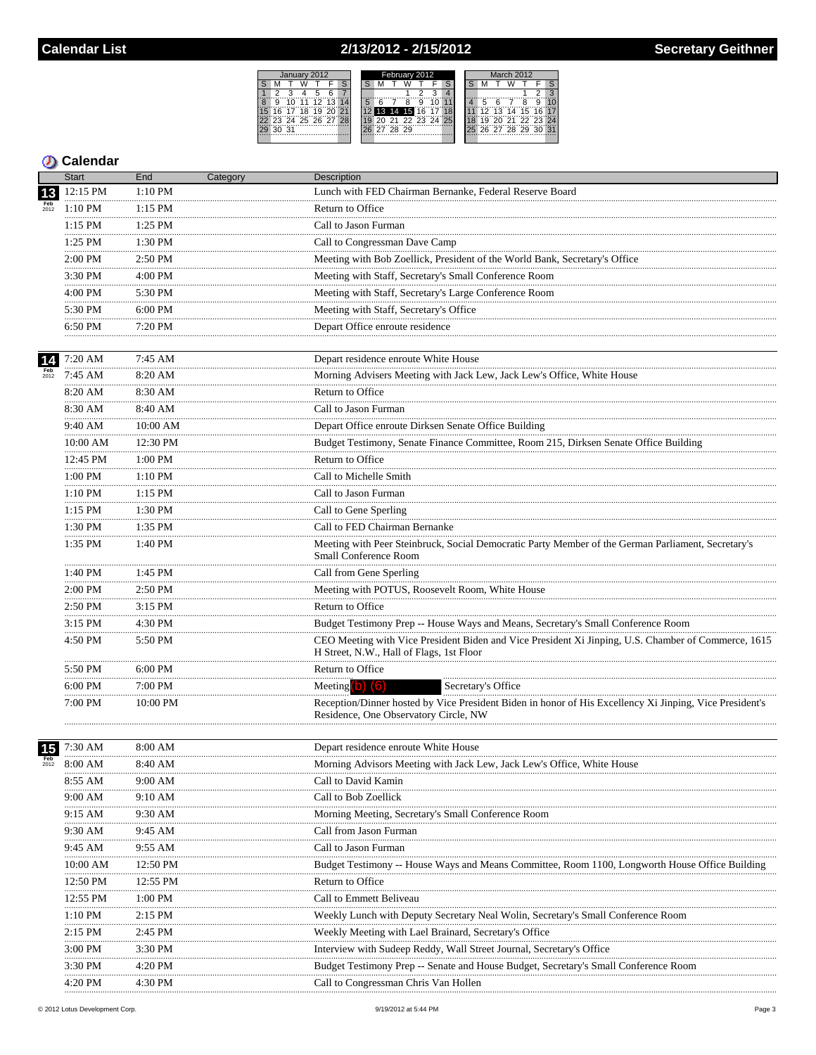# Calendar List — 2/13/2012 - 2/15/2012 — Secretary Geithner

| January 2012 | | | | | | |
|---|---|---|---|---|---|---|
| S | M | T | W | T | F | S |
| 1 | 2 | 3 | 4 | 5 | 6 | 7 |
| 8 | 9 | 10 | 11 | 12 | 13 | 14 |
| 15 | 16 | 17 | 18 | 19 | 20 | 21 |
| 22 | 23 | 24 | 25 | 26 | 27 | 28 |
| 29 | 30 | 31 | | | | |

| February 2012 | | | | | | |
|---|---|---|---|---|---|---|
| S | M | T | W | T | F | S |
| | | | 1 | 2 | 3 | 4 |
| 5 | 6 | 7 | 8 | 9 | 10 | 11 |
| 12 | 13 | 14 | 15 | 16 | 17 | 18 |
| 19 | 20 | 21 | 22 | 23 | 24 | 25 |
| 26 | 27 | 28 | 29 | | | |

| March 2012 | | | | | | |
|---|---|---|---|---|---|---|
| S | M | T | W | T | F | S |
| | | | | 1 | 2 | 3 |
| 4 | 5 | 6 | 7 | 8 | 9 | 10 |
| 11 | 12 | 13 | 14 | 15 | 16 | 17 |
| 18 | 19 | 20 | 21 | 22 | 23 | 24 |
| 25 | 26 | 27 | 28 | 29 | 30 | 31 |

## Calendar

| Date | Start | End | Category | Description |
|---|---|---|---|---|
| 13 Feb 2012 | 12:15 PM | 1:10 PM | | Lunch with FED Chairman Bernanke, Federal Reserve Board |
| | 1:10 PM | 1:15 PM | | Return to Office |
| | 1:15 PM | 1:25 PM | | Call to Jason Furman |
| | 1:25 PM | 1:30 PM | | Call to Congressman Dave Camp |
| | 2:00 PM | 2:50 PM | | Meeting with Bob Zoellick, President of the World Bank, Secretary's Office |
| | 3:30 PM | 4:00 PM | | Meeting with Staff, Secretary's Small Conference Room |
| | 4:00 PM | 5:30 PM | | Meeting with Staff, Secretary's Large Conference Room |
| | 5:30 PM | 6:00 PM | | Meeting with Staff, Secretary's Office |
| | 6:50 PM | 7:20 PM | | Depart Office enroute residence |
| 14 Feb 2012 | 7:20 AM | 7:45 AM | | Depart residence enroute White House |
| | 7:45 AM | 8:20 AM | | Morning Advisers Meeting with Jack Lew, Jack Lew's Office, White House |
| | 8:20 AM | 8:30 AM | | Return to Office |
| | 8:30 AM | 8:40 AM | | Call to Jason Furman |
| | 9:40 AM | 10:00 AM | | Depart Office enroute Dirksen Senate Office Building |
| | 10:00 AM | 12:30 PM | | Budget Testimony, Senate Finance Committee, Room 215, Dirksen Senate Office Building |
| | 12:45 PM | 1:00 PM | | Return to Office |
| | 1:00 PM | 1:10 PM | | Call to Michelle Smith |
| | 1:10 PM | 1:15 PM | | Call to Jason Furman |
| | 1:15 PM | 1:30 PM | | Call to Gene Sperling |
| | 1:30 PM | 1:35 PM | | Call to FED Chairman Bernanke |
| | 1:35 PM | 1:40 PM | | Meeting with Peer Steinbruck, Social Democratic Party Member of the German Parliament, Secretary's Small Conference Room |
| | 1:40 PM | 1:45 PM | | Call from Gene Sperling |
| | 2:00 PM | 2:50 PM | | Meeting with POTUS, Roosevelt Room, White House |
| | 2:50 PM | 3:15 PM | | Return to Office |
| | 3:15 PM | 4:30 PM | | Budget Testimony Prep -- House Ways and Means, Secretary's Small Conference Room |
| | 4:50 PM | 5:50 PM | | CEO Meeting with Vice President Biden and Vice President Xi Jinping, U.S. Chamber of Commerce, 1615 H Street, N.W., Hall of Flags, 1st Floor |
| | 5:50 PM | 6:00 PM | | Return to Office |
| | 6:00 PM | 7:00 PM | | Meeting (b) (6) Secretary's Office |
| | 7:00 PM | 10:00 PM | | Reception/Dinner hosted by Vice President Biden in honor of His Excellency Xi Jinping, Vice President's Residence, One Observatory Circle, NW |
| 15 Feb 2012 | 7:30 AM | 8:00 AM | | Depart residence enroute White House |
| | 8:00 AM | 8:40 AM | | Morning Advisors Meeting with Jack Lew, Jack Lew's Office, White House |
| | 8:55 AM | 9:00 AM | | Call to David Kamin |
| | 9:00 AM | 9:10 AM | | Call to Bob Zoellick |
| | 9:15 AM | 9:30 AM | | Morning Meeting, Secretary's Small Conference Room |
| | 9:30 AM | 9:45 AM | | Call from Jason Furman |
| | 9:45 AM | 9:55 AM | | Call to Jason Furman |
| | 10:00 AM | 12:50 PM | | Budget Testimony -- House Ways and Means Committee, Room 1100, Longworth House Office Building |
| | 12:50 PM | 12:55 PM | | Return to Office |
| | 12:55 PM | 1:00 PM | | Call to Emmett Beliveau |
| | 1:10 PM | 2:15 PM | | Weekly Lunch with Deputy Secretary Neal Wolin, Secretary's Small Conference Room |
| | 2:15 PM | 2:45 PM | | Weekly Meeting with Lael Brainard, Secretary's Office |
| | 3:00 PM | 3:30 PM | | Interview with Sudeep Reddy, Wall Street Journal, Secretary's Office |
| | 3:30 PM | 4:20 PM | | Budget Testimony Prep -- Senate and House Budget, Secretary's Small Conference Room |
| | 4:20 PM | 4:30 PM | | Call to Congressman Chris Van Hollen |

© 2012 Lotus Development Corp. 9/19/2012 at 5:44 PM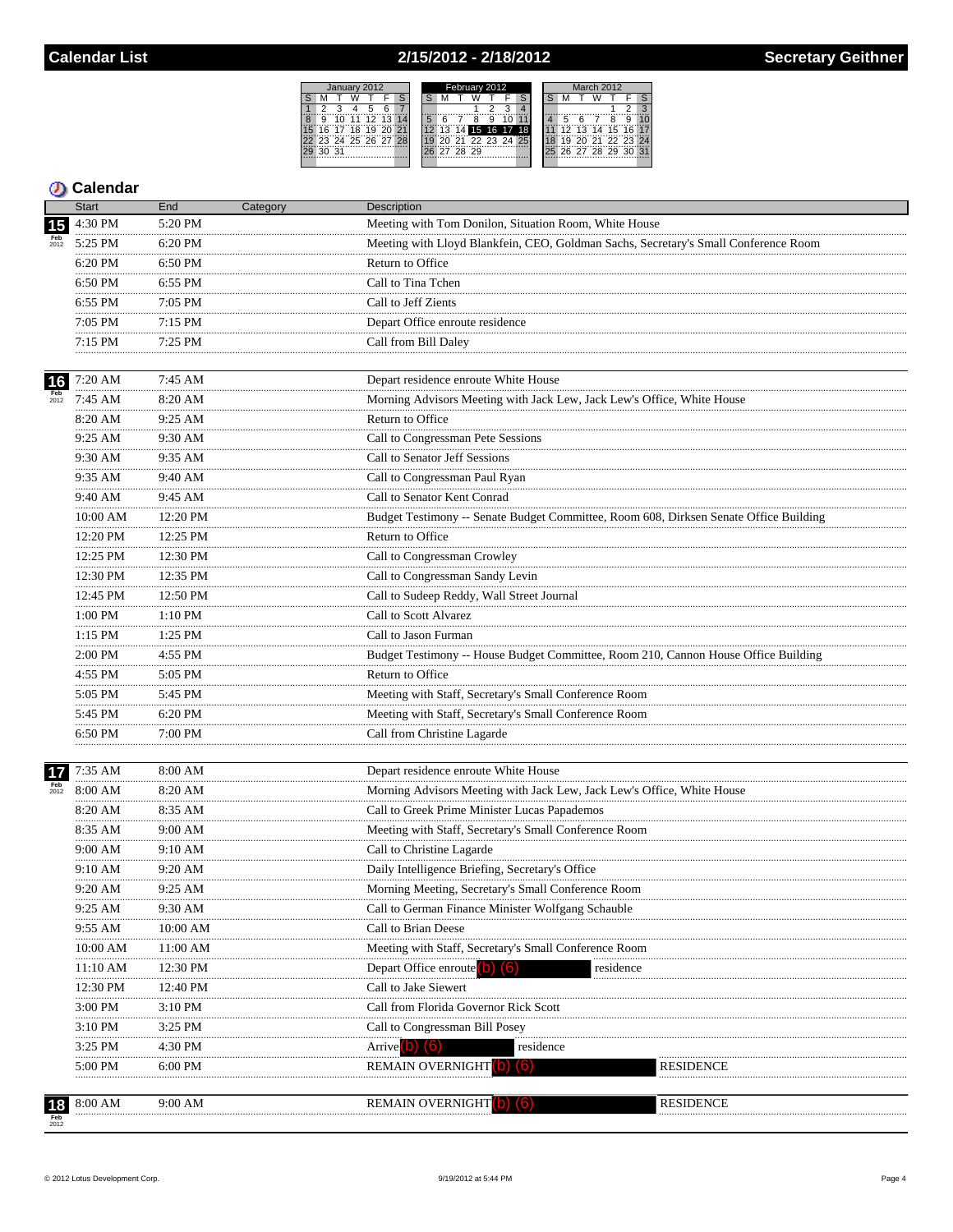## Calendar List — 2/15/2012 - 2/18/2012 — Secretary Geithner

### Calendar

| | Start | End | Category | Description |
|---|---|---|---|---|
| 15 Feb 2012 | 4:30 PM | 5:20 PM | | Meeting with Tom Donilon, Situation Room, White House |
| | 5:25 PM | 6:20 PM | | Meeting with Lloyd Blankfein, CEO, Goldman Sachs, Secretary's Small Conference Room |
| | 6:20 PM | 6:50 PM | | Return to Office |
| | 6:50 PM | 6:55 PM | | Call to Tina Tchen |
| | 6:55 PM | 7:05 PM | | Call to Jeff Zients |
| | 7:05 PM | 7:15 PM | | Depart Office enroute residence |
| | 7:15 PM | 7:25 PM | | Call from Bill Daley |
| 16 Feb 2012 | 7:20 AM | 7:45 AM | | Depart residence enroute White House |
| | 7:45 AM | 8:20 AM | | Morning Advisors Meeting with Jack Lew, Jack Lew's Office, White House |
| | 8:20 AM | 9:25 AM | | Return to Office |
| | 9:25 AM | 9:30 AM | | Call to Congressman Pete Sessions |
| | 9:30 AM | 9:35 AM | | Call to Senator Jeff Sessions |
| | 9:35 AM | 9:40 AM | | Call to Congressman Paul Ryan |
| | 9:40 AM | 9:45 AM | | Call to Senator Kent Conrad |
| | 10:00 AM | 12:20 PM | | Budget Testimony -- Senate Budget Committee, Room 608, Dirksen Senate Office Building |
| | 12:20 PM | 12:25 PM | | Return to Office |
| | 12:25 PM | 12:30 PM | | Call to Congressman Crowley |
| | 12:30 PM | 12:35 PM | | Call to Congressman Sandy Levin |
| | 12:45 PM | 12:50 PM | | Call to Sudeep Reddy, Wall Street Journal |
| | 1:00 PM | 1:10 PM | | Call to Scott Alvarez |
| | 1:15 PM | 1:25 PM | | Call to Jason Furman |
| | 2:00 PM | 4:55 PM | | Budget Testimony -- House Budget Committee, Room 210, Cannon House Office Building |
| | 4:55 PM | 5:05 PM | | Return to Office |
| | 5:05 PM | 5:45 PM | | Meeting with Staff, Secretary's Small Conference Room |
| | 5:45 PM | 6:20 PM | | Meeting with Staff, Secretary's Small Conference Room |
| | 6:50 PM | 7:00 PM | | Call from Christine Lagarde |
| 17 Feb 2012 | 7:35 AM | 8:00 AM | | Depart residence enroute White House |
| | 8:00 AM | 8:20 AM | | Morning Advisors Meeting with Jack Lew, Jack Lew's Office, White House |
| | 8:20 AM | 8:35 AM | | Call to Greek Prime Minister Lucas Papademos |
| | 8:35 AM | 9:00 AM | | Meeting with Staff, Secretary's Small Conference Room |
| | 9:00 AM | 9:10 AM | | Call to Christine Lagarde |
| | 9:10 AM | 9:20 AM | | Daily Intelligence Briefing, Secretary's Office |
| | 9:20 AM | 9:25 AM | | Morning Meeting, Secretary's Small Conference Room |
| | 9:25 AM | 9:30 AM | | Call to German Finance Minister Wolfgang Schauble |
| | 9:55 AM | 10:00 AM | | Call to Brian Deese |
| | 10:00 AM | 11:00 AM | | Meeting with Staff, Secretary's Small Conference Room |
| | 11:10 AM | 12:30 PM | | Depart Office enroute (b) (6) residence |
| | 12:30 PM | 12:40 PM | | Call to Jake Siewert |
| | 3:00 PM | 3:10 PM | | Call from Florida Governor Rick Scott |
| | 3:10 PM | 3:25 PM | | Call to Congressman Bill Posey |
| | 3:25 PM | 4:30 PM | | Arrive (b) (6) residence |
| | 5:00 PM | 6:00 PM | | REMAIN OVERNIGHT (b) (6) RESIDENCE |
| 18 Feb 2012 | 8:00 AM | 9:00 AM | | REMAIN OVERNIGHT (b) (6) RESIDENCE |

© 2012 Lotus Development Corp. 9/19/2012 at 5:44 PM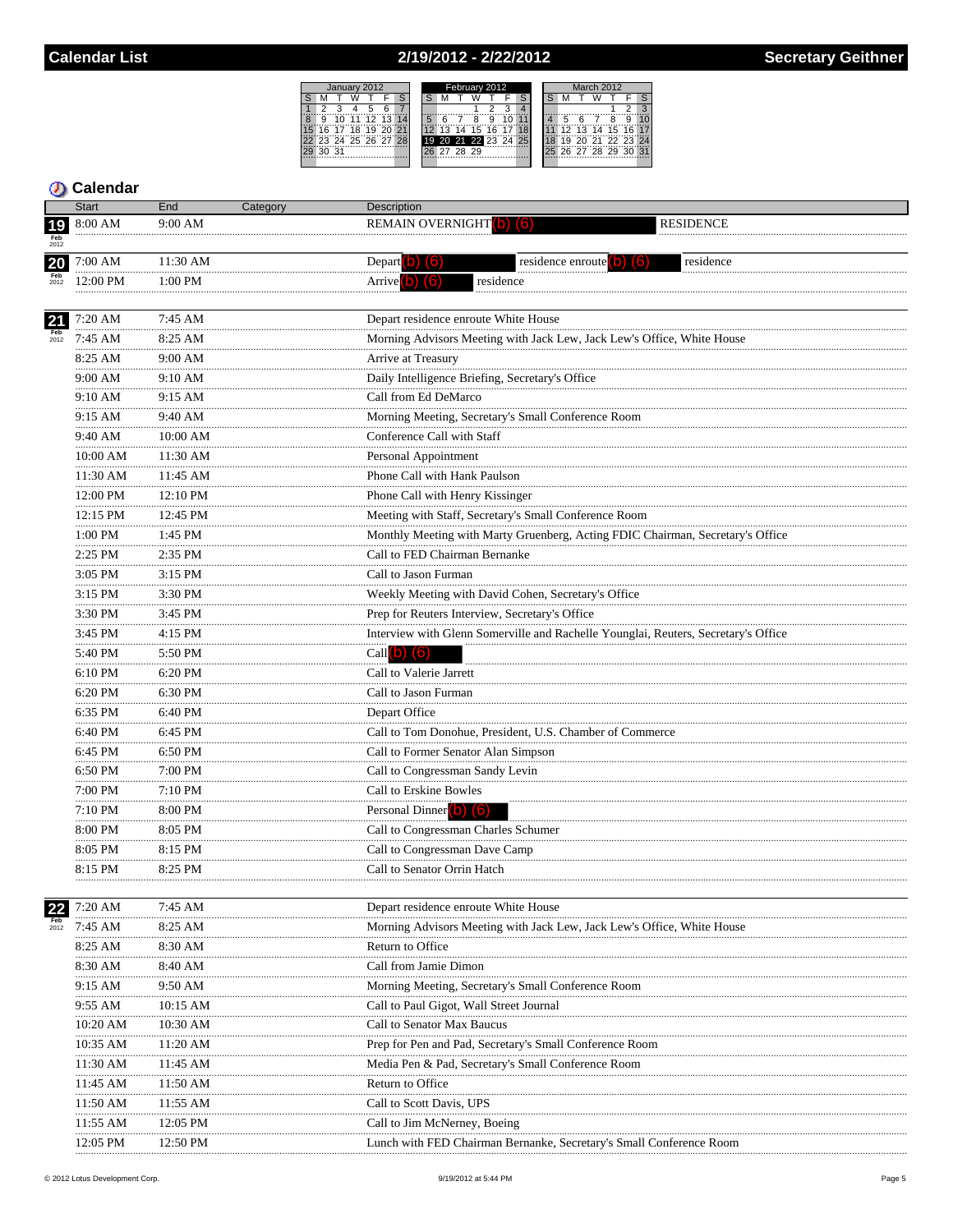## Calendar List — 2/19/2012 - 2/22/2012 — Secretary Geithner

### Calendar

| Date | Start | End | Category | Description |
|---|---|---|---|---|
| 19 Feb 2012 | 8:00 AM | 9:00 AM | | REMAIN OVERNIGHT (b) (6) RESIDENCE |
| 20 Feb 2012 | 7:00 AM | 11:30 AM | | Depart (b) (6) residence enroute (b) (6) residence |
| | 12:00 PM | 1:00 PM | | Arrive (b) (6) residence |
| 21 Feb 2012 | 7:20 AM | 7:45 AM | | Depart residence enroute White House |
| | 7:45 AM | 8:25 AM | | Morning Advisors Meeting with Jack Lew, Jack Lew's Office, White House |
| | 8:25 AM | 9:00 AM | | Arrive at Treasury |
| | 9:00 AM | 9:10 AM | | Daily Intelligence Briefing, Secretary's Office |
| | 9:10 AM | 9:15 AM | | Call from Ed DeMarco |
| | 9:15 AM | 9:40 AM | | Morning Meeting, Secretary's Small Conference Room |
| | 9:40 AM | 10:00 AM | | Conference Call with Staff |
| | 10:00 AM | 11:30 AM | | Personal Appointment |
| | 11:30 AM | 11:45 AM | | Phone Call with Hank Paulson |
| | 12:00 PM | 12:10 PM | | Phone Call with Henry Kissinger |
| | 12:15 PM | 12:45 PM | | Meeting with Staff, Secretary's Small Conference Room |
| | 1:00 PM | 1:45 PM | | Monthly Meeting with Marty Gruenberg, Acting FDIC Chairman, Secretary's Office |
| | 2:25 PM | 2:35 PM | | Call to FED Chairman Bernanke |
| | 3:05 PM | 3:15 PM | | Call to Jason Furman |
| | 3:15 PM | 3:30 PM | | Weekly Meeting with David Cohen, Secretary's Office |
| | 3:30 PM | 3:45 PM | | Prep for Reuters Interview, Secretary's Office |
| | 3:45 PM | 4:15 PM | | Interview with Glenn Somerville and Rachelle Younglai, Reuters, Secretary's Office |
| | 5:40 PM | 5:50 PM | | Call (b) (6) |
| | 6:10 PM | 6:20 PM | | Call to Valerie Jarrett |
| | 6:20 PM | 6:30 PM | | Call to Jason Furman |
| | 6:35 PM | 6:40 PM | | Depart Office |
| | 6:40 PM | 6:45 PM | | Call to Tom Donohue, President, U.S. Chamber of Commerce |
| | 6:45 PM | 6:50 PM | | Call to Former Senator Alan Simpson |
| | 6:50 PM | 7:00 PM | | Call to Congressman Sandy Levin |
| | 7:00 PM | 7:10 PM | | Call to Erskine Bowles |
| | 7:10 PM | 8:00 PM | | Personal Dinner (b) (6) |
| | 8:00 PM | 8:05 PM | | Call to Congressman Charles Schumer |
| | 8:05 PM | 8:15 PM | | Call to Congressman Dave Camp |
| | 8:15 PM | 8:25 PM | | Call to Senator Orrin Hatch |
| 22 Feb 2012 | 7:20 AM | 7:45 AM | | Depart residence enroute White House |
| | 7:45 AM | 8:25 AM | | Morning Advisors Meeting with Jack Lew, Jack Lew's Office, White House |
| | 8:25 AM | 8:30 AM | | Return to Office |
| | 8:30 AM | 8:40 AM | | Call from Jamie Dimon |
| | 9:15 AM | 9:50 AM | | Morning Meeting, Secretary's Small Conference Room |
| | 9:55 AM | 10:15 AM | | Call to Paul Gigot, Wall Street Journal |
| | 10:20 AM | 10:30 AM | | Call to Senator Max Baucus |
| | 10:35 AM | 11:20 AM | | Prep for Pen and Pad, Secretary's Small Conference Room |
| | 11:30 AM | 11:45 AM | | Media Pen & Pad, Secretary's Small Conference Room |
| | 11:45 AM | 11:50 AM | | Return to Office |
| | 11:50 AM | 11:55 AM | | Call to Scott Davis, UPS |
| | 11:55 AM | 12:05 PM | | Call to Jim McNerney, Boeing |
| | 12:05 PM | 12:50 PM | | Lunch with FED Chairman Bernanke, Secretary's Small Conference Room |

© 2012 Lotus Development Corp. 9/19/2012 at 5:44 PM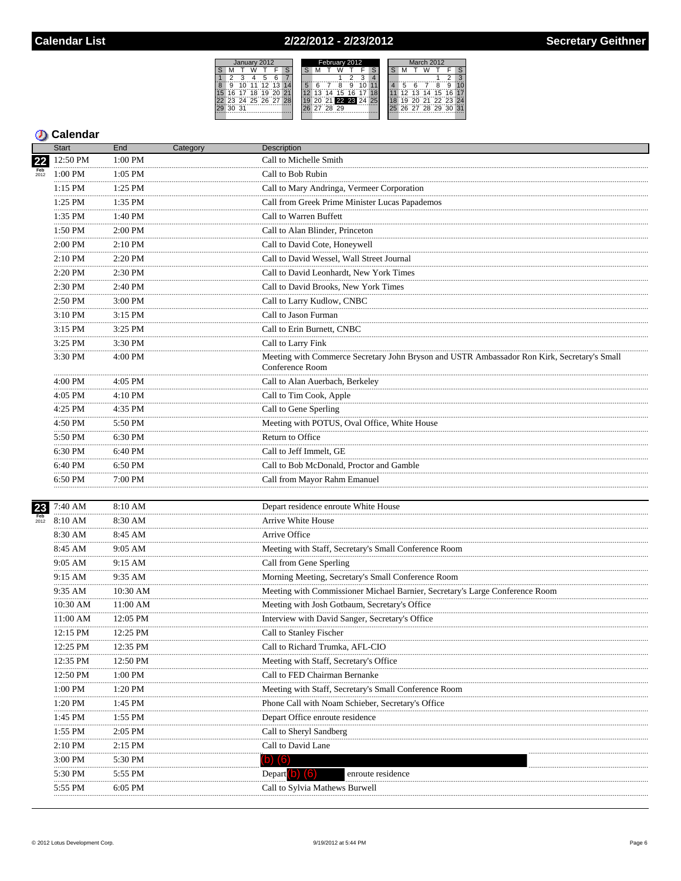# Calendar List — 2/22/2012 - 2/23/2012 — Secretary Geithner

## Calendar

| Date | Start | End | Category | Description |
|---|---|---|---|---|
| 22 Feb 2012 | 12:50 PM | 1:00 PM | | Call to Michelle Smith |
| | 1:00 PM | 1:05 PM | | Call to Bob Rubin |
| | 1:15 PM | 1:25 PM | | Call to Mary Andringa, Vermeer Corporation |
| | 1:25 PM | 1:35 PM | | Call from Greek Prime Minister Lucas Papademos |
| | 1:35 PM | 1:40 PM | | Call to Warren Buffett |
| | 1:50 PM | 2:00 PM | | Call to Alan Blinder, Princeton |
| | 2:00 PM | 2:10 PM | | Call to David Cote, Honeywell |
| | 2:10 PM | 2:20 PM | | Call to David Wessel, Wall Street Journal |
| | 2:20 PM | 2:30 PM | | Call to David Leonhardt, New York Times |
| | 2:30 PM | 2:40 PM | | Call to David Brooks, New York Times |
| | 2:50 PM | 3:00 PM | | Call to Larry Kudlow, CNBC |
| | 3:10 PM | 3:15 PM | | Call to Jason Furman |
| | 3:15 PM | 3:25 PM | | Call to Erin Burnett, CNBC |
| | 3:25 PM | 3:30 PM | | Call to Larry Fink |
| | 3:30 PM | 4:00 PM | | Meeting with Commerce Secretary John Bryson and USTR Ambassador Ron Kirk, Secretary's Small Conference Room |
| | 4:00 PM | 4:05 PM | | Call to Alan Auerbach, Berkeley |
| | 4:05 PM | 4:10 PM | | Call to Tim Cook, Apple |
| | 4:25 PM | 4:35 PM | | Call to Gene Sperling |
| | 4:50 PM | 5:50 PM | | Meeting with POTUS, Oval Office, White House |
| | 5:50 PM | 6:30 PM | | Return to Office |
| | 6:30 PM | 6:40 PM | | Call to Jeff Immelt, GE |
| | 6:40 PM | 6:50 PM | | Call to Bob McDonald, Proctor and Gamble |
| | 6:50 PM | 7:00 PM | | Call from Mayor Rahm Emanuel |
| 23 Feb 2012 | 7:40 AM | 8:10 AM | | Depart residence enroute White House |
| | 8:10 AM | 8:30 AM | | Arrive White House |
| | 8:30 AM | 8:45 AM | | Arrive Office |
| | 8:45 AM | 9:05 AM | | Meeting with Staff, Secretary's Small Conference Room |
| | 9:05 AM | 9:15 AM | | Call from Gene Sperling |
| | 9:15 AM | 9:35 AM | | Morning Meeting, Secretary's Small Conference Room |
| | 9:35 AM | 10:30 AM | | Meeting with Commissioner Michael Barnier, Secretary's Large Conference Room |
| | 10:30 AM | 11:00 AM | | Meeting with Josh Gotbaum, Secretary's Office |
| | 11:00 AM | 12:05 PM | | Interview with David Sanger, Secretary's Office |
| | 12:15 PM | 12:25 PM | | Call to Stanley Fischer |
| | 12:25 PM | 12:35 PM | | Call to Richard Trumka, AFL-CIO |
| | 12:35 PM | 12:50 PM | | Meeting with Staff, Secretary's Office |
| | 12:50 PM | 1:00 PM | | Call to FED Chairman Bernanke |
| | 1:00 PM | 1:20 PM | | Meeting with Staff, Secretary's Small Conference Room |
| | 1:20 PM | 1:45 PM | | Phone Call with Noam Schieber, Secretary's Office |
| | 1:45 PM | 1:55 PM | | Depart Office enroute residence |
| | 1:55 PM | 2:05 PM | | Call to Sheryl Sandberg |
| | 2:10 PM | 2:15 PM | | Call to David Lane |
| | 3:00 PM | 5:30 PM | | (b) (6) |
| | 5:30 PM | 5:55 PM | | Depart (b) (6) enroute residence |
| | 5:55 PM | 6:05 PM | | Call to Sylvia Mathews Burwell |

© 2012 Lotus Development Corp. — 9/19/2012 at 5:44 PM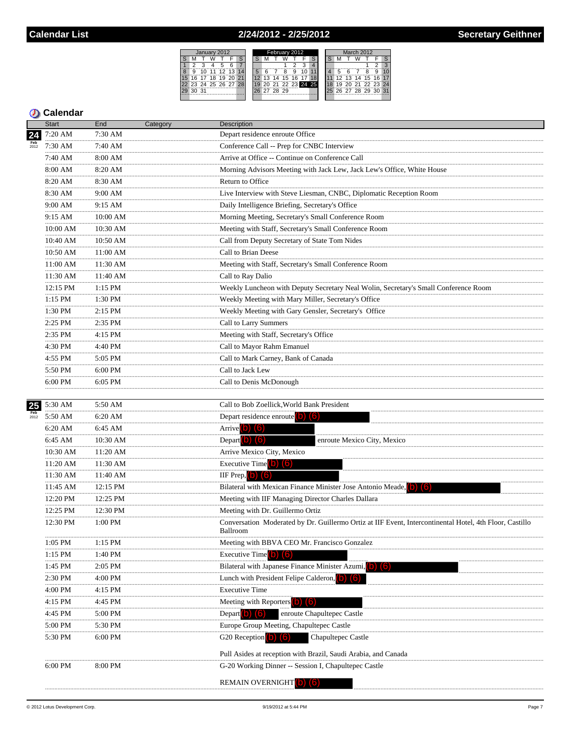# Calendar List — 2/24/2012 - 2/25/2012 — Secretary Geithner

## Calendar

| | Start | End | Category | Description |
|---|---|---|---|---|
| 24 Feb 2012 | 7:20 AM | 7:30 AM | | Depart residence enroute Office |
| | 7:30 AM | 7:40 AM | | Conference Call -- Prep for CNBC Interview |
| | 7:40 AM | 8:00 AM | | Arrive at Office -- Continue on Conference Call |
| | 8:00 AM | 8:20 AM | | Morning Advisors Meeting with Jack Lew, Jack Lew's Office, White House |
| | 8:20 AM | 8:30 AM | | Return to Office |
| | 8:30 AM | 9:00 AM | | Live Interview with Steve Liesman, CNBC, Diplomatic Reception Room |
| | 9:00 AM | 9:15 AM | | Daily Intelligence Briefing, Secretary's Office |
| | 9:15 AM | 10:00 AM | | Morning Meeting, Secretary's Small Conference Room |
| | 10:00 AM | 10:30 AM | | Meeting with Staff, Secretary's Small Conference Room |
| | 10:40 AM | 10:50 AM | | Call from Deputy Secretary of State Tom Nides |
| | 10:50 AM | 11:00 AM | | Call to Brian Deese |
| | 11:00 AM | 11:30 AM | | Meeting with Staff, Secretary's Small Conference Room |
| | 11:30 AM | 11:40 AM | | Call to Ray Dalio |
| | 12:15 PM | 1:15 PM | | Weekly Luncheon with Deputy Secretary Neal Wolin, Secretary's Small Conference Room |
| | 1:15 PM | 1:30 PM | | Weekly Meeting with Mary Miller, Secretary's Office |
| | 1:30 PM | 2:15 PM | | Weekly Meeting with Gary Gensler, Secretary's Office |
| | 2:25 PM | 2:35 PM | | Call to Larry Summers |
| | 2:35 PM | 4:15 PM | | Meeting with Staff, Secretary's Office |
| | 4:30 PM | 4:40 PM | | Call to Mayor Rahm Emanuel |
| | 4:55 PM | 5:05 PM | | Call to Mark Carney, Bank of Canada |
| | 5:50 PM | 6:00 PM | | Call to Jack Lew |
| | 6:00 PM | 6:05 PM | | Call to Denis McDonough |
| 25 Feb 2012 | 5:30 AM | 5:50 AM | | Call to Bob Zoellick,World Bank President |
| | 5:50 AM | 6:20 AM | | Depart residence enroute (b) (6) |
| | 6:20 AM | 6:45 AM | | Arrive (b) (6) |
| | 6:45 AM | 10:30 AM | | Depart (b) (6) enroute Mexico City, Mexico |
| | 10:30 AM | 11:20 AM | | Arrive Mexico City, Mexico |
| | 11:20 AM | 11:30 AM | | Executive Time (b) (6) |
| | 11:30 AM | 11:40 AM | | IIF Prep, (b) (6) |
| | 11:45 AM | 12:15 PM | | Bilateral with Mexican Finance Minister Jose Antonio Meade, (b) (6) |
| | 12:20 PM | 12:25 PM | | Meeting with IIF Managing Director Charles Dallara |
| | 12:25 PM | 12:30 PM | | Meeting with Dr. Guillermo Ortiz |
| | 12:30 PM | 1:00 PM | | Conversation Moderated by Dr. Guillermo Ortiz at IIF Event, Intercontinental Hotel, 4th Floor, Castillo Ballroom |
| | 1:05 PM | 1:15 PM | | Meeting with BBVA CEO Mr. Francisco Gonzalez |
| | 1:15 PM | 1:40 PM | | Executive Time (b) (6) |
| | 1:45 PM | 2:05 PM | | Bilateral with Japanese Finance Minister Azumi, (b) (6) |
| | 2:30 PM | 4:00 PM | | Lunch with President Felipe Calderon, (b) (6) |
| | 4:00 PM | 4:15 PM | | Executive Time |
| | 4:15 PM | 4:45 PM | | Meeting with Reporters (b) (6) |
| | 4:45 PM | 5:00 PM | | Depart (b) (6) enroute Chapultepec Castle |
| | 5:00 PM | 5:30 PM | | Europe Group Meeting, Chapultepec Castle |
| | 5:30 PM | 6:00 PM | | G20 Reception (b) (6) Chapultepec Castle<br><br>Pull Asides at reception with Brazil, Saudi Arabia, and Canada |
| | 6:00 PM | 8:00 PM | | G-20 Working Dinner -- Session I, Chapultepec Castle<br><br>REMAIN OVERNIGHT (b) (6) |

© 2012 Lotus Development Corp. — 9/19/2012 at 5:44 PM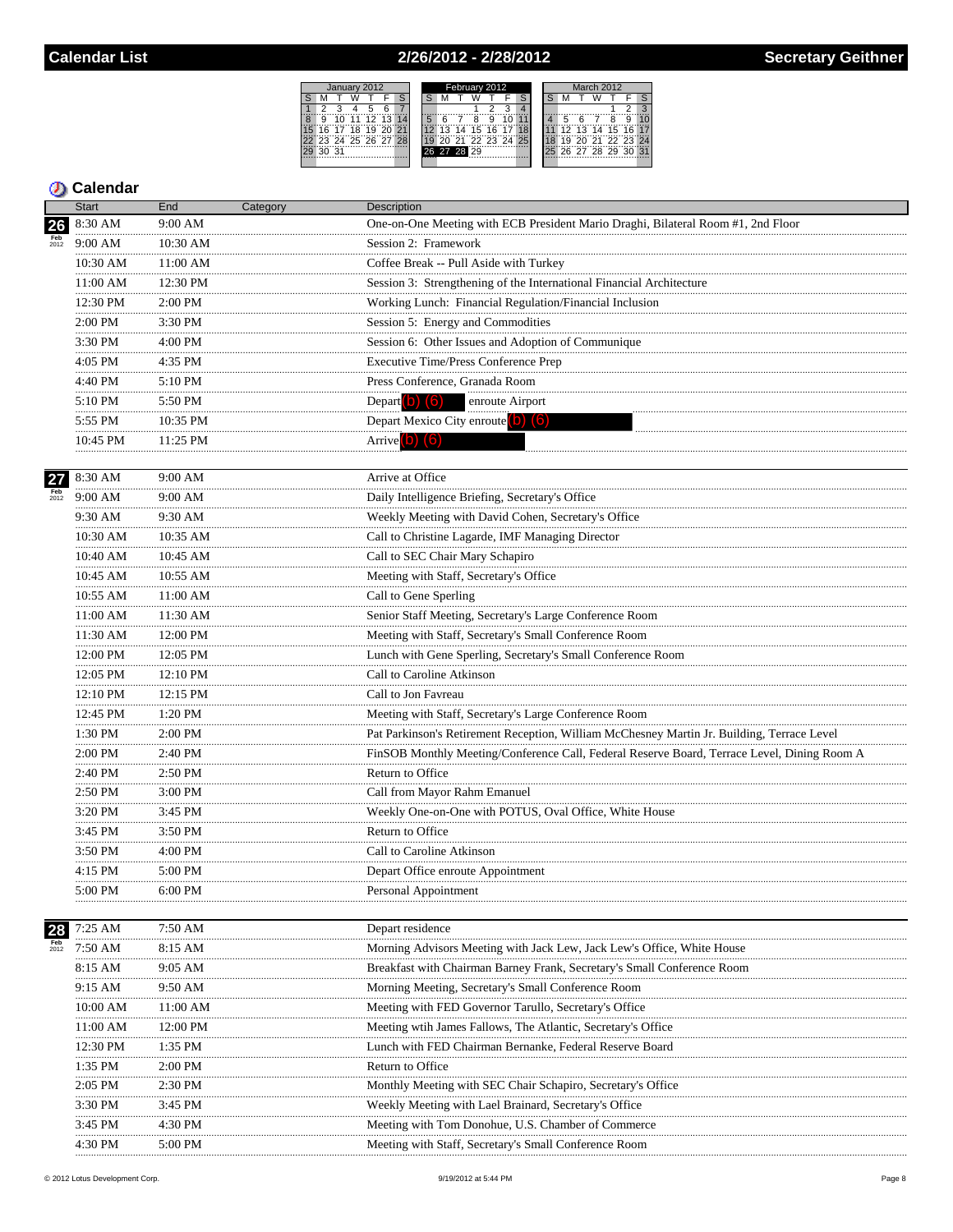# Calendar List — 2/26/2012 - 2/28/2012 — Secretary Geithner

## Calendar

| | Start | End | Category | Description |
|---|---|---|---|---|
| **26** Feb 2012 | 8:30 AM | 9:00 AM | | One-on-One Meeting with ECB President Mario Draghi, Bilateral Room #1, 2nd Floor |
| | 9:00 AM | 10:30 AM | | Session 2: Framework |
| | 10:30 AM | 11:00 AM | | Coffee Break -- Pull Aside with Turkey |
| | 11:00 AM | 12:30 PM | | Session 3: Strengthening of the International Financial Architecture |
| | 12:30 PM | 2:00 PM | | Working Lunch: Financial Regulation/Financial Inclusion |
| | 2:00 PM | 3:30 PM | | Session 5: Energy and Commodities |
| | 3:30 PM | 4:00 PM | | Session 6: Other Issues and Adoption of Communique |
| | 4:05 PM | 4:35 PM | | Executive Time/Press Conference Prep |
| | 4:40 PM | 5:10 PM | | Press Conference, Granada Room |
| | 5:10 PM | 5:50 PM | | Depart (b) (6) enroute Airport |
| | 5:55 PM | 10:35 PM | | Depart Mexico City enroute (b) (6) |
| | 10:45 PM | 11:25 PM | | Arrive (b) (6) |
| **27** Feb 2012 | 8:30 AM | 9:00 AM | | Arrive at Office |
| | 9:00 AM | 9:00 AM | | Daily Intelligence Briefing, Secretary's Office |
| | 9:30 AM | 9:30 AM | | Weekly Meeting with David Cohen, Secretary's Office |
| | 10:30 AM | 10:35 AM | | Call to Christine Lagarde, IMF Managing Director |
| | 10:40 AM | 10:45 AM | | Call to SEC Chair Mary Schapiro |
| | 10:45 AM | 10:55 AM | | Meeting with Staff, Secretary's Office |
| | 10:55 AM | 11:00 AM | | Call to Gene Sperling |
| | 11:00 AM | 11:30 AM | | Senior Staff Meeting, Secretary's Large Conference Room |
| | 11:30 AM | 12:00 PM | | Meeting with Staff, Secretary's Small Conference Room |
| | 12:00 PM | 12:05 PM | | Lunch with Gene Sperling, Secretary's Small Conference Room |
| | 12:05 PM | 12:10 PM | | Call to Caroline Atkinson |
| | 12:10 PM | 12:15 PM | | Call to Jon Favreau |
| | 12:45 PM | 1:20 PM | | Meeting with Staff, Secretary's Large Conference Room |
| | 1:30 PM | 2:00 PM | | Pat Parkinson's Retirement Reception, William McChesney Martin Jr. Building, Terrace Level |
| | 2:00 PM | 2:40 PM | | FinSOB Monthly Meeting/Conference Call, Federal Reserve Board, Terrace Level, Dining Room A |
| | 2:40 PM | 2:50 PM | | Return to Office |
| | 2:50 PM | 3:00 PM | | Call from Mayor Rahm Emanuel |
| | 3:20 PM | 3:45 PM | | Weekly One-on-One with POTUS, Oval Office, White House |
| | 3:45 PM | 3:50 PM | | Return to Office |
| | 3:50 PM | 4:00 PM | | Call to Caroline Atkinson |
| | 4:15 PM | 5:00 PM | | Depart Office enroute Appointment |
| | 5:00 PM | 6:00 PM | | Personal Appointment |
| **28** Feb 2012 | 7:25 AM | 7:50 AM | | Depart residence |
| | 7:50 AM | 8:15 AM | | Morning Advisors Meeting with Jack Lew, Jack Lew's Office, White House |
| | 8:15 AM | 9:05 AM | | Breakfast with Chairman Barney Frank, Secretary's Small Conference Room |
| | 9:15 AM | 9:50 AM | | Morning Meeting, Secretary's Small Conference Room |
| | 10:00 AM | 11:00 AM | | Meeting with FED Governor Tarullo, Secretary's Office |
| | 11:00 AM | 12:00 PM | | Meeting wtih James Fallows, The Atlantic, Secretary's Office |
| | 12:30 PM | 1:35 PM | | Lunch with FED Chairman Bernanke, Federal Reserve Board |
| | 1:35 PM | 2:00 PM | | Return to Office |
| | 2:05 PM | 2:30 PM | | Monthly Meeting with SEC Chair Schapiro, Secretary's Office |
| | 3:30 PM | 3:45 PM | | Weekly Meeting with Lael Brainard, Secretary's Office |
| | 3:45 PM | 4:30 PM | | Meeting with Tom Donohue, U.S. Chamber of Commerce |
| | 4:30 PM | 5:00 PM | | Meeting with Staff, Secretary's Small Conference Room |

© 2012 Lotus Development Corp. 9/19/2012 at 5:44 PM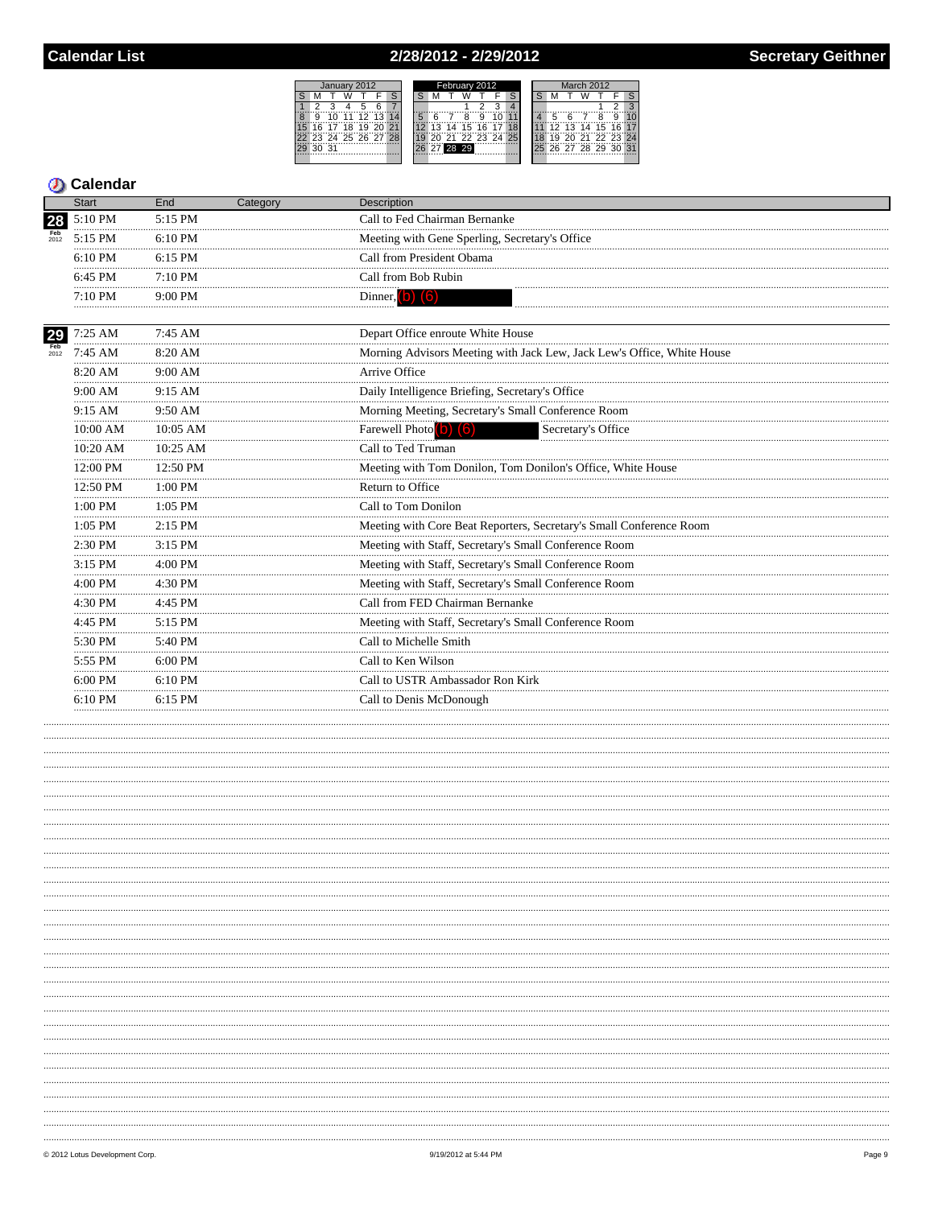# Calendar List — 2/28/2012 - 2/29/2012 — Secretary Geithner

## Calendar

| Date | Start | End | Category | Description |
|---|---|---|---|---|
| 28 Feb 2012 | 5:10 PM | 5:15 PM | | Call to Fed Chairman Bernanke |
| | 5:15 PM | 6:10 PM | | Meeting with Gene Sperling, Secretary's Office |
| | 6:10 PM | 6:15 PM | | Call from President Obama |
| | 6:45 PM | 7:10 PM | | Call from Bob Rubin |
| | 7:10 PM | 9:00 PM | | Dinner, (b) (6) |
| 29 Feb 2012 | 7:25 AM | 7:45 AM | | Depart Office enroute White House |
| | 7:45 AM | 8:20 AM | | Morning Advisors Meeting with Jack Lew, Jack Lew's Office, White House |
| | 8:20 AM | 9:00 AM | | Arrive Office |
| | 9:00 AM | 9:15 AM | | Daily Intelligence Briefing, Secretary's Office |
| | 9:15 AM | 9:50 AM | | Morning Meeting, Secretary's Small Conference Room |
| | 10:00 AM | 10:05 AM | | Farewell Photo (b) (6) Secretary's Office |
| | 10:20 AM | 10:25 AM | | Call to Ted Truman |
| | 12:00 PM | 12:50 PM | | Meeting with Tom Donilon, Tom Donilon's Office, White House |
| | 12:50 PM | 1:00 PM | | Return to Office |
| | 1:00 PM | 1:05 PM | | Call to Tom Donilon |
| | 1:05 PM | 2:15 PM | | Meeting with Core Beat Reporters, Secretary's Small Conference Room |
| | 2:30 PM | 3:15 PM | | Meeting with Staff, Secretary's Small Conference Room |
| | 3:15 PM | 4:00 PM | | Meeting with Staff, Secretary's Small Conference Room |
| | 4:00 PM | 4:30 PM | | Meeting with Staff, Secretary's Small Conference Room |
| | 4:30 PM | 4:45 PM | | Call from FED Chairman Bernanke |
| | 4:45 PM | 5:15 PM | | Meeting with Staff, Secretary's Small Conference Room |
| | 5:30 PM | 5:40 PM | | Call to Michelle Smith |
| | 5:55 PM | 6:00 PM | | Call to Ken Wilson |
| | 6:00 PM | 6:10 PM | | Call to USTR Ambassador Ron Kirk |
| | 6:10 PM | 6:15 PM | | Call to Denis McDonough |

© 2012 Lotus Development Corp. — 9/19/2012 at 5:44 PM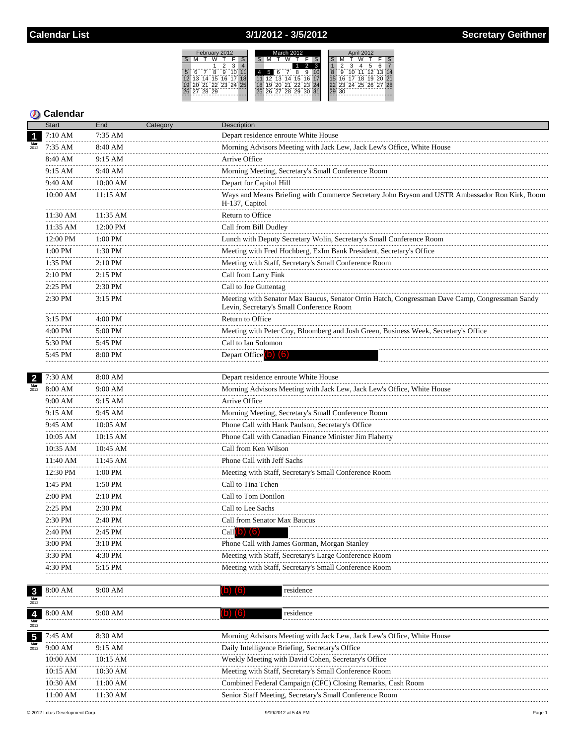# Calendar List — 3/1/2012 - 3/5/2012 — Secretary Geithner

## Calendar

| Date | Start | End | Category | Description |
|---|---|---|---|---|
| 1 Mar 2012 | 7:10 AM | 7:35 AM | | Depart residence enroute White House |
| | 7:35 AM | 8:40 AM | | Morning Advisors Meeting with Jack Lew, Jack Lew's Office, White House |
| | 8:40 AM | 9:15 AM | | Arrive Office |
| | 9:15 AM | 9:40 AM | | Morning Meeting, Secretary's Small Conference Room |
| | 9:40 AM | 10:00 AM | | Depart for Capitol Hill |
| | 10:00 AM | 11:15 AM | | Ways and Means Briefing with Commerce Secretary John Bryson and USTR Ambassador Ron Kirk, Room H-137, Capitol |
| | 11:30 AM | 11:35 AM | | Return to Office |
| | 11:35 AM | 12:00 PM | | Call from Bill Dudley |
| | 12:00 PM | 1:00 PM | | Lunch with Deputy Secretary Wolin, Secretary's Small Conference Room |
| | 1:00 PM | 1:30 PM | | Meeting with Fred Hochberg, ExIm Bank President, Secretary's Office |
| | 1:35 PM | 2:10 PM | | Meeting with Staff, Secretary's Small Conference Room |
| | 2:10 PM | 2:15 PM | | Call from Larry Fink |
| | 2:25 PM | 2:30 PM | | Call to Joe Guttentag |
| | 2:30 PM | 3:15 PM | | Meeting with Senator Max Baucus, Senator Orrin Hatch, Congressman Dave Camp, Congressman Sandy Levin, Secretary's Small Conference Room |
| | 3:15 PM | 4:00 PM | | Return to Office |
| | 4:00 PM | 5:00 PM | | Meeting with Peter Coy, Bloomberg and Josh Green, Business Week, Secretary's Office |
| | 5:30 PM | 5:45 PM | | Call to Ian Solomon |
| | 5:45 PM | 8:00 PM | | Depart Office (b) (6) |
| 2 Mar 2012 | 7:30 AM | 8:00 AM | | Depart residence enroute White House |
| | 8:00 AM | 9:00 AM | | Morning Advisors Meeting with Jack Lew, Jack Lew's Office, White House |
| | 9:00 AM | 9:15 AM | | Arrive Office |
| | 9:15 AM | 9:45 AM | | Morning Meeting, Secretary's Small Conference Room |
| | 9:45 AM | 10:05 AM | | Phone Call with Hank Paulson, Secretary's Office |
| | 10:05 AM | 10:15 AM | | Phone Call with Canadian Finance Minister Jim Flaherty |
| | 10:35 AM | 10:45 AM | | Call from Ken Wilson |
| | 11:40 AM | 11:45 AM | | Phone Call with Jeff Sachs |
| | 12:30 PM | 1:00 PM | | Meeting with Staff, Secretary's Small Conference Room |
| | 1:45 PM | 1:50 PM | | Call to Tina Tchen |
| | 2:00 PM | 2:10 PM | | Call to Tom Donilon |
| | 2:25 PM | 2:30 PM | | Call to Lee Sachs |
| | 2:30 PM | 2:40 PM | | Call from Senator Max Baucus |
| | 2:40 PM | 2:45 PM | | Call (b) (6) |
| | 3:00 PM | 3:10 PM | | Phone Call with James Gorman, Morgan Stanley |
| | 3:30 PM | 4:30 PM | | Meeting with Staff, Secretary's Large Conference Room |
| | 4:30 PM | 5:15 PM | | Meeting with Staff, Secretary's Small Conference Room |
| 3 Mar 2012 | 8:00 AM | 9:00 AM | | (b) (6) residence |
| 4 Mar 2012 | 8:00 AM | 9:00 AM | | (b) (6) residence |
| 5 Mar 2012 | 7:45 AM | 8:30 AM | | Morning Advisors Meeting with Jack Lew, Jack Lew's Office, White House |
| | 9:00 AM | 9:15 AM | | Daily Intelligence Briefing, Secretary's Office |
| | 10:00 AM | 10:15 AM | | Weekly Meeting with David Cohen, Secretary's Office |
| | 10:15 AM | 10:30 AM | | Meeting with Staff, Secretary's Small Conference Room |
| | 10:30 AM | 11:00 AM | | Combined Federal Campaign (CFC) Closing Remarks, Cash Room |
| | 11:00 AM | 11:30 AM | | Senior Staff Meeting, Secretary's Small Conference Room |

© 2012 Lotus Development Corp. — 9/19/2012 at 5:45 PM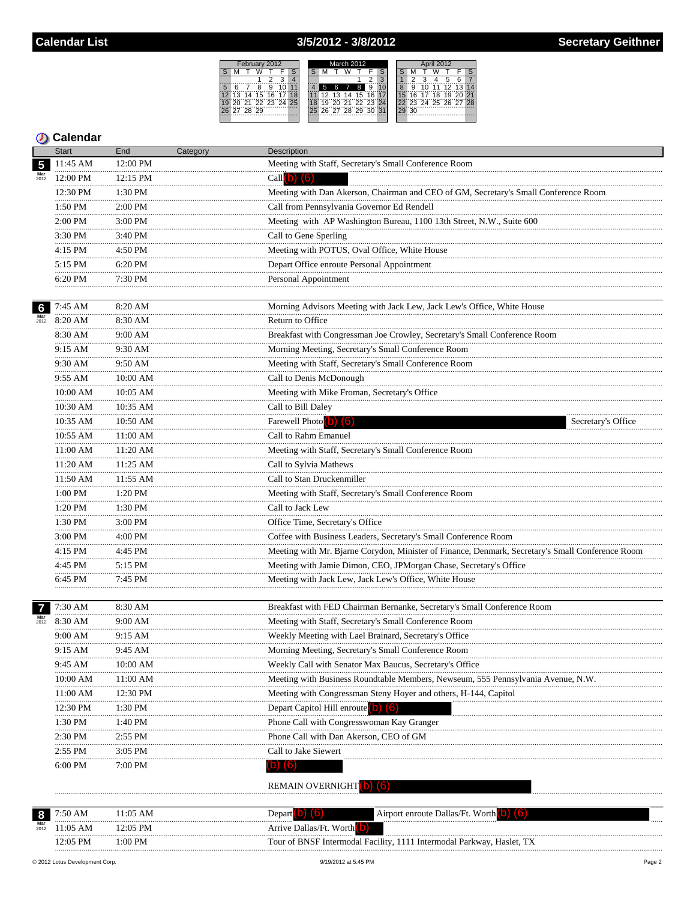# Calendar List — 3/5/2012 - 3/8/2012 — Secretary Geithner

| February 2012 | | | | | | |
|---|---|---|---|---|---|---|
| S | M | T | W | T | F | S |
| | | | 1 | 2 | 3 | 4 |
| 5 | 6 | 7 | 8 | 9 | 10 | 11 |
| 12 | 13 | 14 | 15 | 16 | 17 | 18 |
| 19 | 20 | 21 | 22 | 23 | 24 | 25 |
| 26 | 27 | 28 | 29 | | | |

| March 2012 | | | | | | |
|---|---|---|---|---|---|---|
| S | M | T | W | T | F | S |
| | | | | 1 | 2 | 3 |
| 4 | 5 | 6 | 7 | 8 | 9 | 10 |
| 11 | 12 | 13 | 14 | 15 | 16 | 17 |
| 18 | 19 | 20 | 21 | 22 | 23 | 24 |
| 25 | 26 | 27 | 28 | 29 | 30 | 31 |

| April 2012 | | | | | | |
|---|---|---|---|---|---|---|
| S | M | T | W | T | F | S |
| 1 | 2 | 3 | 4 | 5 | 6 | 7 |
| 8 | 9 | 10 | 11 | 12 | 13 | 14 |
| 15 | 16 | 17 | 18 | 19 | 20 | 21 |
| 22 | 23 | 24 | 25 | 26 | 27 | 28 |
| 29 | 30 | | | | | |

## Calendar

| Date | Start | End | Category | Description |
|---|---|---|---|---|
| 5 Mar 2012 | 11:45 AM | 12:00 PM | | Meeting with Staff, Secretary's Small Conference Room |
| | 12:00 PM | 12:15 PM | | Call (b) (6) |
| | 12:30 PM | 1:30 PM | | Meeting with Dan Akerson, Chairman and CEO of GM, Secretary's Small Conference Room |
| | 1:50 PM | 2:00 PM | | Call from Pennsylvania Governor Ed Rendell |
| | 2:00 PM | 3:00 PM | | Meeting with AP Washington Bureau, 1100 13th Street, N.W., Suite 600 |
| | 3:30 PM | 3:40 PM | | Call to Gene Sperling |
| | 4:15 PM | 4:50 PM | | Meeting with POTUS, Oval Office, White House |
| | 5:15 PM | 6:20 PM | | Depart Office enroute Personal Appointment |
| | 6:20 PM | 7:30 PM | | Personal Appointment |
| 6 Mar 2012 | 7:45 AM | 8:20 AM | | Morning Advisors Meeting with Jack Lew, Jack Lew's Office, White House |
| | 8:20 AM | 8:30 AM | | Return to Office |
| | 8:30 AM | 9:00 AM | | Breakfast with Congressman Joe Crowley, Secretary's Small Conference Room |
| | 9:15 AM | 9:30 AM | | Morning Meeting, Secretary's Small Conference Room |
| | 9:30 AM | 9:50 AM | | Meeting with Staff, Secretary's Small Conference Room |
| | 9:55 AM | 10:00 AM | | Call to Denis McDonough |
| | 10:00 AM | 10:05 AM | | Meeting with Mike Froman, Secretary's Office |
| | 10:30 AM | 10:35 AM | | Call to Bill Daley |
| | 10:35 AM | 10:50 AM | | Farewell Photo (b) (6) Secretary's Office |
| | 10:55 AM | 11:00 AM | | Call to Rahm Emanuel |
| | 11:00 AM | 11:20 AM | | Meeting with Staff, Secretary's Small Conference Room |
| | 11:20 AM | 11:25 AM | | Call to Sylvia Mathews |
| | 11:50 AM | 11:55 AM | | Call to Stan Druckenmiller |
| | 1:00 PM | 1:20 PM | | Meeting with Staff, Secretary's Small Conference Room |
| | 1:20 PM | 1:30 PM | | Call to Jack Lew |
| | 1:30 PM | 3:00 PM | | Office Time, Secretary's Office |
| | 3:00 PM | 4:00 PM | | Coffee with Business Leaders, Secretary's Small Conference Room |
| | 4:15 PM | 4:45 PM | | Meeting with Mr. Bjarne Corydon, Minister of Finance, Denmark, Secretary's Small Conference Room |
| | 4:45 PM | 5:15 PM | | Meeting with Jamie Dimon, CEO, JPMorgan Chase, Secretary's Office |
| | 6:45 PM | 7:45 PM | | Meeting with Jack Lew, Jack Lew's Office, White House |
| 7 Mar 2012 | 7:30 AM | 8:30 AM | | Breakfast with FED Chairman Bernanke, Secretary's Small Conference Room |
| | 8:30 AM | 9:00 AM | | Meeting with Staff, Secretary's Small Conference Room |
| | 9:00 AM | 9:15 AM | | Weekly Meeting with Lael Brainard, Secretary's Office |
| | 9:15 AM | 9:45 AM | | Morning Meeting, Secretary's Small Conference Room |
| | 9:45 AM | 10:00 AM | | Weekly Call with Senator Max Baucus, Secretary's Office |
| | 10:00 AM | 11:00 AM | | Meeting with Business Roundtable Members, Newseum, 555 Pennsylvania Avenue, N.W. |
| | 11:00 AM | 12:30 PM | | Meeting with Congressman Steny Hoyer and others, H-144, Capitol |
| | 12:30 PM | 1:30 PM | | Depart Capitol Hill enroute (b) (6) |
| | 1:30 PM | 1:40 PM | | Phone Call with Congresswoman Kay Granger |
| | 2:30 PM | 2:55 PM | | Phone Call with Dan Akerson, CEO of GM |
| | 2:55 PM | 3:05 PM | | Call to Jake Siewert |
| | 6:00 PM | 7:00 PM | | (b) (6) |
| | | | | REMAIN OVERNIGHT (b) (6) |
| 8 Mar 2012 | 7:50 AM | 11:05 AM | | Depart (b) (6) Airport enroute Dallas/Ft. Worth (b) (6) |
| | 11:05 AM | 12:05 PM | | Arrive Dallas/Ft. Worth (b) |
| | 12:05 PM | 1:00 PM | | Tour of BNSF Intermodal Facility, 1111 Intermodal Parkway, Haslet, TX |

© 2012 Lotus Development Corp. 9/19/2012 at 5:45 PM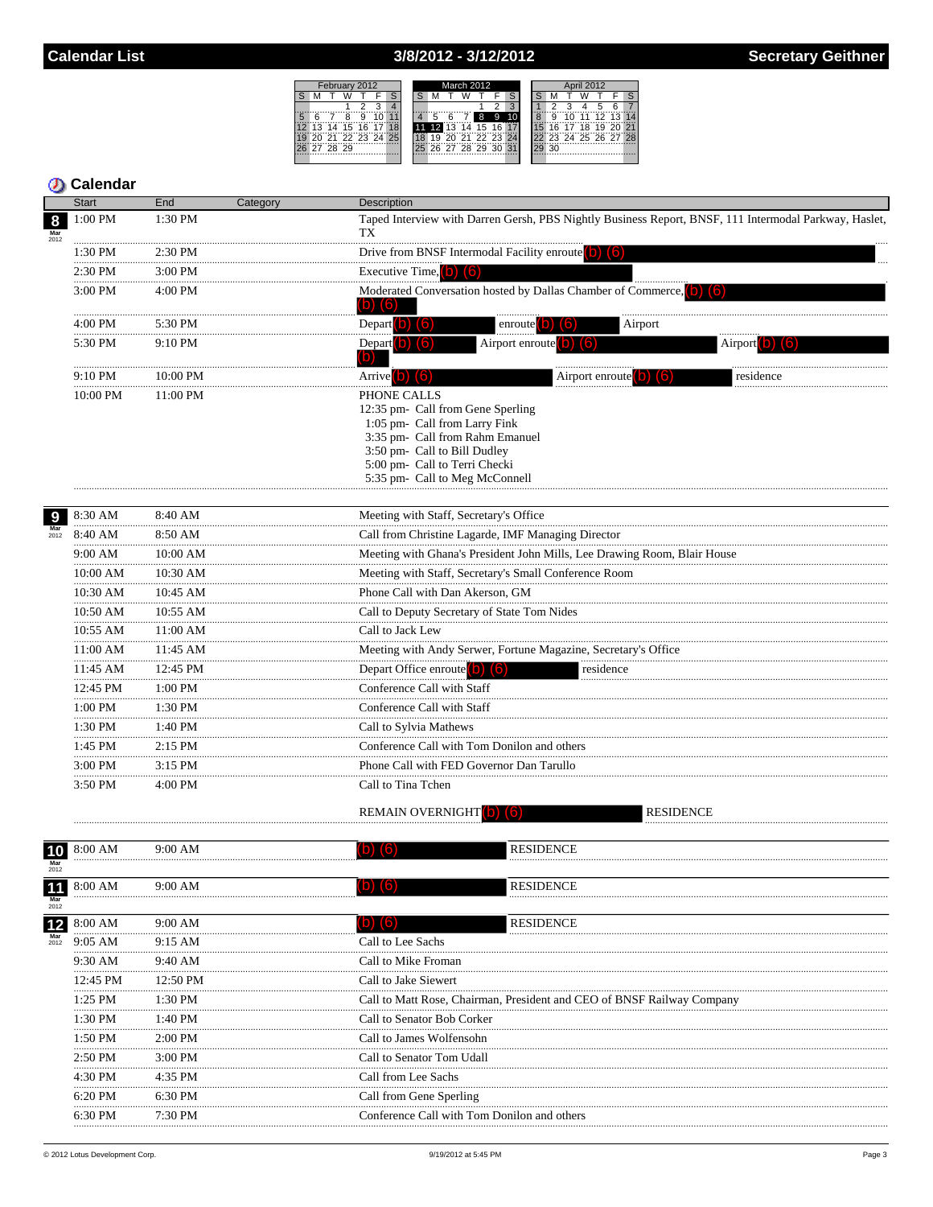# Calendar List — 3/8/2012 - 3/12/2012 — Secretary Geithner

## Calendar

| Date | Start | End | Category | Description |
|---|---|---|---|---|
| 8 Mar 2012 | 1:00 PM | 1:30 PM | | Taped Interview with Darren Gersh, PBS Nightly Business Report, BNSF, 111 Intermodal Parkway, Haslet, TX |
| | 1:30 PM | 2:30 PM | | Drive from BNSF Intermodal Facility enroute (b) (6) |
| | 2:30 PM | 3:00 PM | | Executive Time, (b) (6) |
| | 3:00 PM | 4:00 PM | | Moderated Conversation hosted by Dallas Chamber of Commerce, (b) (6) (b) (6) |
| | 4:00 PM | 5:30 PM | | Depart (b) (6) enroute (b) (6) Airport |
| | 5:30 PM | 9:10 PM | | Depart (b) (6) Airport enroute (b) (6) Airport (b) (6) (b) |
| | 9:10 PM | 10:00 PM | | Arrive (b) (6) Airport enroute (b) (6) residence |
| | 10:00 PM | 11:00 PM | | PHONE CALLS<br>12:35 pm- Call from Gene Sperling<br>1:05 pm- Call from Larry Fink<br>3:35 pm- Call from Rahm Emanuel<br>3:50 pm- Call to Bill Dudley<br>5:00 pm- Call to Terri Checki<br>5:35 pm- Call to Meg McConnell |
| 9 Mar 2012 | 8:30 AM | 8:40 AM | | Meeting with Staff, Secretary's Office |
| | 8:40 AM | 8:50 AM | | Call from Christine Lagarde, IMF Managing Director |
| | 9:00 AM | 10:00 AM | | Meeting with Ghana's President John Mills, Lee Drawing Room, Blair House |
| | 10:00 AM | 10:30 AM | | Meeting with Staff, Secretary's Small Conference Room |
| | 10:30 AM | 10:45 AM | | Phone Call with Dan Akerson, GM |
| | 10:50 AM | 10:55 AM | | Call to Deputy Secretary of State Tom Nides |
| | 10:55 AM | 11:00 AM | | Call to Jack Lew |
| | 11:00 AM | 11:45 AM | | Meeting with Andy Serwer, Fortune Magazine, Secretary's Office |
| | 11:45 AM | 12:45 PM | | Depart Office enroute (b) (6) residence |
| | 12:45 PM | 1:00 PM | | Conference Call with Staff |
| | 1:00 PM | 1:30 PM | | Conference Call with Staff |
| | 1:30 PM | 1:40 PM | | Call to Sylvia Mathews |
| | 1:45 PM | 2:15 PM | | Conference Call with Tom Donilon and others |
| | 3:00 PM | 3:15 PM | | Phone Call with FED Governor Dan Tarullo |
| | 3:50 PM | 4:00 PM | | Call to Tina Tchen |
| | | | | REMAIN OVERNIGHT (b) (6) RESIDENCE |
| 10 Mar 2012 | 8:00 AM | 9:00 AM | | (b) (6) RESIDENCE |
| 11 Mar 2012 | 8:00 AM | 9:00 AM | | (b) (6) RESIDENCE |
| 12 Mar 2012 | 8:00 AM | 9:00 AM | | (b) (6) RESIDENCE |
| | 9:05 AM | 9:15 AM | | Call to Lee Sachs |
| | 9:30 AM | 9:40 AM | | Call to Mike Froman |
| | 12:45 PM | 12:50 PM | | Call to Jake Siewert |
| | 1:25 PM | 1:30 PM | | Call to Matt Rose, Chairman, President and CEO of BNSF Railway Company |
| | 1:30 PM | 1:40 PM | | Call to Senator Bob Corker |
| | 1:50 PM | 2:00 PM | | Call to James Wolfensohn |
| | 2:50 PM | 3:00 PM | | Call to Senator Tom Udall |
| | 4:30 PM | 4:35 PM | | Call from Lee Sachs |
| | 6:20 PM | 6:30 PM | | Call from Gene Sperling |
| | 6:30 PM | 7:30 PM | | Conference Call with Tom Donilon and others |

© 2012 Lotus Development Corp. 9/19/2012 at 5:45 PM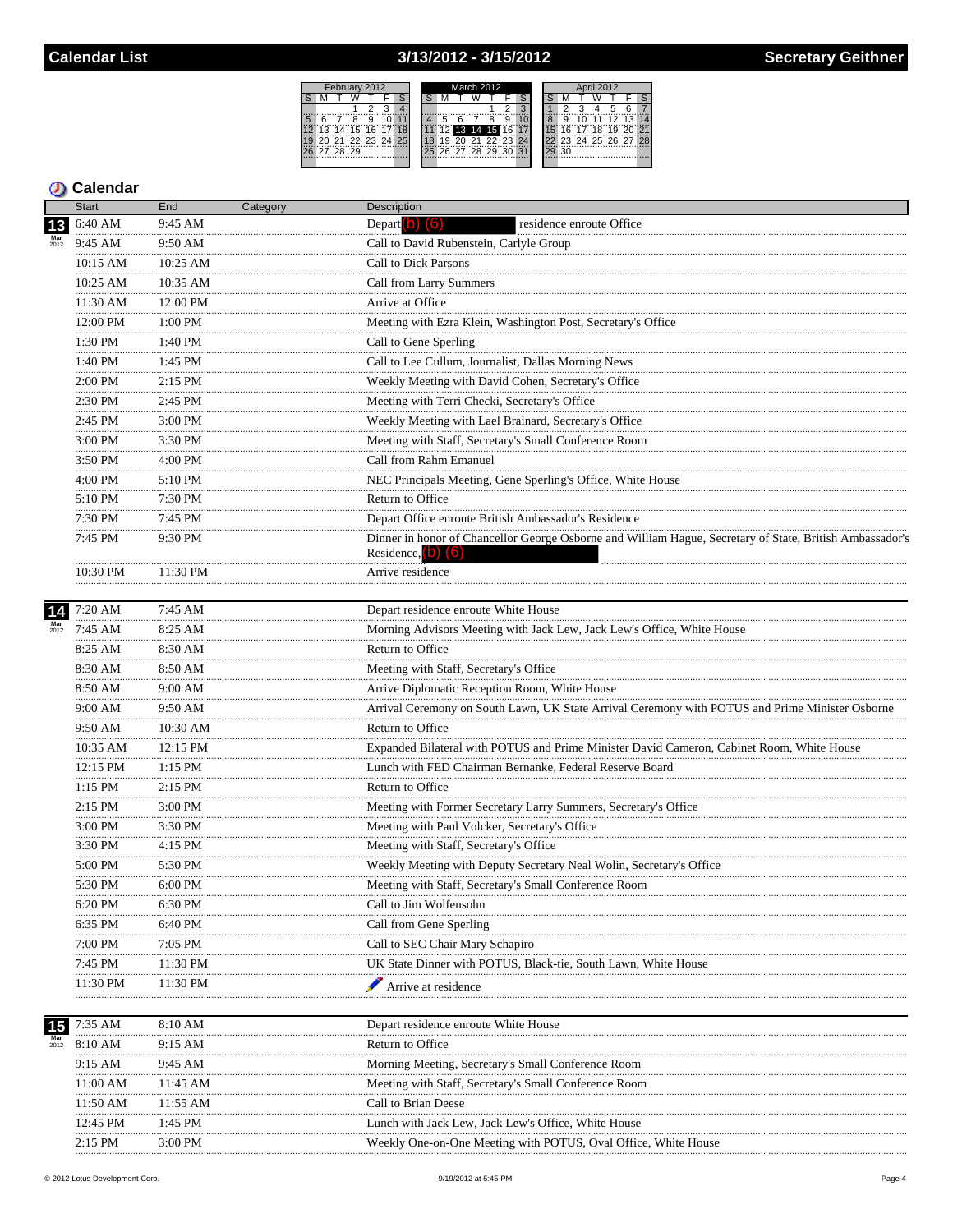# Calendar List — 3/13/2012 - 3/15/2012 — Secretary Geithner

| February 2012 | | | | | | |
|---|---|---|---|---|---|---|
| S | M | T | W | T | F | S |
| | | | 1 | 2 | 3 | 4 |
| 5 | 6 | 7 | 8 | 9 | 10 | 11 |
| 12 | 13 | 14 | 15 | 16 | 17 | 18 |
| 19 | 20 | 21 | 22 | 23 | 24 | 25 |
| 26 | 27 | 28 | 29 | | | |

| March 2012 | | | | | | |
|---|---|---|---|---|---|---|
| S | M | T | W | T | F | S |
| | | | | 1 | 2 | 3 |
| 4 | 5 | 6 | 7 | 8 | 9 | 10 |
| 11 | 12 | 13 | 14 | 15 | 16 | 17 |
| 18 | 19 | 20 | 21 | 22 | 23 | 24 |
| 25 | 26 | 27 | 28 | 29 | 30 | 31 |

| April 2012 | | | | | | |
|---|---|---|---|---|---|---|
| S | M | T | W | T | F | S |
| 1 | 2 | 3 | 4 | 5 | 6 | 7 |
| 8 | 9 | 10 | 11 | 12 | 13 | 14 |
| 15 | 16 | 17 | 18 | 19 | 20 | 21 |
| 22 | 23 | 24 | 25 | 26 | 27 | 28 |
| 29 | 30 | | | | | |

## Calendar

| Date | Start | End | Category | Description |
|---|---|---|---|---|
| 13 Mar 2012 | 6:40 AM | 9:45 AM | | Depart (b) (6) residence enroute Office |
| | 9:45 AM | 9:50 AM | | Call to David Rubenstein, Carlyle Group |
| | 10:15 AM | 10:25 AM | | Call to Dick Parsons |
| | 10:25 AM | 10:35 AM | | Call from Larry Summers |
| | 11:30 AM | 12:00 PM | | Arrive at Office |
| | 12:00 PM | 1:00 PM | | Meeting with Ezra Klein, Washington Post, Secretary's Office |
| | 1:30 PM | 1:40 PM | | Call to Gene Sperling |
| | 1:40 PM | 1:45 PM | | Call to Lee Cullum, Journalist, Dallas Morning News |
| | 2:00 PM | 2:15 PM | | Weekly Meeting with David Cohen, Secretary's Office |
| | 2:30 PM | 2:45 PM | | Meeting with Terri Checki, Secretary's Office |
| | 2:45 PM | 3:00 PM | | Weekly Meeting with Lael Brainard, Secretary's Office |
| | 3:00 PM | 3:30 PM | | Meeting with Staff, Secretary's Small Conference Room |
| | 3:50 PM | 4:00 PM | | Call from Rahm Emanuel |
| | 4:00 PM | 5:10 PM | | NEC Principals Meeting, Gene Sperling's Office, White House |
| | 5:10 PM | 7:30 PM | | Return to Office |
| | 7:30 PM | 7:45 PM | | Depart Office enroute British Ambassador's Residence |
| | 7:45 PM | 9:30 PM | | Dinner in honor of Chancellor George Osborne and William Hague, Secretary of State, British Ambassador's Residence, (b) (6) |
| | 10:30 PM | 11:30 PM | | Arrive residence |
| 14 Mar 2012 | 7:20 AM | 7:45 AM | | Depart residence enroute White House |
| | 7:45 AM | 8:25 AM | | Morning Advisors Meeting with Jack Lew, Jack Lew's Office, White House |
| | 8:25 AM | 8:30 AM | | Return to Office |
| | 8:30 AM | 8:50 AM | | Meeting with Staff, Secretary's Office |
| | 8:50 AM | 9:00 AM | | Arrive Diplomatic Reception Room, White House |
| | 9:00 AM | 9:50 AM | | Arrival Ceremony on South Lawn, UK State Arrival Ceremony with POTUS and Prime Minister Osborne |
| | 9:50 AM | 10:30 AM | | Return to Office |
| | 10:35 AM | 12:15 PM | | Expanded Bilateral with POTUS and Prime Minister David Cameron, Cabinet Room, White House |
| | 12:15 PM | 1:15 PM | | Lunch with FED Chairman Bernanke, Federal Reserve Board |
| | 1:15 PM | 2:15 PM | | Return to Office |
| | 2:15 PM | 3:00 PM | | Meeting with Former Secretary Larry Summers, Secretary's Office |
| | 3:00 PM | 3:30 PM | | Meeting with Paul Volcker, Secretary's Office |
| | 3:30 PM | 4:15 PM | | Meeting with Staff, Secretary's Office |
| | 5:00 PM | 5:30 PM | | Weekly Meeting with Deputy Secretary Neal Wolin, Secretary's Office |
| | 5:30 PM | 6:00 PM | | Meeting with Staff, Secretary's Small Conference Room |
| | 6:20 PM | 6:30 PM | | Call to Jim Wolfensohn |
| | 6:35 PM | 6:40 PM | | Call from Gene Sperling |
| | 7:00 PM | 7:05 PM | | Call to SEC Chair Mary Schapiro |
| | 7:45 PM | 11:30 PM | | UK State Dinner with POTUS, Black-tie, South Lawn, White House |
| | 11:30 PM | 11:30 PM | | Arrive at residence |
| 15 Mar 2012 | 7:35 AM | 8:10 AM | | Depart residence enroute White House |
| | 8:10 AM | 9:15 AM | | Return to Office |
| | 9:15 AM | 9:45 AM | | Morning Meeting, Secretary's Small Conference Room |
| | 11:00 AM | 11:45 AM | | Meeting with Staff, Secretary's Small Conference Room |
| | 11:50 AM | 11:55 AM | | Call to Brian Deese |
| | 12:45 PM | 1:45 PM | | Lunch with Jack Lew, Jack Lew's Office, White House |
| | 2:15 PM | 3:00 PM | | Weekly One-on-One Meeting with POTUS, Oval Office, White House |

© 2012 Lotus Development Corp. 9/19/2012 at 5:45 PM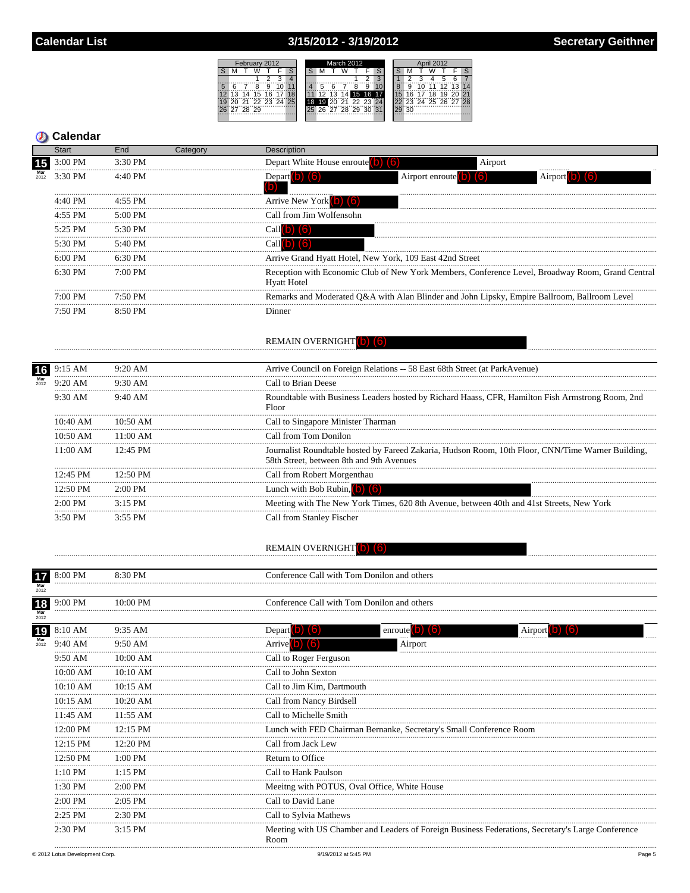# Calendar List — 3/15/2012 - 3/19/2012 — Secretary Geithner

## Calendar

| Date | Start | End | Category | Description |
|---|---|---|---|---|
| 15 Mar 2012 | 3:00 PM | 3:30 PM | | Depart White House enroute (b) (6) Airport |
| | 3:30 PM | 4:40 PM | | Depart (b) (6) Airport enroute (b) (6) Airport (b) (6) (b) |
| | 4:40 PM | 4:55 PM | | Arrive New York (b) (6) |
| | 4:55 PM | 5:00 PM | | Call from Jim Wolfensohn |
| | 5:25 PM | 5:30 PM | | Call (b) (6) |
| | 5:30 PM | 5:40 PM | | Call (b) (6) |
| | 6:00 PM | 6:30 PM | | Arrive Grand Hyatt Hotel, New York, 109 East 42nd Street |
| | 6:30 PM | 7:00 PM | | Reception with Economic Club of New York Members, Conference Level, Broadway Room, Grand Central Hyatt Hotel |
| | 7:00 PM | 7:50 PM | | Remarks and Moderated Q&A with Alan Blinder and John Lipsky, Empire Ballroom, Ballroom Level |
| | 7:50 PM | 8:50 PM | | Dinner |
| | | | | REMAIN OVERNIGHT (b) (6) |
| 16 Mar 2012 | 9:15 AM | 9:20 AM | | Arrive Council on Foreign Relations -- 58 East 68th Street (at ParkAvenue) |
| | 9:20 AM | 9:30 AM | | Call to Brian Deese |
| | 9:30 AM | 9:40 AM | | Roundtable with Business Leaders hosted by Richard Haass, CFR, Hamilton Fish Armstrong Room, 2nd Floor |
| | 10:40 AM | 10:50 AM | | Call to Singapore Minister Tharman |
| | 10:50 AM | 11:00 AM | | Call from Tom Donilon |
| | 11:00 AM | 12:45 PM | | Journalist Roundtable hosted by Fareed Zakaria, Hudson Room, 10th Floor, CNN/Time Warner Building, 58th Street, between 8th and 9th Avenues |
| | 12:45 PM | 12:50 PM | | Call from Robert Morgenthau |
| | 12:50 PM | 2:00 PM | | Lunch with Bob Rubin, (b) (6) |
| | 2:00 PM | 3:15 PM | | Meeting with The New York Times, 620 8th Avenue, between 40th and 41st Streets, New York |
| | 3:50 PM | 3:55 PM | | Call from Stanley Fischer |
| | | | | REMAIN OVERNIGHT (b) (6) |
| 17 Mar 2012 | 8:00 PM | 8:30 PM | | Conference Call with Tom Donilon and others |
| 18 Mar 2012 | 9:00 PM | 10:00 PM | | Conference Call with Tom Donilon and others |
| 19 Mar 2012 | 8:10 AM | 9:35 AM | | Depart (b) (6) enroute (b) (6) Airport (b) (6) |
| | 9:40 AM | 9:50 AM | | Arrive (b) (6) Airport |
| | 9:50 AM | 10:00 AM | | Call to Roger Ferguson |
| | 10:00 AM | 10:10 AM | | Call to John Sexton |
| | 10:10 AM | 10:15 AM | | Call to Jim Kim, Dartmouth |
| | 10:15 AM | 10:20 AM | | Call from Nancy Birdsell |
| | 11:45 AM | 11:55 AM | | Call to Michelle Smith |
| | 12:00 PM | 12:15 PM | | Lunch with FED Chairman Bernanke, Secretary's Small Conference Room |
| | 12:15 PM | 12:20 PM | | Call from Jack Lew |
| | 12:50 PM | 1:00 PM | | Return to Office |
| | 1:10 PM | 1:15 PM | | Call to Hank Paulson |
| | 1:30 PM | 2:00 PM | | Meeitng with POTUS, Oval Office, White House |
| | 2:00 PM | 2:05 PM | | Call to David Lane |
| | 2:25 PM | 2:30 PM | | Call to Sylvia Mathews |
| | 2:30 PM | 3:15 PM | | Meeting with US Chamber and Leaders of Foreign Business Federations, Secretary's Large Conference Room |

© 2012 Lotus Development Corp. — 9/19/2012 at 5:45 PM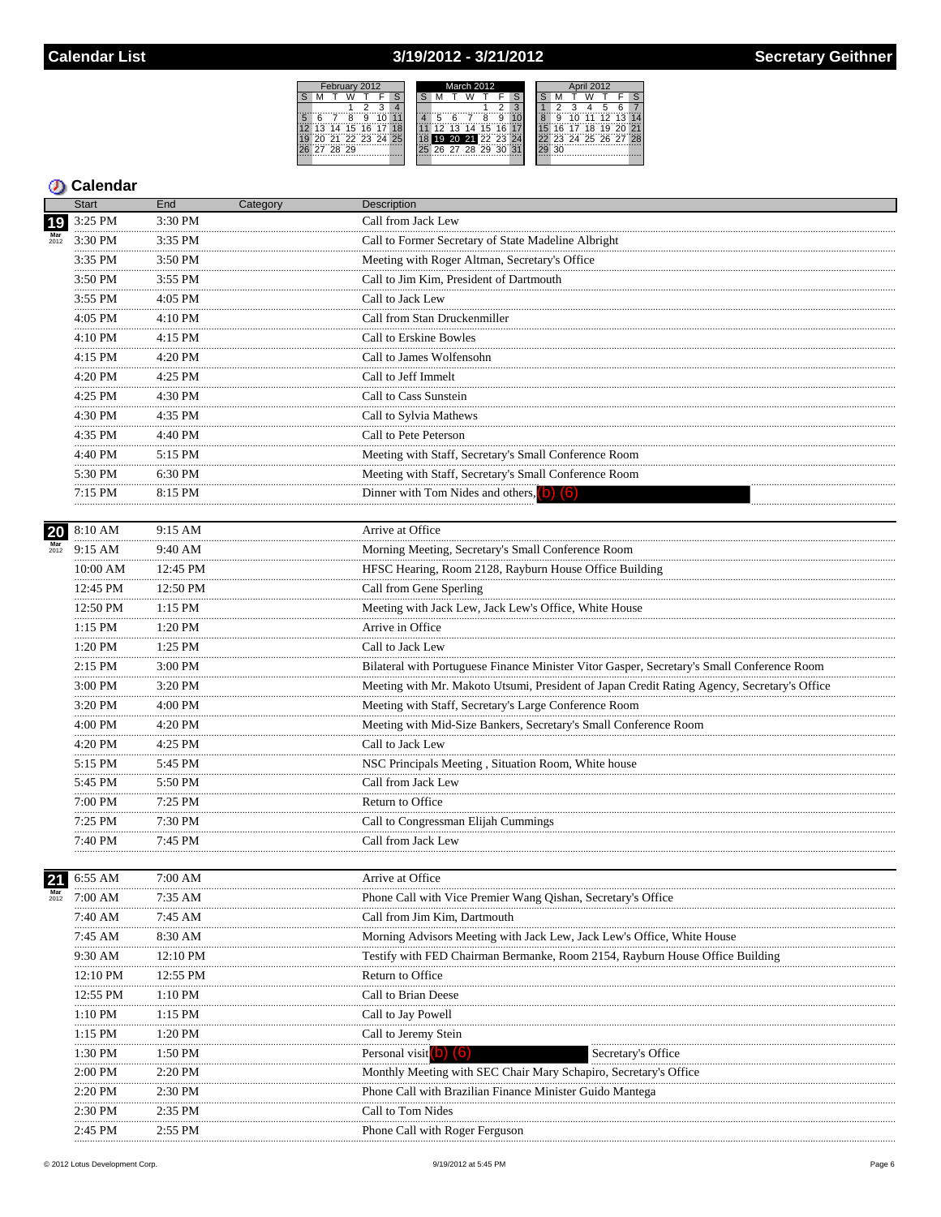# Calendar List — 3/19/2012 - 3/21/2012 — Secretary Geithner

## Calendar

| Date | Start | End | Category | Description |
|---|---|---|---|---|
| 19 Mar 2012 | 3:25 PM | 3:30 PM | | Call from Jack Lew |
| | 3:30 PM | 3:35 PM | | Call to Former Secretary of State Madeline Albright |
| | 3:35 PM | 3:50 PM | | Meeting with Roger Altman, Secretary's Office |
| | 3:50 PM | 3:55 PM | | Call to Jim Kim, President of Dartmouth |
| | 3:55 PM | 4:05 PM | | Call to Jack Lew |
| | 4:05 PM | 4:10 PM | | Call from Stan Druckenmiller |
| | 4:10 PM | 4:15 PM | | Call to Erskine Bowles |
| | 4:15 PM | 4:20 PM | | Call to James Wolfensohn |
| | 4:20 PM | 4:25 PM | | Call to Jeff Immelt |
| | 4:25 PM | 4:30 PM | | Call to Cass Sunstein |
| | 4:30 PM | 4:35 PM | | Call to Sylvia Mathews |
| | 4:35 PM | 4:40 PM | | Call to Pete Peterson |
| | 4:40 PM | 5:15 PM | | Meeting with Staff, Secretary's Small Conference Room |
| | 5:30 PM | 6:30 PM | | Meeting with Staff, Secretary's Small Conference Room |
| | 7:15 PM | 8:15 PM | | Dinner with Tom Nides and others, (b) (6) |
| 20 Mar 2012 | 8:10 AM | 9:15 AM | | Arrive at Office |
| | 9:15 AM | 9:40 AM | | Morning Meeting, Secretary's Small Conference Room |
| | 10:00 AM | 12:45 PM | | HFSC Hearing, Room 2128, Rayburn House Office Building |
| | 12:45 PM | 12:50 PM | | Call from Gene Sperling |
| | 12:50 PM | 1:15 PM | | Meeting with Jack Lew, Jack Lew's Office, White House |
| | 1:15 PM | 1:20 PM | | Arrive in Office |
| | 1:20 PM | 1:25 PM | | Call to Jack Lew |
| | 2:15 PM | 3:00 PM | | Bilateral with Portuguese Finance Minister Vitor Gasper, Secretary's Small Conference Room |
| | 3:00 PM | 3:20 PM | | Meeting with Mr. Makoto Utsumi, President of Japan Credit Rating Agency, Secretary's Office |
| | 3:20 PM | 4:00 PM | | Meeting with Staff, Secretary's Large Conference Room |
| | 4:00 PM | 4:20 PM | | Meeting with Mid-Size Bankers, Secretary's Small Conference Room |
| | 4:20 PM | 4:25 PM | | Call to Jack Lew |
| | 5:15 PM | 5:45 PM | | NSC Principals Meeting , Situation Room, White house |
| | 5:45 PM | 5:50 PM | | Call from Jack Lew |
| | 7:00 PM | 7:25 PM | | Return to Office |
| | 7:25 PM | 7:30 PM | | Call to Congressman Elijah Cummings |
| | 7:40 PM | 7:45 PM | | Call from Jack Lew |
| 21 Mar 2012 | 6:55 AM | 7:00 AM | | Arrive at Office |
| | 7:00 AM | 7:35 AM | | Phone Call with Vice Premier Wang Qishan, Secretary's Office |
| | 7:40 AM | 7:45 AM | | Call from Jim Kim, Dartmouth |
| | 7:45 AM | 8:30 AM | | Morning Advisors Meeting with Jack Lew, Jack Lew's Office, White House |
| | 9:30 AM | 12:10 PM | | Testify with FED Chairman Bermanke, Room 2154, Rayburn House Office Building |
| | 12:10 PM | 12:55 PM | | Return to Office |
| | 12:55 PM | 1:10 PM | | Call to Brian Deese |
| | 1:10 PM | 1:15 PM | | Call to Jay Powell |
| | 1:15 PM | 1:20 PM | | Call to Jeremy Stein |
| | 1:30 PM | 1:50 PM | | Personal visit (b) (6) Secretary's Office |
| | 2:00 PM | 2:20 PM | | Monthly Meeting with SEC Chair Mary Schapiro, Secretary's Office |
| | 2:20 PM | 2:30 PM | | Phone Call with Brazilian Finance Minister Guido Mantega |
| | 2:30 PM | 2:35 PM | | Call to Tom Nides |
| | 2:45 PM | 2:55 PM | | Phone Call with Roger Ferguson |

© 2012 Lotus Development Corp. 9/19/2012 at 5:45 PM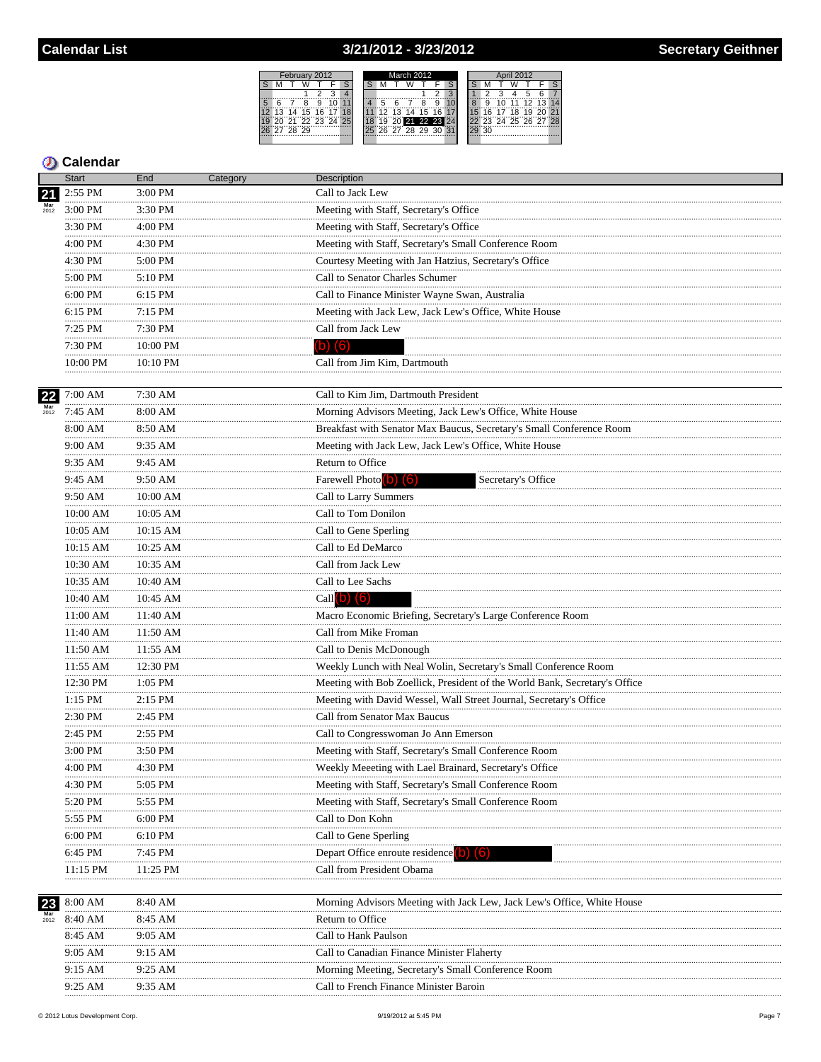## Calendar List — 3/21/2012 - 3/23/2012 — Secretary Geithner

## Calendar

| Date | Start | End | Category | Description |
|---|---|---|---|---|
| 21 Mar 2012 | 2:55 PM | 3:00 PM | | Call to Jack Lew |
| | 3:00 PM | 3:30 PM | | Meeting with Staff, Secretary's Office |
| | 3:30 PM | 4:00 PM | | Meeting with Staff, Secretary's Office |
| | 4:00 PM | 4:30 PM | | Meeting with Staff, Secretary's Small Conference Room |
| | 4:30 PM | 5:00 PM | | Courtesy Meeting with Jan Hatzius, Secretary's Office |
| | 5:00 PM | 5:10 PM | | Call to Senator Charles Schumer |
| | 6:00 PM | 6:15 PM | | Call to Finance Minister Wayne Swan, Australia |
| | 6:15 PM | 7:15 PM | | Meeting with Jack Lew, Jack Lew's Office, White House |
| | 7:25 PM | 7:30 PM | | Call from Jack Lew |
| | 7:30 PM | 10:00 PM | | (b) (6) |
| | 10:00 PM | 10:10 PM | | Call from Jim Kim, Dartmouth |
| 22 Mar 2012 | 7:00 AM | 7:30 AM | | Call to Kim Jim, Dartmouth President |
| | 7:45 AM | 8:00 AM | | Morning Advisors Meeting, Jack Lew's Office, White House |
| | 8:00 AM | 8:50 AM | | Breakfast with Senator Max Baucus, Secretary's Small Conference Room |
| | 9:00 AM | 9:35 AM | | Meeting with Jack Lew, Jack Lew's Office, White House |
| | 9:35 AM | 9:45 AM | | Return to Office |
| | 9:45 AM | 9:50 AM | | Farewell Photo (b) (6) Secretary's Office |
| | 9:50 AM | 10:00 AM | | Call to Larry Summers |
| | 10:00 AM | 10:05 AM | | Call to Tom Donilon |
| | 10:05 AM | 10:15 AM | | Call to Gene Sperling |
| | 10:15 AM | 10:25 AM | | Call to Ed DeMarco |
| | 10:30 AM | 10:35 AM | | Call from Jack Lew |
| | 10:35 AM | 10:40 AM | | Call to Lee Sachs |
| | 10:40 AM | 10:45 AM | | Call (b) (6) |
| | 11:00 AM | 11:40 AM | | Macro Economic Briefing, Secretary's Large Conference Room |
| | 11:40 AM | 11:50 AM | | Call from Mike Froman |
| | 11:50 AM | 11:55 AM | | Call to Denis McDonough |
| | 11:55 AM | 12:30 PM | | Weekly Lunch with Neal Wolin, Secretary's Small Conference Room |
| | 12:30 PM | 1:05 PM | | Meeting with Bob Zoellick, President of the World Bank, Secretary's Office |
| | 1:15 PM | 2:15 PM | | Meeting with David Wessel, Wall Street Journal, Secretary's Office |
| | 2:30 PM | 2:45 PM | | Call from Senator Max Baucus |
| | 2:45 PM | 2:55 PM | | Call to Congresswoman Jo Ann Emerson |
| | 3:00 PM | 3:50 PM | | Meeting with Staff, Secretary's Small Conference Room |
| | 4:00 PM | 4:30 PM | | Weekly Meeeting with Lael Brainard, Secretary's Office |
| | 4:30 PM | 5:05 PM | | Meeting with Staff, Secretary's Small Conference Room |
| | 5:20 PM | 5:55 PM | | Meeting with Staff, Secretary's Small Conference Room |
| | 5:55 PM | 6:00 PM | | Call to Don Kohn |
| | 6:00 PM | 6:10 PM | | Call to Gene Sperling |
| | 6:45 PM | 7:45 PM | | Depart Office enroute residence (b) (6) |
| | 11:15 PM | 11:25 PM | | Call from President Obama |
| 23 Mar 2012 | 8:00 AM | 8:40 AM | | Morning Advisors Meeting with Jack Lew, Jack Lew's Office, White House |
| | 8:40 AM | 8:45 AM | | Return to Office |
| | 8:45 AM | 9:05 AM | | Call to Hank Paulson |
| | 9:05 AM | 9:15 AM | | Call to Canadian Finance Minister Flaherty |
| | 9:15 AM | 9:25 AM | | Morning Meeting, Secretary's Small Conference Room |
| | 9:25 AM | 9:35 AM | | Call to French Finance Minister Baroin |

© 2012 Lotus Development Corp. 9/19/2012 at 5:45 PM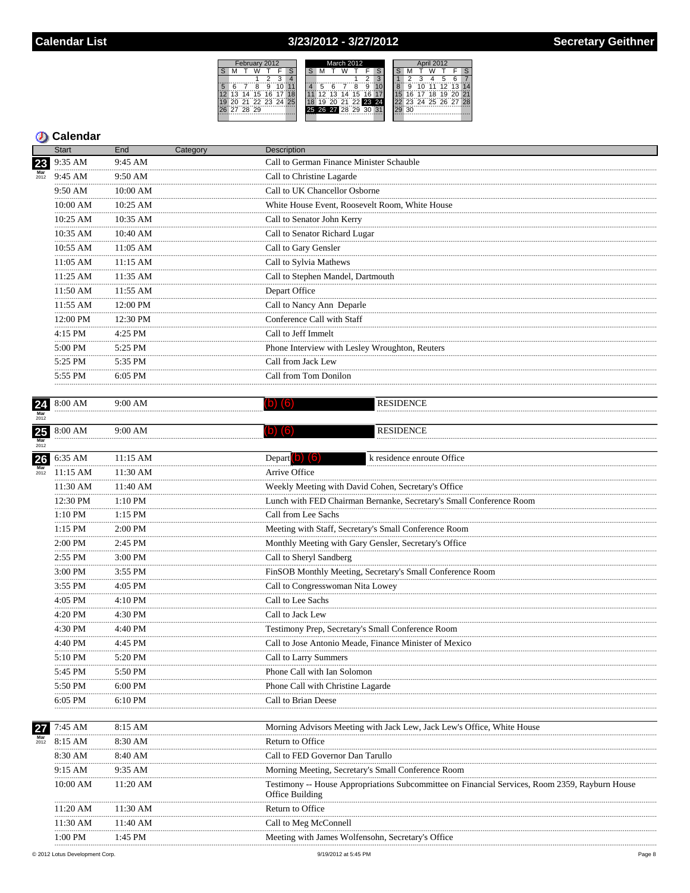# Calendar List — 3/23/2012 - 3/27/2012 — Secretary Geithner

## Calendar

| Date | Start | End | Category | Description |
|---|---|---|---|---|
| 23 Mar 2012 | 9:35 AM | 9:45 AM | | Call to German Finance Minister Schauble |
| | 9:45 AM | 9:50 AM | | Call to Christine Lagarde |
| | 9:50 AM | 10:00 AM | | Call to UK Chancellor Osborne |
| | 10:00 AM | 10:25 AM | | White House Event, Roosevelt Room, White House |
| | 10:25 AM | 10:35 AM | | Call to Senator John Kerry |
| | 10:35 AM | 10:40 AM | | Call to Senator Richard Lugar |
| | 10:55 AM | 11:05 AM | | Call to Gary Gensler |
| | 11:05 AM | 11:15 AM | | Call to Sylvia Mathews |
| | 11:25 AM | 11:35 AM | | Call to Stephen Mandel, Dartmouth |
| | 11:50 AM | 11:55 AM | | Depart Office |
| | 11:55 AM | 12:00 PM | | Call to Nancy Ann Deparle |
| | 12:00 PM | 12:30 PM | | Conference Call with Staff |
| | 4:15 PM | 4:25 PM | | Call to Jeff Immelt |
| | 5:00 PM | 5:25 PM | | Phone Interview with Lesley Wroughton, Reuters |
| | 5:25 PM | 5:35 PM | | Call from Jack Lew |
| | 5:55 PM | 6:05 PM | | Call from Tom Donilon |
| 24 Mar 2012 | 8:00 AM | 9:00 AM | | (b) (6) RESIDENCE |
| 25 Mar 2012 | 8:00 AM | 9:00 AM | | (b) (6) RESIDENCE |
| 26 Mar 2012 | 6:35 AM | 11:15 AM | | Depart (b) (6) k residence enroute Office |
| | 11:15 AM | 11:30 AM | | Arrive Office |
| | 11:30 AM | 11:40 AM | | Weekly Meeting with David Cohen, Secretary's Office |
| | 12:30 PM | 1:10 PM | | Lunch with FED Chairman Bernanke, Secretary's Small Conference Room |
| | 1:10 PM | 1:15 PM | | Call from Lee Sachs |
| | 1:15 PM | 2:00 PM | | Meeting with Staff, Secretary's Small Conference Room |
| | 2:00 PM | 2:45 PM | | Monthly Meeting with Gary Gensler, Secretary's Office |
| | 2:55 PM | 3:00 PM | | Call to Sheryl Sandberg |
| | 3:00 PM | 3:55 PM | | FinSOB Monthly Meeting, Secretary's Small Conference Room |
| | 3:55 PM | 4:05 PM | | Call to Congresswoman Nita Lowey |
| | 4:05 PM | 4:10 PM | | Call to Lee Sachs |
| | 4:20 PM | 4:30 PM | | Call to Jack Lew |
| | 4:30 PM | 4:40 PM | | Testimony Prep, Secretary's Small Conference Room |
| | 4:40 PM | 4:45 PM | | Call to Jose Antonio Meade, Finance Minister of Mexico |
| | 5:10 PM | 5:20 PM | | Call to Larry Summers |
| | 5:45 PM | 5:50 PM | | Phone Call with Ian Solomon |
| | 5:50 PM | 6:00 PM | | Phone Call with Christine Lagarde |
| | 6:05 PM | 6:10 PM | | Call to Brian Deese |
| 27 Mar 2012 | 7:45 AM | 8:15 AM | | Morning Advisors Meeting with Jack Lew, Jack Lew's Office, White House |
| | 8:15 AM | 8:30 AM | | Return to Office |
| | 8:30 AM | 8:40 AM | | Call to FED Governor Dan Tarullo |
| | 9:15 AM | 9:35 AM | | Morning Meeting, Secretary's Small Conference Room |
| | 10:00 AM | 11:20 AM | | Testimony -- House Appropriations Subcommittee on Financial Services, Room 2359, Rayburn House Office Building |
| | 11:20 AM | 11:30 AM | | Return to Office |
| | 11:30 AM | 11:40 AM | | Call to Meg McConnell |
| | 1:00 PM | 1:45 PM | | Meeting with James Wolfensohn, Secretary's Office |

© 2012 Lotus Development Corp. 9/19/2012 at 5:45 PM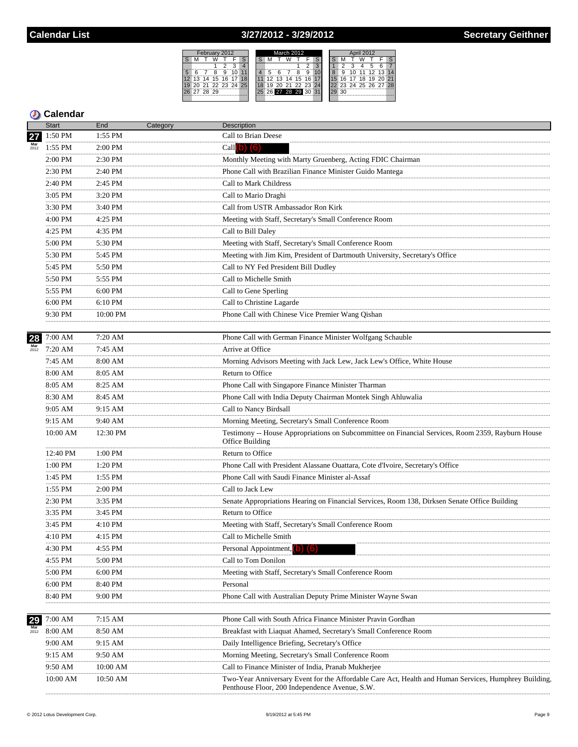# Calendar List — 3/27/2012 - 3/29/2012 — Secretary Geithner

## Calendar

| Date | Start | End | Category | Description |
|---|---|---|---|---|
| 27 Mar 2012 | 1:50 PM | 1:55 PM | | Call to Brian Deese |
| | 1:55 PM | 2:00 PM | | Call (b) (6) |
| | 2:00 PM | 2:30 PM | | Monthly Meeting with Marty Gruenberg, Acting FDIC Chairman |
| | 2:30 PM | 2:40 PM | | Phone Call with Brazilian Finance Minister Guido Mantega |
| | 2:40 PM | 2:45 PM | | Call to Mark Childress |
| | 3:05 PM | 3:20 PM | | Call to Mario Draghi |
| | 3:30 PM | 3:40 PM | | Call from USTR Ambassador Ron Kirk |
| | 4:00 PM | 4:25 PM | | Meeting with Staff, Secretary's Small Conference Room |
| | 4:25 PM | 4:35 PM | | Call to Bill Daley |
| | 5:00 PM | 5:30 PM | | Meeting with Staff, Secretary's Small Conference Room |
| | 5:30 PM | 5:45 PM | | Meeting with Jim Kim, President of Dartmouth University, Secretary's Office |
| | 5:45 PM | 5:50 PM | | Call to NY Fed President Bill Dudley |
| | 5:50 PM | 5:55 PM | | Call to Michelle Smith |
| | 5:55 PM | 6:00 PM | | Call to Gene Sperling |
| | 6:00 PM | 6:10 PM | | Call to Christine Lagarde |
| | 9:30 PM | 10:00 PM | | Phone Call with Chinese Vice Premier Wang Qishan |
| 28 Mar 2012 | 7:00 AM | 7:20 AM | | Phone Call with German Finance Minister Wolfgang Schauble |
| | 7:20 AM | 7:45 AM | | Arrive at Office |
| | 7:45 AM | 8:00 AM | | Morning Advisors Meeting with Jack Lew, Jack Lew's Office, White House |
| | 8:00 AM | 8:05 AM | | Return to Office |
| | 8:05 AM | 8:25 AM | | Phone Call with Singapore Finance Minister Tharman |
| | 8:30 AM | 8:45 AM | | Phone Call with India Deputy Chairman Montek Singh Ahluwalia |
| | 9:05 AM | 9:15 AM | | Call to Nancy Birdsall |
| | 9:15 AM | 9:40 AM | | Morning Meeting, Secretary's Small Conference Room |
| | 10:00 AM | 12:30 PM | | Testimony -- House Appropriations on Subcommittee on Financial Services, Room 2359, Rayburn House Office Building |
| | 12:40 PM | 1:00 PM | | Return to Office |
| | 1:00 PM | 1:20 PM | | Phone Call with President Alassane Ouattara, Cote d'Ivoire, Secretary's Office |
| | 1:45 PM | 1:55 PM | | Phone Call with Saudi Finance Minister al-Assaf |
| | 1:55 PM | 2:00 PM | | Call to Jack Lew |
| | 2:30 PM | 3:35 PM | | Senate Appropriations Hearing on Financial Services, Room 138, Dirksen Senate Office Building |
| | 3:35 PM | 3:45 PM | | Return to Office |
| | 3:45 PM | 4:10 PM | | Meeting with Staff, Secretary's Small Conference Room |
| | 4:10 PM | 4:15 PM | | Call to Michelle Smith |
| | 4:30 PM | 4:55 PM | | Personal Appointment, (b) (6) |
| | 4:55 PM | 5:00 PM | | Call to Tom Donilon |
| | 5:00 PM | 6:00 PM | | Meeting with Staff, Secretary's Small Conference Room |
| | 6:00 PM | 8:40 PM | | Personal |
| | 8:40 PM | 9:00 PM | | Phone Call with Australian Deputy Prime Minister Wayne Swan |
| 29 Mar 2012 | 7:00 AM | 7:15 AM | | Phone Call with South Africa Finance Minister Pravin Gordhan |
| | 8:00 AM | 8:50 AM | | Breakfast with Liaquat Ahamed, Secretary's Small Conference Room |
| | 9:00 AM | 9:15 AM | | Daily Intelligence Briefing, Secretary's Office |
| | 9:15 AM | 9:50 AM | | Morning Meeting, Secretary's Small Conference Room |
| | 9:50 AM | 10:00 AM | | Call to Finance Minister of India, Pranab Mukherjee |
| | 10:00 AM | 10:50 AM | | Two-Year Anniversary Event for the Affordable Care Act, Health and Human Services, Humphrey Building, Penthouse Floor, 200 Independence Avenue, S.W. |

© 2012 Lotus Development Corp. — 9/19/2012 at 5:45 PM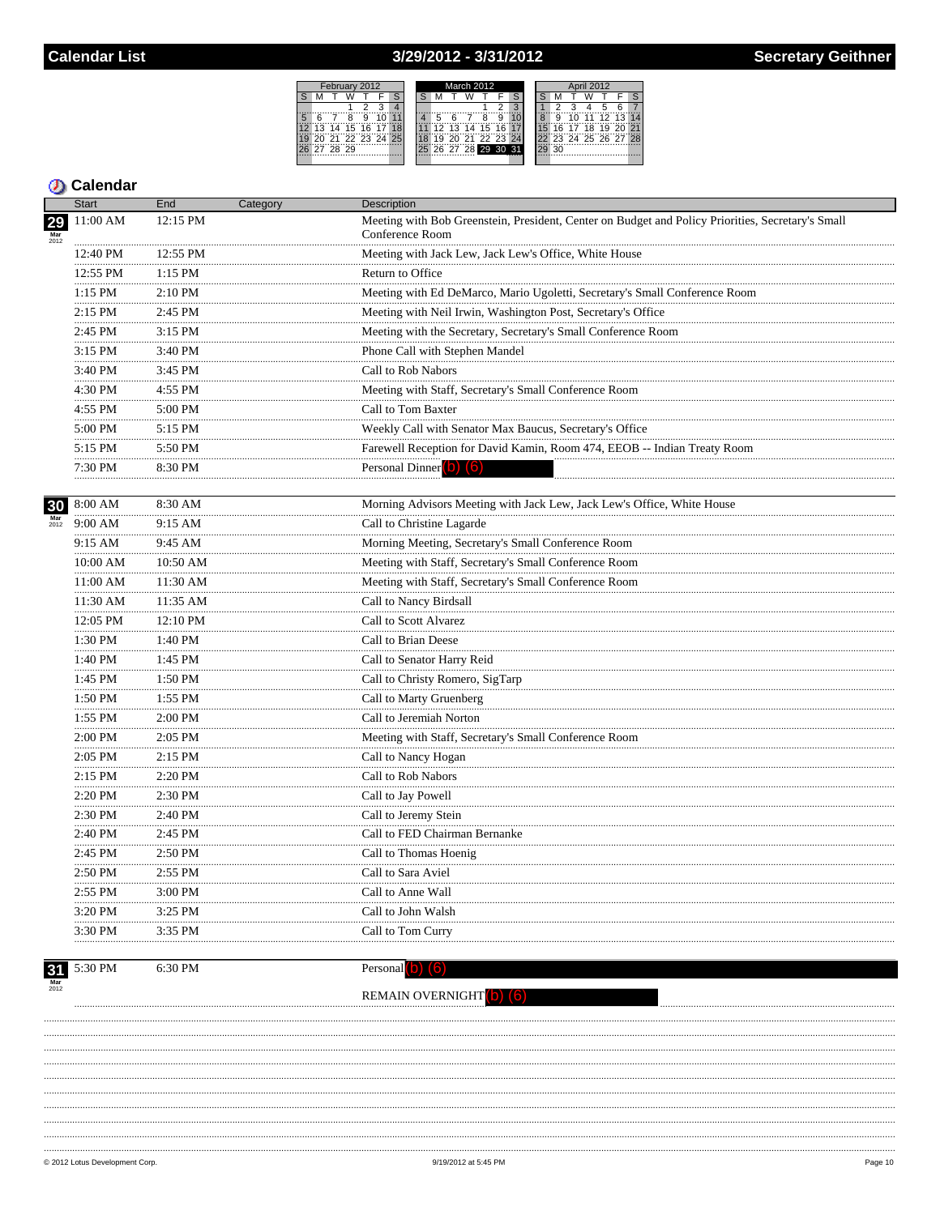# Calendar List

## 3/29/2012 - 3/31/2012

## Secretary Geithner

## Calendar

| Date | Start | End | Category | Description |
|---|---|---|---|---|
| 29 Mar 2012 | 11:00 AM | 12:15 PM | | Meeting with Bob Greenstein, President, Center on Budget and Policy Priorities, Secretary's Small Conference Room |
| | 12:40 PM | 12:55 PM | | Meeting with Jack Lew, Jack Lew's Office, White House |
| | 12:55 PM | 1:15 PM | | Return to Office |
| | 1:15 PM | 2:10 PM | | Meeting with Ed DeMarco, Mario Ugoletti, Secretary's Small Conference Room |
| | 2:15 PM | 2:45 PM | | Meeting with Neil Irwin, Washington Post, Secretary's Office |
| | 2:45 PM | 3:15 PM | | Meeting with the Secretary, Secretary's Small Conference Room |
| | 3:15 PM | 3:40 PM | | Phone Call with Stephen Mandel |
| | 3:40 PM | 3:45 PM | | Call to Rob Nabors |
| | 4:30 PM | 4:55 PM | | Meeting with Staff, Secretary's Small Conference Room |
| | 4:55 PM | 5:00 PM | | Call to Tom Baxter |
| | 5:00 PM | 5:15 PM | | Weekly Call with Senator Max Baucus, Secretary's Office |
| | 5:15 PM | 5:50 PM | | Farewell Reception for David Kamin, Room 474, EEOB -- Indian Treaty Room |
| | 7:30 PM | 8:30 PM | | Personal Dinner (b) (6) |
| 30 Mar 2012 | 8:00 AM | 8:30 AM | | Morning Advisors Meeting with Jack Lew, Jack Lew's Office, White House |
| | 9:00 AM | 9:15 AM | | Call to Christine Lagarde |
| | 9:15 AM | 9:45 AM | | Morning Meeting, Secretary's Small Conference Room |
| | 10:00 AM | 10:50 AM | | Meeting with Staff, Secretary's Small Conference Room |
| | 11:00 AM | 11:30 AM | | Meeting with Staff, Secretary's Small Conference Room |
| | 11:30 AM | 11:35 AM | | Call to Nancy Birdsall |
| | 12:05 PM | 12:10 PM | | Call to Scott Alvarez |
| | 1:30 PM | 1:40 PM | | Call to Brian Deese |
| | 1:40 PM | 1:45 PM | | Call to Senator Harry Reid |
| | 1:45 PM | 1:50 PM | | Call to Christy Romero, SigTarp |
| | 1:50 PM | 1:55 PM | | Call to Marty Gruenberg |
| | 1:55 PM | 2:00 PM | | Call to Jeremiah Norton |
| | 2:00 PM | 2:05 PM | | Meeting with Staff, Secretary's Small Conference Room |
| | 2:05 PM | 2:15 PM | | Call to Nancy Hogan |
| | 2:15 PM | 2:20 PM | | Call to Rob Nabors |
| | 2:20 PM | 2:30 PM | | Call to Jay Powell |
| | 2:30 PM | 2:40 PM | | Call to Jeremy Stein |
| | 2:40 PM | 2:45 PM | | Call to FED Chairman Bernanke |
| | 2:45 PM | 2:50 PM | | Call to Thomas Hoenig |
| | 2:50 PM | 2:55 PM | | Call to Sara Aviel |
| | 2:55 PM | 3:00 PM | | Call to Anne Wall |
| | 3:20 PM | 3:25 PM | | Call to John Walsh |
| | 3:30 PM | 3:35 PM | | Call to Tom Curry |
| 31 Mar 2012 | 5:30 PM | 6:30 PM | | Personal (b) (6) REMAIN OVERNIGHT (b) (6) |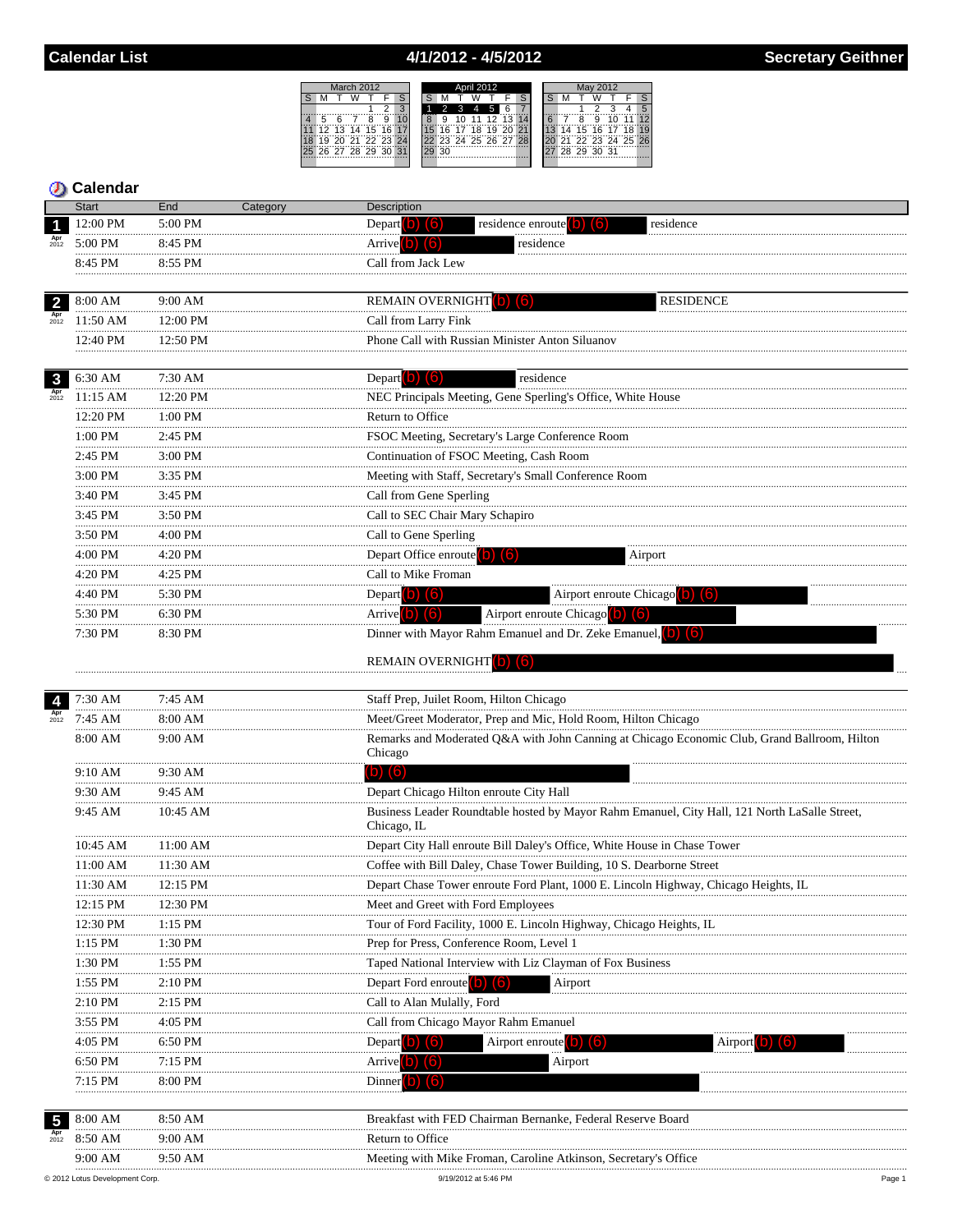# Calendar List — 4/1/2012 - 4/5/2012 — Secretary Geithner

## Calendar

| Date | Start | End | Category | Description |
|---|---|---|---|---|
| 1 Apr 2012 | 12:00 PM | 5:00 PM | | Depart (b) (6) residence enroute (b) (6) residence |
| | 5:00 PM | 8:45 PM | | Arrive (b) (6) residence |
| | 8:45 PM | 8:55 PM | | Call from Jack Lew |
| 2 Apr 2012 | 8:00 AM | 9:00 AM | | REMAIN OVERNIGHT (b) (6) RESIDENCE |
| | 11:50 AM | 12:00 PM | | Call from Larry Fink |
| | 12:40 PM | 12:50 PM | | Phone Call with Russian Minister Anton Siluanov |
| 3 Apr 2012 | 6:30 AM | 7:30 AM | | Depart (b) (6) residence |
| | 11:15 AM | 12:20 PM | | NEC Principals Meeting, Gene Sperling's Office, White House |
| | 12:20 PM | 1:00 PM | | Return to Office |
| | 1:00 PM | 2:45 PM | | FSOC Meeting, Secretary's Large Conference Room |
| | 2:45 PM | 3:00 PM | | Continuation of FSOC Meeting, Cash Room |
| | 3:00 PM | 3:35 PM | | Meeting with Staff, Secretary's Small Conference Room |
| | 3:40 PM | 3:45 PM | | Call from Gene Sperling |
| | 3:45 PM | 3:50 PM | | Call to SEC Chair Mary Schapiro |
| | 3:50 PM | 4:00 PM | | Call to Gene Sperling |
| | 4:00 PM | 4:20 PM | | Depart Office enroute (b) (6) Airport |
| | 4:20 PM | 4:25 PM | | Call to Mike Froman |
| | 4:40 PM | 5:30 PM | | Depart (b) (6) Airport enroute Chicago (b) (6) |
| | 5:30 PM | 6:30 PM | | Arrive (b) (6) Airport enroute Chicago (b) (6) |
| | 7:30 PM | 8:30 PM | | Dinner with Mayor Rahm Emanuel and Dr. Zeke Emanuel, (b) (6) |
| | | | | REMAIN OVERNIGHT (b) (6) |
| 4 Apr 2012 | 7:30 AM | 7:45 AM | | Staff Prep, Juilet Room, Hilton Chicago |
| | 7:45 AM | 8:00 AM | | Meet/Greet Moderator, Prep and Mic, Hold Room, Hilton Chicago |
| | 8:00 AM | 9:00 AM | | Remarks and Moderated Q&A with John Canning at Chicago Economic Club, Grand Ballroom, Hilton Chicago |
| | 9:10 AM | 9:30 AM | | (b) (6) |
| | 9:30 AM | 9:45 AM | | Depart Chicago Hilton enroute City Hall |
| | 9:45 AM | 10:45 AM | | Business Leader Roundtable hosted by Mayor Rahm Emanuel, City Hall, 121 North LaSalle Street, Chicago, IL |
| | 10:45 AM | 11:00 AM | | Depart City Hall enroute Bill Daley's Office, White House in Chase Tower |
| | 11:00 AM | 11:30 AM | | Coffee with Bill Daley, Chase Tower Building, 10 S. Dearborne Street |
| | 11:30 AM | 12:15 PM | | Depart Chase Tower enroute Ford Plant, 1000 E. Lincoln Highway, Chicago Heights, IL |
| | 12:15 PM | 12:30 PM | | Meet and Greet with Ford Employees |
| | 12:30 PM | 1:15 PM | | Tour of Ford Facility, 1000 E. Lincoln Highway, Chicago Heights, IL |
| | 1:15 PM | 1:30 PM | | Prep for Press, Conference Room, Level 1 |
| | 1:30 PM | 1:55 PM | | Taped National Interview with Liz Clayman of Fox Business |
| | 1:55 PM | 2:10 PM | | Depart Ford enroute (b) (6) Airport |
| | 2:10 PM | 2:15 PM | | Call to Alan Mulally, Ford |
| | 3:55 PM | 4:05 PM | | Call from Chicago Mayor Rahm Emanuel |
| | 4:05 PM | 6:50 PM | | Depart (b) (6) Airport enroute (b) (6) Airport (b) (6) |
| | 6:50 PM | 7:15 PM | | Arrive (b) (6) Airport |
| | 7:15 PM | 8:00 PM | | Dinner (b) (6) |
| 5 Apr 2012 | 8:00 AM | 8:50 AM | | Breakfast with FED Chairman Bernanke, Federal Reserve Board |
| | 8:50 AM | 9:00 AM | | Return to Office |
| | 9:00 AM | 9:50 AM | | Meeting with Mike Froman, Caroline Atkinson, Secretary's Office |

© 2012 Lotus Development Corp. — 9/19/2012 at 5:46 PM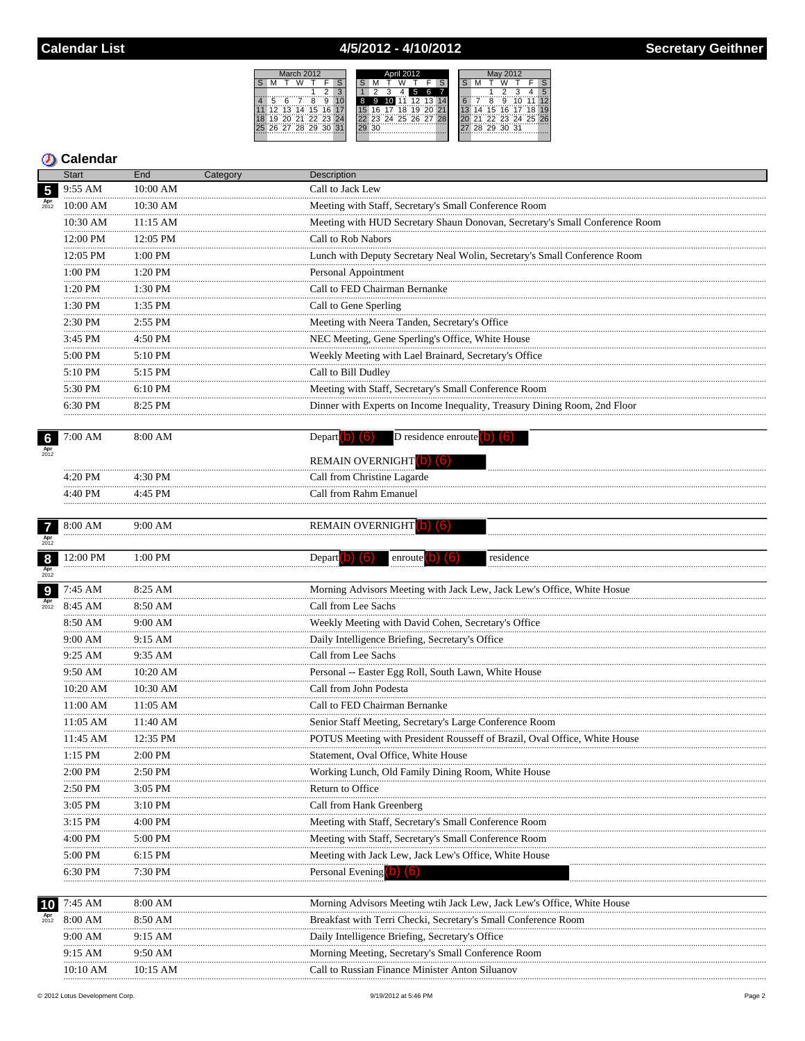# Calendar List — 4/5/2012 - 4/10/2012 — Secretary Geithner

| March 2012 | | | | | | |
|---|---|---|---|---|---|---|
| S | M | T | W | T | F | S |
| | | | | 1 | 2 | 3 |
| 4 | 5 | 6 | 7 | 8 | 9 | 10 |
| 11 | 12 | 13 | 14 | 15 | 16 | 17 |
| 18 | 19 | 20 | 21 | 22 | 23 | 24 |
| 25 | 26 | 27 | 28 | 29 | 30 | 31 |

| April 2012 | | | | | | |
|---|---|---|---|---|---|---|
| S | M | T | W | T | F | S |
| 1 | 2 | 3 | 4 | 5 | 6 | 7 |
| 8 | 9 | 10 | 11 | 12 | 13 | 14 |
| 15 | 16 | 17 | 18 | 19 | 20 | 21 |
| 22 | 23 | 24 | 25 | 26 | 27 | 28 |
| 29 | 30 | | | | | |

| May 2012 | | | | | | |
|---|---|---|---|---|---|---|
| S | M | T | W | T | F | S |
| | | 1 | 2 | 3 | 4 | 5 |
| 6 | 7 | 8 | 9 | 10 | 11 | 12 |
| 13 | 14 | 15 | 16 | 17 | 18 | 19 |
| 20 | 21 | 22 | 23 | 24 | 25 | 26 |
| 27 | 28 | 29 | 30 | 31 | | |

## Calendar

| Date | Start | End | Category | Description |
|---|---|---|---|---|
| 5 Apr 2012 | 9:55 AM | 10:00 AM | | Call to Jack Lew |
| | 10:00 AM | 10:30 AM | | Meeting with Staff, Secretary's Small Conference Room |
| | 10:30 AM | 11:15 AM | | Meeting with HUD Secretary Shaun Donovan, Secretary's Small Conference Room |
| | 12:00 PM | 12:05 PM | | Call to Rob Nabors |
| | 12:05 PM | 1:00 PM | | Lunch with Deputy Secretary Neal Wolin, Secretary's Small Conference Room |
| | 1:00 PM | 1:20 PM | | Personal Appointment |
| | 1:20 PM | 1:30 PM | | Call to FED Chairman Bernanke |
| | 1:30 PM | 1:35 PM | | Call to Gene Sperling |
| | 2:30 PM | 2:55 PM | | Meeting with Neera Tanden, Secretary's Office |
| | 3:45 PM | 4:50 PM | | NEC Meeting, Gene Sperling's Office, White House |
| | 5:00 PM | 5:10 PM | | Weekly Meeting with Lael Brainard, Secretary's Office |
| | 5:10 PM | 5:15 PM | | Call to Bill Dudley |
| | 5:30 PM | 6:10 PM | | Meeting with Staff, Secretary's Small Conference Room |
| | 6:30 PM | 8:25 PM | | Dinner with Experts on Income Inequality, Treasury Dining Room, 2nd Floor |
| 6 Apr 2012 | 7:00 AM | 8:00 AM | | Depart (b) (6) D residence enroute (b) (6) |
| | | | | REMAIN OVERNIGHT (b) (6) |
| | 4:20 PM | 4:30 PM | | Call from Christine Lagarde |
| | 4:40 PM | 4:45 PM | | Call from Rahm Emanuel |
| 7 Apr 2012 | 8:00 AM | 9:00 AM | | REMAIN OVERNIGHT (b) (6) |
| 8 Apr 2012 | 12:00 PM | 1:00 PM | | Depart (b) (6) enroute (b) (6) residence |
| 9 Apr 2012 | 7:45 AM | 8:25 AM | | Morning Advisors Meeting with Jack Lew, Jack Lew's Office, White Hosue |
| | 8:45 AM | 8:50 AM | | Call from Lee Sachs |
| | 8:50 AM | 9:00 AM | | Weekly Meeting with David Cohen, Secretary's Office |
| | 9:00 AM | 9:15 AM | | Daily Intelligence Briefing, Secretary's Office |
| | 9:25 AM | 9:35 AM | | Call from Lee Sachs |
| | 9:50 AM | 10:20 AM | | Personal -- Easter Egg Roll, South Lawn, White House |
| | 10:20 AM | 10:30 AM | | Call from John Podesta |
| | 11:00 AM | 11:05 AM | | Call to FED Chairman Bernanke |
| | 11:05 AM | 11:40 AM | | Senior Staff Meeting, Secretary's Large Conference Room |
| | 11:45 AM | 12:35 PM | | POTUS Meeting with President Rousseff of Brazil, Oval Office, White House |
| | 1:15 PM | 2:00 PM | | Statement, Oval Office, White House |
| | 2:00 PM | 2:50 PM | | Working Lunch, Old Family Dining Room, White House |
| | 2:50 PM | 3:05 PM | | Return to Office |
| | 3:05 PM | 3:10 PM | | Call from Hank Greenberg |
| | 3:15 PM | 4:00 PM | | Meeting with Staff, Secretary's Small Conference Room |
| | 4:00 PM | 5:00 PM | | Meeting with Staff, Secretary's Small Conference Room |
| | 5:00 PM | 6:15 PM | | Meeting with Jack Lew, Jack Lew's Office, White House |
| | 6:30 PM | 7:30 PM | | Personal Evening (b) (6) |
| 10 Apr 2012 | 7:45 AM | 8:00 AM | | Morning Advisors Meeting wtih Jack Lew, Jack Lew's Office, White House |
| | 8:00 AM | 8:50 AM | | Breakfast with Terri Checki, Secretary's Small Conference Room |
| | 9:00 AM | 9:15 AM | | Daily Intelligence Briefing, Secretary's Office |
| | 9:15 AM | 9:50 AM | | Morning Meeting, Secretary's Small Conference Room |
| | 10:10 AM | 10:15 AM | | Call to Russian Finance Minister Anton Siluanov |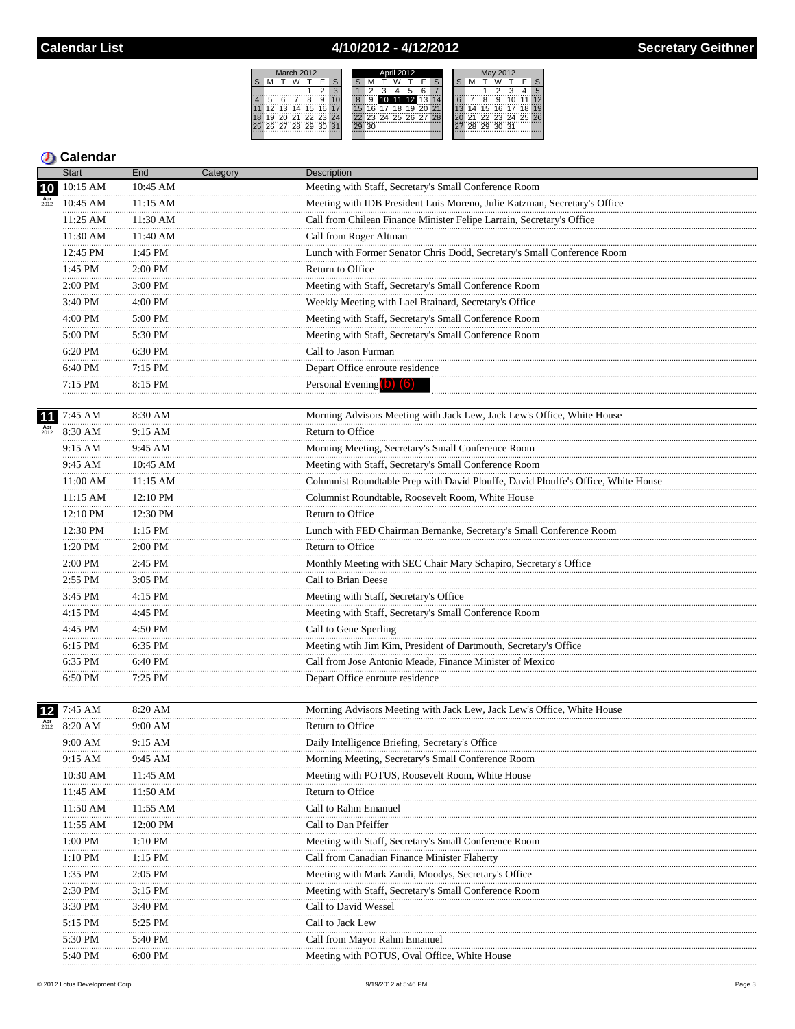# Calendar List — 4/10/2012 - 4/12/2012 — Secretary Geithner

| March 2012 | | | | | | |
|---|---|---|---|---|---|---|
| S | M | T | W | T | F | S |
| | | | | 1 | 2 | 3 |
| 4 | 5 | 6 | 7 | 8 | 9 | 10 |
| 11 | 12 | 13 | 14 | 15 | 16 | 17 |
| 18 | 19 | 20 | 21 | 22 | 23 | 24 |
| 25 | 26 | 27 | 28 | 29 | 30 | 31 |

| April 2012 | | | | | | |
|---|---|---|---|---|---|---|
| S | M | T | W | T | F | S |
| 1 | 2 | 3 | 4 | 5 | 6 | 7 |
| 8 | 9 | 10 | 11 | 12 | 13 | 14 |
| 15 | 16 | 17 | 18 | 19 | 20 | 21 |
| 22 | 23 | 24 | 25 | 26 | 27 | 28 |
| 29 | 30 | | | | | |

| May 2012 | | | | | | |
|---|---|---|---|---|---|---|
| S | M | T | W | T | F | S |
| | | 1 | 2 | 3 | 4 | 5 |
| 6 | 7 | 8 | 9 | 10 | 11 | 12 |
| 13 | 14 | 15 | 16 | 17 | 18 | 19 |
| 20 | 21 | 22 | 23 | 24 | 25 | 26 |
| 27 | 28 | 29 | 30 | 31 | | |

## Calendar

| Date | Start | End | Category | Description |
|---|---|---|---|---|
| 10 Apr 2012 | 10:15 AM | 10:45 AM | | Meeting with Staff, Secretary's Small Conference Room |
| | 10:45 AM | 11:15 AM | | Meeting with IDB President Luis Moreno, Julie Katzman, Secretary's Office |
| | 11:25 AM | 11:30 AM | | Call from Chilean Finance Minister Felipe Larrain, Secretary's Office |
| | 11:30 AM | 11:40 AM | | Call from Roger Altman |
| | 12:45 PM | 1:45 PM | | Lunch with Former Senator Chris Dodd, Secretary's Small Conference Room |
| | 1:45 PM | 2:00 PM | | Return to Office |
| | 2:00 PM | 3:00 PM | | Meeting with Staff, Secretary's Small Conference Room |
| | 3:40 PM | 4:00 PM | | Weekly Meeting with Lael Brainard, Secretary's Office |
| | 4:00 PM | 5:00 PM | | Meeting with Staff, Secretary's Small Conference Room |
| | 5:00 PM | 5:30 PM | | Meeting with Staff, Secretary's Small Conference Room |
| | 6:20 PM | 6:30 PM | | Call to Jason Furman |
| | 6:40 PM | 7:15 PM | | Depart Office enroute residence |
| | 7:15 PM | 8:15 PM | | Personal Evening (b) (6) |
| 11 Apr 2012 | 7:45 AM | 8:30 AM | | Morning Advisors Meeting with Jack Lew, Jack Lew's Office, White House |
| | 8:30 AM | 9:15 AM | | Return to Office |
| | 9:15 AM | 9:45 AM | | Morning Meeting, Secretary's Small Conference Room |
| | 9:45 AM | 10:45 AM | | Meeting with Staff, Secretary's Small Conference Room |
| | 11:00 AM | 11:15 AM | | Columnist Roundtable Prep with David Plouffe, David Plouffe's Office, White House |
| | 11:15 AM | 12:10 PM | | Columnist Roundtable, Roosevelt Room, White House |
| | 12:10 PM | 12:30 PM | | Return to Office |
| | 12:30 PM | 1:15 PM | | Lunch with FED Chairman Bernanke, Secretary's Small Conference Room |
| | 1:20 PM | 2:00 PM | | Return to Office |
| | 2:00 PM | 2:45 PM | | Monthly Meeting with SEC Chair Mary Schapiro, Secretary's Office |
| | 2:55 PM | 3:05 PM | | Call to Brian Deese |
| | 3:45 PM | 4:15 PM | | Meeting with Staff, Secretary's Office |
| | 4:15 PM | 4:45 PM | | Meeting with Staff, Secretary's Small Conference Room |
| | 4:45 PM | 4:50 PM | | Call to Gene Sperling |
| | 6:15 PM | 6:35 PM | | Meeting wtih Jim Kim, President of Dartmouth, Secretary's Office |
| | 6:35 PM | 6:40 PM | | Call from Jose Antonio Meade, Finance Minister of Mexico |
| | 6:50 PM | 7:25 PM | | Depart Office enroute residence |
| 12 Apr 2012 | 7:45 AM | 8:20 AM | | Morning Advisors Meeting with Jack Lew, Jack Lew's Office, White House |
| | 8:20 AM | 9:00 AM | | Return to Office |
| | 9:00 AM | 9:15 AM | | Daily Intelligence Briefing, Secretary's Office |
| | 9:15 AM | 9:45 AM | | Morning Meeting, Secretary's Small Conference Room |
| | 10:30 AM | 11:45 AM | | Meeting with POTUS, Roosevelt Room, White House |
| | 11:45 AM | 11:50 AM | | Return to Office |
| | 11:50 AM | 11:55 AM | | Call to Rahm Emanuel |
| | 11:55 AM | 12:00 PM | | Call to Dan Pfeiffer |
| | 1:00 PM | 1:10 PM | | Meeting with Staff, Secretary's Small Conference Room |
| | 1:10 PM | 1:15 PM | | Call from Canadian Finance Minister Flaherty |
| | 1:35 PM | 2:05 PM | | Meeting with Mark Zandi, Moodys, Secretary's Office |
| | 2:30 PM | 3:15 PM | | Meeting with Staff, Secretary's Small Conference Room |
| | 3:30 PM | 3:40 PM | | Call to David Wessel |
| | 5:15 PM | 5:25 PM | | Call to Jack Lew |
| | 5:30 PM | 5:40 PM | | Call from Mayor Rahm Emanuel |
| | 5:40 PM | 6:00 PM | | Meeting with POTUS, Oval Office, White House |

© 2012 Lotus Development Corp. 9/19/2012 at 5:46 PM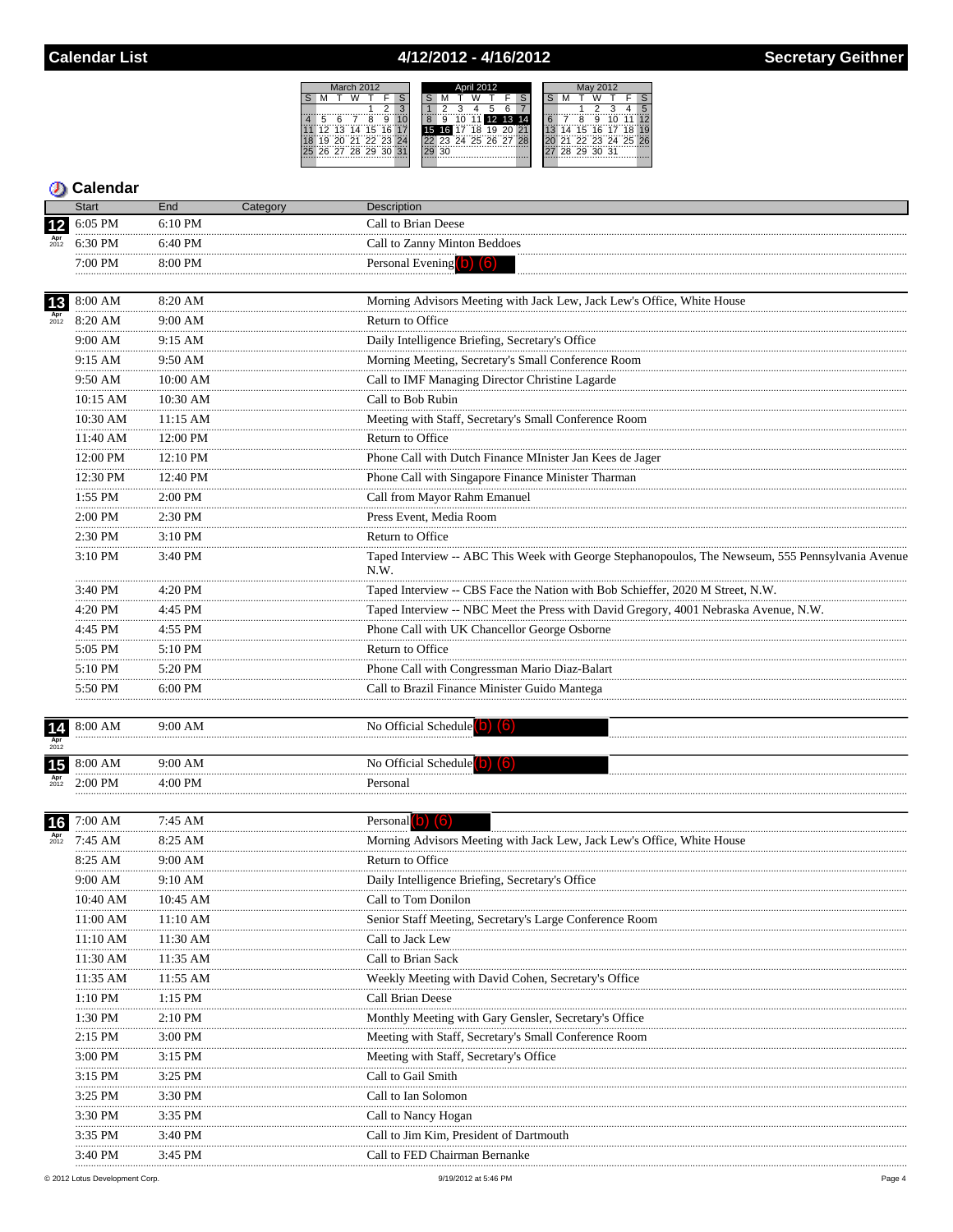# Calendar List — 4/12/2012 - 4/16/2012 — Secretary Geithner

## Calendar

| Date | Start | End | Category | Description |
|---|---|---|---|---|
| 12 Apr 2012 | 6:05 PM | 6:10 PM | | Call to Brian Deese |
| | 6:30 PM | 6:40 PM | | Call to Zanny Minton Beddoes |
| | 7:00 PM | 8:00 PM | | Personal Evening (b) (6) |
| 13 Apr 2012 | 8:00 AM | 8:20 AM | | Morning Advisors Meeting with Jack Lew, Jack Lew's Office, White House |
| | 8:20 AM | 9:00 AM | | Return to Office |
| | 9:00 AM | 9:15 AM | | Daily Intelligence Briefing, Secretary's Office |
| | 9:15 AM | 9:50 AM | | Morning Meeting, Secretary's Small Conference Room |
| | 9:50 AM | 10:00 AM | | Call to IMF Managing Director Christine Lagarde |
| | 10:15 AM | 10:30 AM | | Call to Bob Rubin |
| | 10:30 AM | 11:15 AM | | Meeting with Staff, Secretary's Small Conference Room |
| | 11:40 AM | 12:00 PM | | Return to Office |
| | 12:00 PM | 12:10 PM | | Phone Call with Dutch Finance MInister Jan Kees de Jager |
| | 12:30 PM | 12:40 PM | | Phone Call with Singapore Finance Minister Tharman |
| | 1:55 PM | 2:00 PM | | Call from Mayor Rahm Emanuel |
| | 2:00 PM | 2:30 PM | | Press Event, Media Room |
| | 2:30 PM | 3:10 PM | | Return to Office |
| | 3:10 PM | 3:40 PM | | Taped Interview -- ABC This Week with George Stephanopoulos, The Newseum, 555 Pennsylvania Avenue N.W. |
| | 3:40 PM | 4:20 PM | | Taped Interview -- CBS Face the Nation with Bob Schieffer, 2020 M Street, N.W. |
| | 4:20 PM | 4:45 PM | | Taped Interview -- NBC Meet the Press with David Gregory, 4001 Nebraska Avenue, N.W. |
| | 4:45 PM | 4:55 PM | | Phone Call with UK Chancellor George Osborne |
| | 5:05 PM | 5:10 PM | | Return to Office |
| | 5:10 PM | 5:20 PM | | Phone Call with Congressman Mario Diaz-Balart |
| | 5:50 PM | 6:00 PM | | Call to Brazil Finance Minister Guido Mantega |
| 14 Apr 2012 | 8:00 AM | 9:00 AM | | No Official Schedule (b) (6) |
| 15 Apr 2012 | 8:00 AM | 9:00 AM | | No Official Schedule (b) (6) |
| | 2:00 PM | 4:00 PM | | Personal |
| 16 Apr 2012 | 7:00 AM | 7:45 AM | | Personal (b) (6) |
| | 7:45 AM | 8:25 AM | | Morning Advisors Meeting with Jack Lew, Jack Lew's Office, White House |
| | 8:25 AM | 9:00 AM | | Return to Office |
| | 9:00 AM | 9:10 AM | | Daily Intelligence Briefing, Secretary's Office |
| | 10:40 AM | 10:45 AM | | Call to Tom Donilon |
| | 11:00 AM | 11:10 AM | | Senior Staff Meeting, Secretary's Large Conference Room |
| | 11:10 AM | 11:30 AM | | Call to Jack Lew |
| | 11:30 AM | 11:35 AM | | Call to Brian Sack |
| | 11:35 AM | 11:55 AM | | Weekly Meeting with David Cohen, Secretary's Office |
| | 1:10 PM | 1:15 PM | | Call Brian Deese |
| | 1:30 PM | 2:10 PM | | Monthly Meeting with Gary Gensler, Secretary's Office |
| | 2:15 PM | 3:00 PM | | Meeting with Staff, Secretary's Small Conference Room |
| | 3:00 PM | 3:15 PM | | Meeting with Staff, Secretary's Office |
| | 3:15 PM | 3:25 PM | | Call to Gail Smith |
| | 3:25 PM | 3:30 PM | | Call to Ian Solomon |
| | 3:30 PM | 3:35 PM | | Call to Nancy Hogan |
| | 3:35 PM | 3:40 PM | | Call to Jim Kim, President of Dartmouth |
| | 3:40 PM | 3:45 PM | | Call to FED Chairman Bernanke |

© 2012 Lotus Development Corp. — 9/19/2012 at 5:46 PM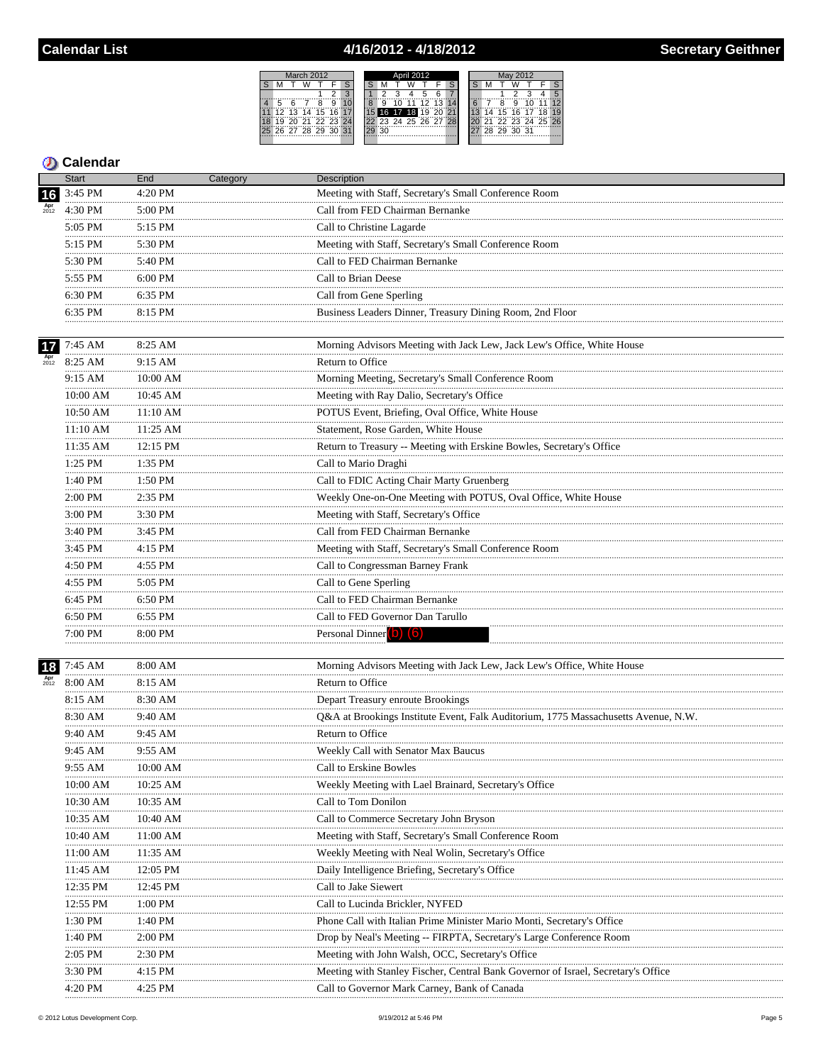# Calendar List — 4/16/2012 - 4/18/2012 — Secretary Geithner

## Calendar

| | Start | End | Category | Description |
|---|---|---|---|---|
| 16 Apr 2012 | 3:45 PM | 4:20 PM | | Meeting with Staff, Secretary's Small Conference Room |
| | 4:30 PM | 5:00 PM | | Call from FED Chairman Bernanke |
| | 5:05 PM | 5:15 PM | | Call to Christine Lagarde |
| | 5:15 PM | 5:30 PM | | Meeting with Staff, Secretary's Small Conference Room |
| | 5:30 PM | 5:40 PM | | Call to FED Chairman Bernanke |
| | 5:55 PM | 6:00 PM | | Call to Brian Deese |
| | 6:30 PM | 6:35 PM | | Call from Gene Sperling |
| | 6:35 PM | 8:15 PM | | Business Leaders Dinner, Treasury Dining Room, 2nd Floor |
| 17 Apr 2012 | 7:45 AM | 8:25 AM | | Morning Advisors Meeting with Jack Lew, Jack Lew's Office, White House |
| | 8:25 AM | 9:15 AM | | Return to Office |
| | 9:15 AM | 10:00 AM | | Morning Meeting, Secretary's Small Conference Room |
| | 10:00 AM | 10:45 AM | | Meeting with Ray Dalio, Secretary's Office |
| | 10:50 AM | 11:10 AM | | POTUS Event, Briefing, Oval Office, White House |
| | 11:10 AM | 11:25 AM | | Statement, Rose Garden, White House |
| | 11:35 AM | 12:15 PM | | Return to Treasury -- Meeting with Erskine Bowles, Secretary's Office |
| | 1:25 PM | 1:35 PM | | Call to Mario Draghi |
| | 1:40 PM | 1:50 PM | | Call to FDIC Acting Chair Marty Gruenberg |
| | 2:00 PM | 2:35 PM | | Weekly One-on-One Meeting with POTUS, Oval Office, White House |
| | 3:00 PM | 3:30 PM | | Meeting with Staff, Secretary's Office |
| | 3:40 PM | 3:45 PM | | Call from FED Chairman Bernanke |
| | 3:45 PM | 4:15 PM | | Meeting with Staff, Secretary's Small Conference Room |
| | 4:50 PM | 4:55 PM | | Call to Congressman Barney Frank |
| | 4:55 PM | 5:05 PM | | Call to Gene Sperling |
| | 6:45 PM | 6:50 PM | | Call to FED Chairman Bernanke |
| | 6:50 PM | 6:55 PM | | Call to FED Governor Dan Tarullo |
| | 7:00 PM | 8:00 PM | | Personal Dinner (b) (6) |
| 18 Apr 2012 | 7:45 AM | 8:00 AM | | Morning Advisors Meeting with Jack Lew, Jack Lew's Office, White House |
| | 8:00 AM | 8:15 AM | | Return to Office |
| | 8:15 AM | 8:30 AM | | Depart Treasury enroute Brookings |
| | 8:30 AM | 9:40 AM | | Q&A at Brookings Institute Event, Falk Auditorium, 1775 Massachusetts Avenue, N.W. |
| | 9:40 AM | 9:45 AM | | Return to Office |
| | 9:45 AM | 9:55 AM | | Weekly Call with Senator Max Baucus |
| | 9:55 AM | 10:00 AM | | Call to Erskine Bowles |
| | 10:00 AM | 10:25 AM | | Weekly Meeting with Lael Brainard, Secretary's Office |
| | 10:30 AM | 10:35 AM | | Call to Tom Donilon |
| | 10:35 AM | 10:40 AM | | Call to Commerce Secretary John Bryson |
| | 10:40 AM | 11:00 AM | | Meeting with Staff, Secretary's Small Conference Room |
| | 11:00 AM | 11:35 AM | | Weekly Meeting with Neal Wolin, Secretary's Office |
| | 11:45 AM | 12:05 PM | | Daily Intelligence Briefing, Secretary's Office |
| | 12:35 PM | 12:45 PM | | Call to Jake Siewert |
| | 12:55 PM | 1:00 PM | | Call to Lucinda Brickler, NYFED |
| | 1:30 PM | 1:40 PM | | Phone Call with Italian Prime Minister Mario Monti, Secretary's Office |
| | 1:40 PM | 2:00 PM | | Drop by Neal's Meeting -- FIRPTA, Secretary's Large Conference Room |
| | 2:05 PM | 2:30 PM | | Meeting with John Walsh, OCC, Secretary's Office |
| | 3:30 PM | 4:15 PM | | Meeting with Stanley Fischer, Central Bank Governor of Israel, Secretary's Office |
| | 4:20 PM | 4:25 PM | | Call to Governor Mark Carney, Bank of Canada |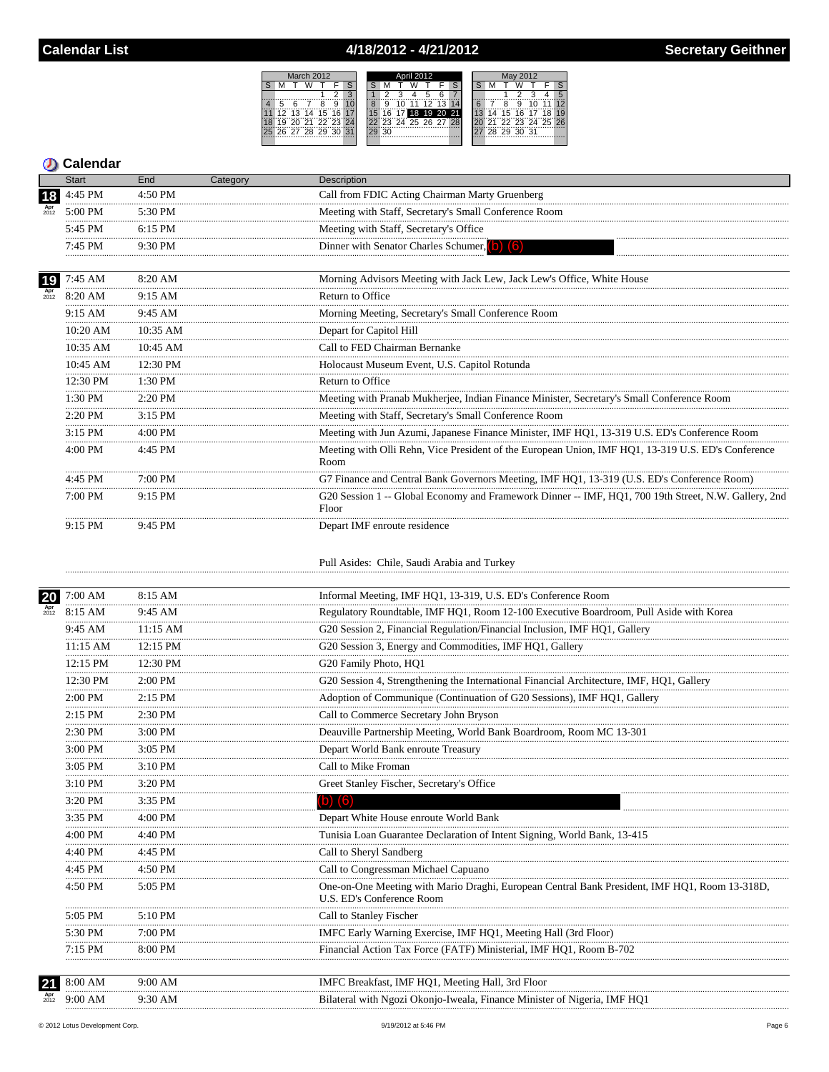# Calendar List — 4/18/2012 - 4/21/2012 — Secretary Geithner

## Calendar

| Date | Start | End | Category | Description |
|---|---|---|---|---|
| 18 Apr 2012 | 4:45 PM | 4:50 PM | | Call from FDIC Acting Chairman Marty Gruenberg |
| | 5:00 PM | 5:30 PM | | Meeting with Staff, Secretary's Small Conference Room |
| | 5:45 PM | 6:15 PM | | Meeting with Staff, Secretary's Office |
| | 7:45 PM | 9:30 PM | | Dinner with Senator Charles Schumer, (b) (6) |
| 19 Apr 2012 | 7:45 AM | 8:20 AM | | Morning Advisors Meeting with Jack Lew, Jack Lew's Office, White House |
| | 8:20 AM | 9:15 AM | | Return to Office |
| | 9:15 AM | 9:45 AM | | Morning Meeting, Secretary's Small Conference Room |
| | 10:20 AM | 10:35 AM | | Depart for Capitol Hill |
| | 10:35 AM | 10:45 AM | | Call to FED Chairman Bernanke |
| | 10:45 AM | 12:30 PM | | Holocaust Museum Event, U.S. Capitol Rotunda |
| | 12:30 PM | 1:30 PM | | Return to Office |
| | 1:30 PM | 2:20 PM | | Meeting with Pranab Mukherjee, Indian Finance Minister, Secretary's Small Conference Room |
| | 2:20 PM | 3:15 PM | | Meeting with Staff, Secretary's Small Conference Room |
| | 3:15 PM | 4:00 PM | | Meeting with Jun Azumi, Japanese Finance Minister, IMF HQ1, 13-319 U.S. ED's Conference Room |
| | 4:00 PM | 4:45 PM | | Meeting with Olli Rehn, Vice President of the European Union, IMF HQ1, 13-319 U.S. ED's Conference Room |
| | 4:45 PM | 7:00 PM | | G7 Finance and Central Bank Governors Meeting, IMF HQ1, 13-319 (U.S. ED's Conference Room) |
| | 7:00 PM | 9:15 PM | | G20 Session 1 -- Global Economy and Framework Dinner -- IMF, HQ1, 700 19th Street, N.W. Gallery, 2nd Floor |
| | 9:15 PM | 9:45 PM | | Depart IMF enroute residence<br><br>Pull Asides: Chile, Saudi Arabia and Turkey |
| 20 Apr 2012 | 7:00 AM | 8:15 AM | | Informal Meeting, IMF HQ1, 13-319, U.S. ED's Conference Room |
| | 8:15 AM | 9:45 AM | | Regulatory Roundtable, IMF HQ1, Room 12-100 Executive Boardroom, Pull Aside with Korea |
| | 9:45 AM | 11:15 AM | | G20 Session 2, Financial Regulation/Financial Inclusion, IMF HQ1, Gallery |
| | 11:15 AM | 12:15 PM | | G20 Session 3, Energy and Commodities, IMF HQ1, Gallery |
| | 12:15 PM | 12:30 PM | | G20 Family Photo, HQ1 |
| | 12:30 PM | 2:00 PM | | G20 Session 4, Strengthening the International Financial Architecture, IMF, HQ1, Gallery |
| | 2:00 PM | 2:15 PM | | Adoption of Communique (Continuation of G20 Sessions), IMF HQ1, Gallery |
| | 2:15 PM | 2:30 PM | | Call to Commerce Secretary John Bryson |
| | 2:30 PM | 3:00 PM | | Deauville Partnership Meeting, World Bank Boardroom, Room MC 13-301 |
| | 3:00 PM | 3:05 PM | | Depart World Bank enroute Treasury |
| | 3:05 PM | 3:10 PM | | Call to Mike Froman |
| | 3:10 PM | 3:20 PM | | Greet Stanley Fischer, Secretary's Office |
| | 3:20 PM | 3:35 PM | | (b) (6) |
| | 3:35 PM | 4:00 PM | | Depart White House enroute World Bank |
| | 4:00 PM | 4:40 PM | | Tunisia Loan Guarantee Declaration of Intent Signing, World Bank, 13-415 |
| | 4:40 PM | 4:45 PM | | Call to Sheryl Sandberg |
| | 4:45 PM | 4:50 PM | | Call to Congressman Michael Capuano |
| | 4:50 PM | 5:05 PM | | One-on-One Meeting with Mario Draghi, European Central Bank President, IMF HQ1, Room 13-318D, U.S. ED's Conference Room |
| | 5:05 PM | 5:10 PM | | Call to Stanley Fischer |
| | 5:30 PM | 7:00 PM | | IMFC Early Warning Exercise, IMF HQ1, Meeting Hall (3rd Floor) |
| | 7:15 PM | 8:00 PM | | Financial Action Tax Force (FATF) Ministerial, IMF HQ1, Room B-702 |
| 21 Apr 2012 | 8:00 AM | 9:00 AM | | IMFC Breakfast, IMF HQ1, Meeting Hall, 3rd Floor |
| | 9:00 AM | 9:30 AM | | Bilateral with Ngozi Okonjo-Iweala, Finance Minister of Nigeria, IMF HQ1 |

© 2012 Lotus Development Corp. — 9/19/2012 at 5:46 PM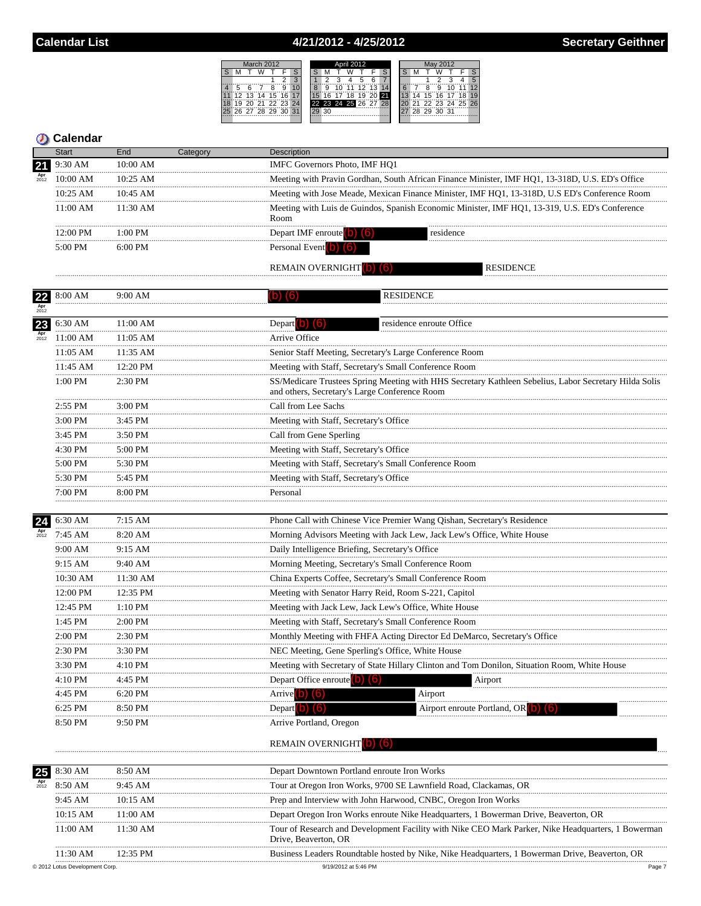# Calendar List — 4/21/2012 - 4/25/2012 — Secretary Geithner

## Calendar

| Date | Start | End | Category | Description |
|---|---|---|---|---|
| 21 Apr 2012 | 9:30 AM | 10:00 AM | | IMFC Governors Photo, IMF HQ1 |
| | 10:00 AM | 10:25 AM | | Meeting with Pravin Gordhan, South African Finance Minister, IMF HQ1, 13-318D, U.S. ED's Office |
| | 10:25 AM | 10:45 AM | | Meeting with Jose Meade, Mexican Finance Minister, IMF HQ1, 13-318D, U.S ED's Conference Room |
| | 11:00 AM | 11:30 AM | | Meeting with Luis de Guindos, Spanish Economic Minister, IMF HQ1, 13-319, U.S. ED's Conference Room |
| | 12:00 PM | 1:00 PM | | Depart IMF enroute (b) (6) residence |
| | 5:00 PM | 6:00 PM | | Personal Event (b) (6) |
| | | | | REMAIN OVERNIGHT (b) (6) RESIDENCE |
| 22 Apr 2012 | 8:00 AM | 9:00 AM | | (b) (6) RESIDENCE |
| 23 Apr 2012 | 6:30 AM | 11:00 AM | | Depart (b) (6) residence enroute Office |
| | 11:00 AM | 11:05 AM | | Arrive Office |
| | 11:05 AM | 11:35 AM | | Senior Staff Meeting, Secretary's Large Conference Room |
| | 11:45 AM | 12:20 PM | | Meeting with Staff, Secretary's Small Conference Room |
| | 1:00 PM | 2:30 PM | | SS/Medicare Trustees Spring Meeting with HHS Secretary Kathleen Sebelius, Labor Secretary Hilda Solis and others, Secretary's Large Conference Room |
| | 2:55 PM | 3:00 PM | | Call from Lee Sachs |
| | 3:00 PM | 3:45 PM | | Meeting with Staff, Secretary's Office |
| | 3:45 PM | 3:50 PM | | Call from Gene Sperling |
| | 4:30 PM | 5:00 PM | | Meeting with Staff, Secretary's Office |
| | 5:00 PM | 5:30 PM | | Meeting with Staff, Secretary's Small Conference Room |
| | 5:30 PM | 5:45 PM | | Meeting with Staff, Secretary's Office |
| | 7:00 PM | 8:00 PM | | Personal |
| 24 Apr 2012 | 6:30 AM | 7:15 AM | | Phone Call with Chinese Vice Premier Wang Qishan, Secretary's Residence |
| | 7:45 AM | 8:20 AM | | Morning Advisors Meeting with Jack Lew, Jack Lew's Office, White House |
| | 9:00 AM | 9:15 AM | | Daily Intelligence Briefing, Secretary's Office |
| | 9:15 AM | 9:40 AM | | Morning Meeting, Secretary's Small Conference Room |
| | 10:30 AM | 11:30 AM | | China Experts Coffee, Secretary's Small Conference Room |
| | 12:00 PM | 12:35 PM | | Meeting with Senator Harry Reid, Room S-221, Capitol |
| | 12:45 PM | 1:10 PM | | Meeting with Jack Lew, Jack Lew's Office, White House |
| | 1:45 PM | 2:00 PM | | Meeting with Staff, Secretary's Small Conference Room |
| | 2:00 PM | 2:30 PM | | Monthly Meeting with FHFA Acting Director Ed DeMarco, Secretary's Office |
| | 2:30 PM | 3:30 PM | | NEC Meeting, Gene Sperling's Office, White House |
| | 3:30 PM | 4:10 PM | | Meeting with Secretary of State Hillary Clinton and Tom Donilon, Situation Room, White House |
| | 4:10 PM | 4:45 PM | | Depart Office enroute (b) (6) Airport |
| | 4:45 PM | 6:20 PM | | Arrive (b) (6) Airport |
| | 6:25 PM | 8:50 PM | | Depart (b) (6) Airport enroute Portland, OR (b) (6) |
| | 8:50 PM | 9:50 PM | | Arrive Portland, Oregon |
| | | | | REMAIN OVERNIGHT (b) (6) |
| 25 Apr 2012 | 8:30 AM | 8:50 AM | | Depart Downtown Portland enroute Iron Works |
| | 8:50 AM | 9:45 AM | | Tour at Oregon Iron Works, 9700 SE Lawnfield Road, Clackamas, OR |
| | 9:45 AM | 10:15 AM | | Prep and Interview with John Harwood, CNBC, Oregon Iron Works |
| | 10:15 AM | 11:00 AM | | Depart Oregon Iron Works enroute Nike Headquarters, 1 Bowerman Drive, Beaverton, OR |
| | 11:00 AM | 11:30 AM | | Tour of Research and Development Facility with Nike CEO Mark Parker, Nike Headquarters, 1 Bowerman Drive, Beaverton, OR |
| | 11:30 AM | 12:35 PM | | Business Leaders Roundtable hosted by Nike, Nike Headquarters, 1 Bowerman Drive, Beaverton, OR |

© 2012 Lotus Development Corp. — 9/19/2012 at 5:46 PM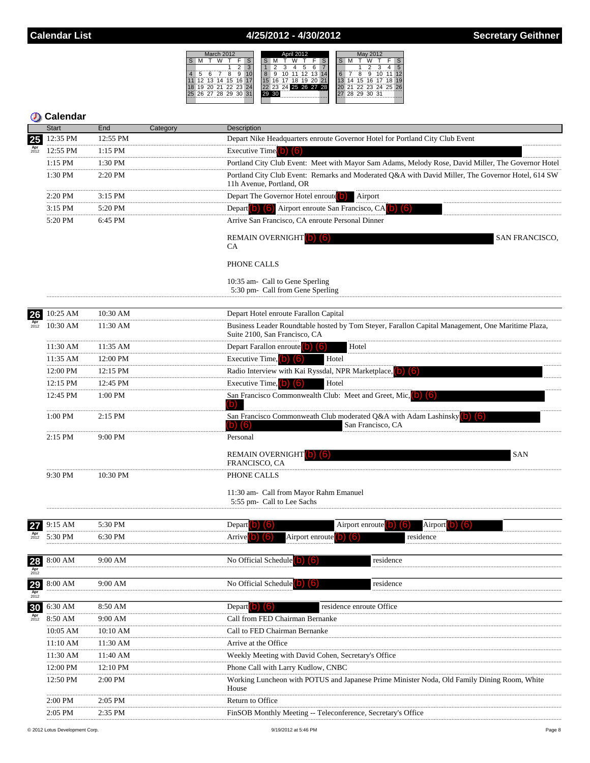# Calendar List — 4/25/2012 - 4/30/2012 — Secretary Geithner

| March 2012 | | | | | | |
|---|---|---|---|---|---|---|
| S | M | T | W | T | F | S |
| | | | | 1 | 2 | 3 |
| 4 | 5 | 6 | 7 | 8 | 9 | 10 |
| 11 | 12 | 13 | 14 | 15 | 16 | 17 |
| 18 | 19 | 20 | 21 | 22 | 23 | 24 |
| 25 | 26 | 27 | 28 | 29 | 30 | 31 |

| April 2012 | | | | | | |
|---|---|---|---|---|---|---|
| S | M | T | W | T | F | S |
| 1 | 2 | 3 | 4 | 5 | 6 | 7 |
| 8 | 9 | 10 | 11 | 12 | 13 | 14 |
| 15 | 16 | 17 | 18 | 19 | 20 | 21 |
| 22 | 23 | 24 | 25 | 26 | 27 | 28 |
| 29 | 30 | | | | | |

| May 2012 | | | | | | |
|---|---|---|---|---|---|---|
| S | M | T | W | T | F | S |
| | | 1 | 2 | 3 | 4 | 5 |
| 6 | 7 | 8 | 9 | 10 | 11 | 12 |
| 13 | 14 | 15 | 16 | 17 | 18 | 19 |
| 20 | 21 | 22 | 23 | 24 | 25 | 26 |
| 27 | 28 | 29 | 30 | 31 | | |

## Calendar

| Date | Start | End | Category | Description |
|---|---|---|---|---|
| 25 Apr 2012 | 12:35 PM | 12:55 PM | | Depart Nike Headquarters enroute Governor Hotel for Portland City Club Event |
| | 12:55 PM | 1:15 PM | | Executive Time (b) (6) |
| | 1:15 PM | 1:30 PM | | Portland City Club Event: Meet with Mayor Sam Adams, Melody Rose, David Miller, The Governor Hotel |
| | 1:30 PM | 2:20 PM | | Portland City Club Event: Remarks and Moderated Q&A with David Miller, The Governor Hotel, 614 SW 11h Avenue, Portland, OR |
| | 2:20 PM | 3:15 PM | | Depart The Governor Hotel enroute (b) Airport |
| | 3:15 PM | 5:20 PM | | Depart (b) (6) Airport enroute San Francisco, CA (b) (6) |
| | 5:20 PM | 6:45 PM | | Arrive San Francisco, CA enroute Personal Dinner<br><br>REMAIN OVERNIGHT (b) (6) SAN FRANCISCO, CA<br><br>PHONE CALLS<br><br>10:35 am- Call to Gene Sperling<br>5:30 pm- Call from Gene Sperling |
| 26 Apr 2012 | 10:25 AM | 10:30 AM | | Depart Hotel enroute Farallon Capital |
| | 10:30 AM | 11:30 AM | | Business Leader Roundtable hosted by Tom Steyer, Farallon Capital Management, One Maritime Plaza, Suite 2100, San Francisco, CA |
| | 11:30 AM | 11:35 AM | | Depart Farallon enroute (b) (6) Hotel |
| | 11:35 AM | 12:00 PM | | Executive Time, (b) (6) Hotel |
| | 12:00 PM | 12:15 PM | | Radio Interview with Kai Ryssdal, NPR Marketplace, (b) (6) |
| | 12:15 PM | 12:45 PM | | Executive Time, (b) (6) Hotel |
| | 12:45 PM | 1:00 PM | | San Francisco Commonwealth Club: Meet and Greet, Mic, (b) (6) (b) |
| | 1:00 PM | 2:15 PM | | San Francisco Commonweath Club moderated Q&A with Adam Lashinsky (b) (6) (b) (6) San Francisco, CA |
| | 2:15 PM | 9:00 PM | | Personal<br><br>REMAIN OVERNIGHT (b) (6) SAN FRANCISCO, CA |
| | 9:30 PM | 10:30 PM | | PHONE CALLS<br><br>11:30 am- Call from Mayor Rahm Emanuel<br>5:55 pm- Call to Lee Sachs |
| 27 Apr 2012 | 9:15 AM | 5:30 PM | | Depart (b) (6) Airport enroute (b) (6) Airport (b) (6) |
| | 5:30 PM | 6:30 PM | | Arrive (b) (6) Airport enroute (b) (6) residence |
| 28 Apr 2012 | 8:00 AM | 9:00 AM | | No Official Schedule (b) (6) residence |
| 29 Apr 2012 | 8:00 AM | 9:00 AM | | No Official Schedule (b) (6) residence |
| 30 Apr 2012 | 6:30 AM | 8:50 AM | | Depart (b) (6) residence enroute Office |
| | 8:50 AM | 9:00 AM | | Call from FED Chairman Bernanke |
| | 10:05 AM | 10:10 AM | | Call to FED Chairman Bernanke |
| | 11:10 AM | 11:30 AM | | Arrive at the Office |
| | 11:30 AM | 11:40 AM | | Weekly Meeting with David Cohen, Secretary's Office |
| | 12:00 PM | 12:10 PM | | Phone Call with Larry Kudlow, CNBC |
| | 12:50 PM | 2:00 PM | | Working Luncheon with POTUS and Japanese Prime Minister Noda, Old Family Dining Room, White House |
| | 2:00 PM | 2:05 PM | | Return to Office |
| | 2:05 PM | 2:35 PM | | FinSOB Monthly Meeting -- Teleconference, Secretary's Office |

© 2012 Lotus Development Corp. — 9/19/2012 at 5:46 PM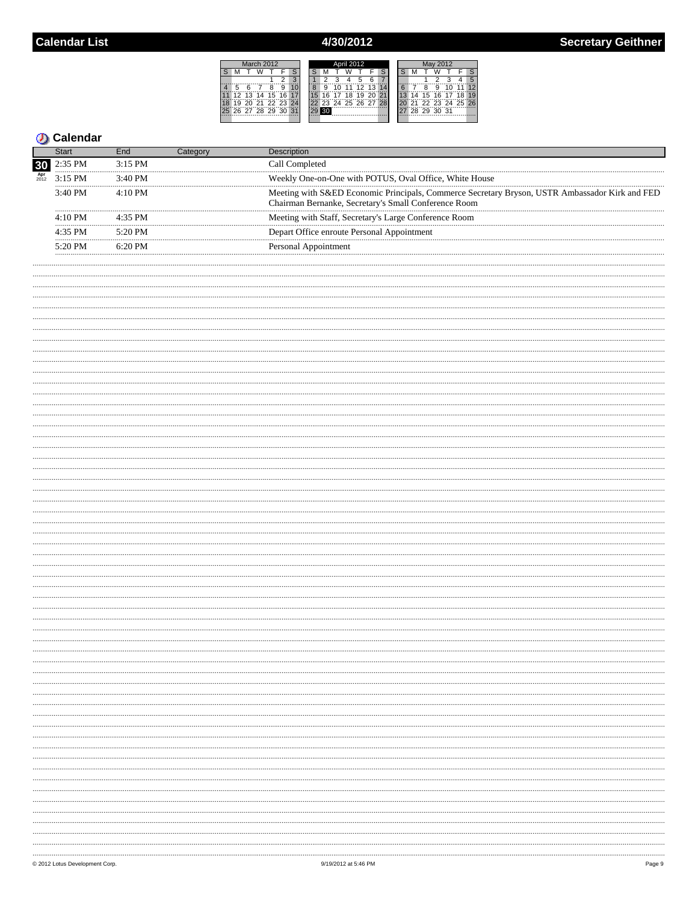## Calendar List — 4/30/2012 — Secretary Geithner

### Calendar

| Date | Start | End | Category | Description |
|---|---|---|---|---|
| 30 Apr 2012 | 2:35 PM | 3:15 PM | | Call Completed |
| | 3:15 PM | 3:40 PM | | Weekly One-on-One with POTUS, Oval Office, White House |
| | 3:40 PM | 4:10 PM | | Meeting with S&ED Economic Principals, Commerce Secretary Bryson, USTR Ambassador Kirk and FED Chairman Bernanke, Secretary's Small Conference Room |
| | 4:10 PM | 4:35 PM | | Meeting with Staff, Secretary's Large Conference Room |
| | 4:35 PM | 5:20 PM | | Depart Office enroute Personal Appointment |
| | 5:20 PM | 6:20 PM | | Personal Appointment |

© 2012 Lotus Development Corp. — 9/19/2012 at 5:46 PM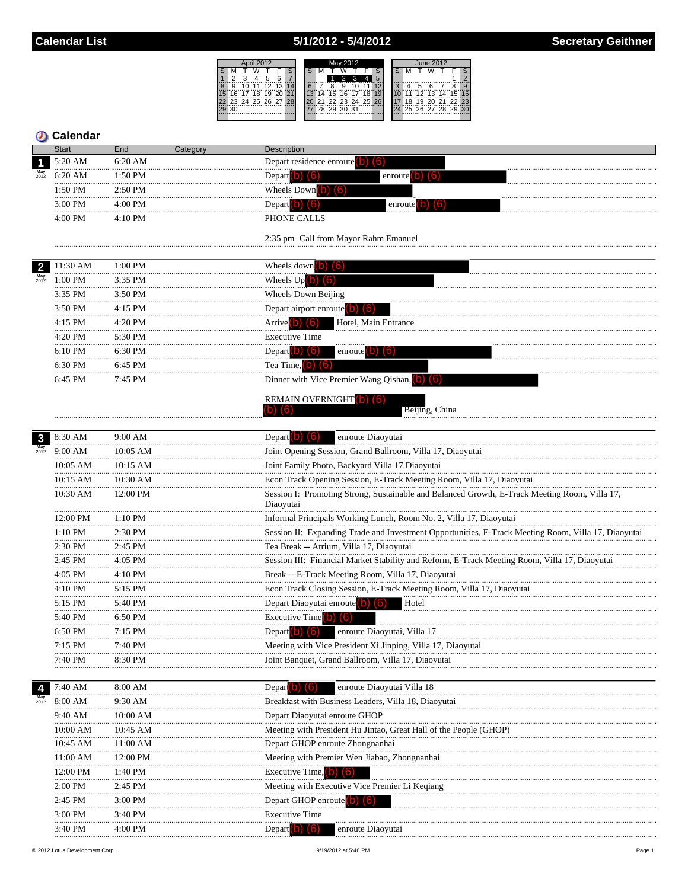# Calendar List — 5/1/2012 - 5/4/2012 — Secretary Geithner

| April 2012 | | | | | | |
|---|---|---|---|---|---|---|
| S | M | T | W | T | F | S |
| 1 | 2 | 3 | 4 | 5 | 6 | 7 |
| 8 | 9 | 10 | 11 | 12 | 13 | 14 |
| 15 | 16 | 17 | 18 | 19 | 20 | 21 |
| 22 | 23 | 24 | 25 | 26 | 27 | 28 |
| 29 | 30 | | | | | |

| May 2012 | | | | | | |
|---|---|---|---|---|---|---|
| S | M | T | W | T | F | S |
| | | 1 | 2 | 3 | 4 | 5 |
| 6 | 7 | 8 | 9 | 10 | 11 | 12 |
| 13 | 14 | 15 | 16 | 17 | 18 | 19 |
| 20 | 21 | 22 | 23 | 24 | 25 | 26 |
| 27 | 28 | 29 | 30 | 31 | | |

| June 2012 | | | | | | |
|---|---|---|---|---|---|---|
| S | M | T | W | T | F | S |
| | | | | | 1 | 2 |
| 3 | 4 | 5 | 6 | 7 | 8 | 9 |
| 10 | 11 | 12 | 13 | 14 | 15 | 16 |
| 17 | 18 | 19 | 20 | 21 | 22 | 23 |
| 24 | 25 | 26 | 27 | 28 | 29 | 30 |

## Calendar

| Date | Start | End | Category | Description |
|---|---|---|---|---|
| 1 May 2012 | 5:20 AM | 6:20 AM | | Depart residence enroute (b) (6) |
| | 6:20 AM | 1:50 PM | | Depart (b) (6) enroute (b) (6) |
| | 1:50 PM | 2:50 PM | | Wheels Down (b) (6) |
| | 3:00 PM | 4:00 PM | | Depart (b) (6) enroute (b) (6) |
| | 4:00 PM | 4:10 PM | | PHONE CALLS<br><br>2:35 pm- Call from Mayor Rahm Emanuel |
| 2 May 2012 | 11:30 AM | 1:00 PM | | Wheels down (b) (6) |
| | 1:00 PM | 3:35 PM | | Wheels Up (b) (6) |
| | 3:35 PM | 3:50 PM | | Wheels Down Beijing |
| | 3:50 PM | 4:15 PM | | Depart airport enroute (b) (6) |
| | 4:15 PM | 4:20 PM | | Arrive (b) (6) Hotel, Main Entrance |
| | 4:20 PM | 5:30 PM | | Executive Time |
| | 6:10 PM | 6:30 PM | | Depart (b) (6) enroute (b) (6) |
| | 6:30 PM | 6:45 PM | | Tea Time, (b) (6) |
| | 6:45 PM | 7:45 PM | | Dinner with Vice Premier Wang Qishan, (b) (6)<br><br>REMAIN OVERNIGHT (b) (6) (b) (6) Beijing, China |
| 3 May 2012 | 8:30 AM | 9:00 AM | | Depart (b) (6) enroute Diaoyutai |
| | 9:00 AM | 10:05 AM | | Joint Opening Session, Grand Ballroom, Villa 17, Diaoyutai |
| | 10:05 AM | 10:15 AM | | Joint Family Photo, Backyard Villa 17 Diaoyutai |
| | 10:15 AM | 10:30 AM | | Econ Track Opening Session, E-Track Meeting Room, Villa 17, Diaoyutai |
| | 10:30 AM | 12:00 PM | | Session I: Promoting Strong, Sustainable and Balanced Growth, E-Track Meeting Room, Villa 17, Diaoyutai |
| | 12:00 PM | 1:10 PM | | Informal Principals Working Lunch, Room No. 2, Villa 17, Diaoyutai |
| | 1:10 PM | 2:30 PM | | Session II: Expanding Trade and Investment Opportunities, E-Track Meeting Room, Villa 17, Diaoyutai |
| | 2:30 PM | 2:45 PM | | Tea Break -- Atrium, Villa 17, Diaoyutai |
| | 2:45 PM | 4:05 PM | | Session III: Financial Market Stability and Reform, E-Track Meeting Room, Villa 17, Diaoyutai |
| | 4:05 PM | 4:10 PM | | Break -- E-Track Meeting Room, Villa 17, Diaoyutai |
| | 4:10 PM | 5:15 PM | | Econ Track Closing Session, E-Track Meeting Room, Villa 17, Diaoyutai |
| | 5:15 PM | 5:40 PM | | Depart Diaoyutai enroute (b) (6) Hotel |
| | 5:40 PM | 6:50 PM | | Executive Time (b) (6) |
| | 6:50 PM | 7:15 PM | | Depart (b) (6) enroute Diaoyutai, Villa 17 |
| | 7:15 PM | 7:40 PM | | Meeting with Vice President Xi Jinping, Villa 17, Diaoyutai |
| | 7:40 PM | 8:30 PM | | Joint Banquet, Grand Ballroom, Villa 17, Diaoyutai |
| 4 May 2012 | 7:40 AM | 8:00 AM | | Depar (b) (6) enroute Diaoyutai Villa 18 |
| | 8:00 AM | 9:30 AM | | Breakfast with Business Leaders, Villa 18, Diaoyutai |
| | 9:40 AM | 10:00 AM | | Depart Diaoyutai enroute GHOP |
| | 10:00 AM | 10:45 AM | | Meeting with President Hu Jintao, Great Hall of the People (GHOP) |
| | 10:45 AM | 11:00 AM | | Depart GHOP enroute Zhongnanhai |
| | 11:00 AM | 12:00 PM | | Meeting with Premier Wen Jiabao, Zhongnanhai |
| | 12:00 PM | 1:40 PM | | Executive Time, (b) (6) |
| | 2:00 PM | 2:45 PM | | Meeting with Executive Vice Premier Li Keqiang |
| | 2:45 PM | 3:00 PM | | Depart GHOP enroute (b) (6) |
| | 3:00 PM | 3:40 PM | | Executive Time |
| | 3:40 PM | 4:00 PM | | Depart (b) (6) enroute Diaoyutai |

© 2012 Lotus Development Corp. 9/19/2012 at 5:46 PM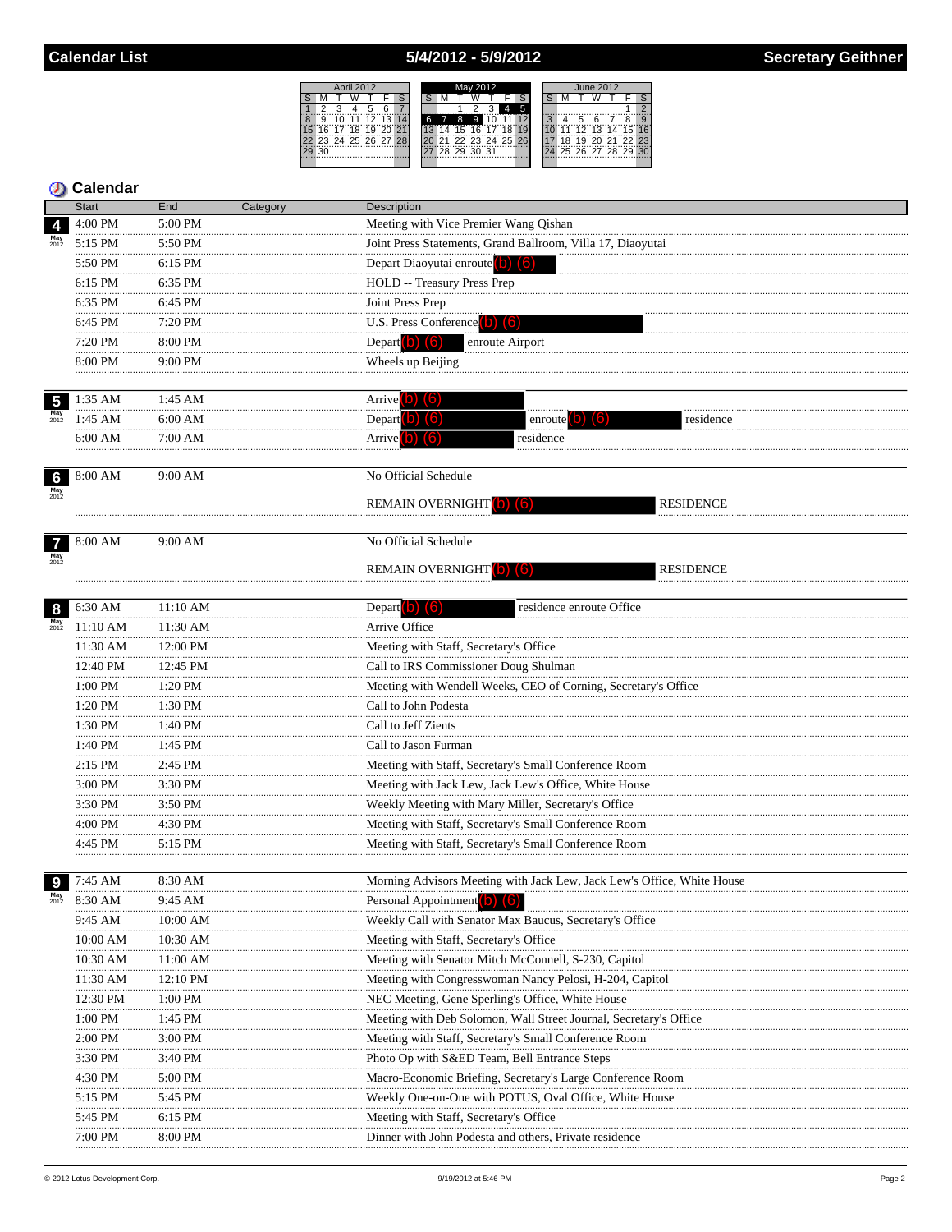# Calendar List — 5/4/2012 - 5/9/2012 — Secretary Geithner

## Calendar

| Date | Start | End | Category | Description |
|---|---|---|---|---|
| 4 May 2012 | 4:00 PM | 5:00 PM | | Meeting with Vice Premier Wang Qishan |
| | 5:15 PM | 5:50 PM | | Joint Press Statements, Grand Ballroom, Villa 17, Diaoyutai |
| | 5:50 PM | 6:15 PM | | Depart Diaoyutai enroute (b) (6) |
| | 6:15 PM | 6:35 PM | | HOLD -- Treasury Press Prep |
| | 6:35 PM | 6:45 PM | | Joint Press Prep |
| | 6:45 PM | 7:20 PM | | U.S. Press Conference (b) (6) |
| | 7:20 PM | 8:00 PM | | Depart (b) (6) enroute Airport |
| | 8:00 PM | 9:00 PM | | Wheels up Beijing |
| 5 May 2012 | 1:35 AM | 1:45 AM | | Arrive (b) (6) |
| | 1:45 AM | 6:00 AM | | Depart (b) (6) enroute (b) (6) residence |
| | 6:00 AM | 7:00 AM | | Arrive (b) (6) residence |
| 6 May 2012 | 8:00 AM | 9:00 AM | | No Official Schedule<br>REMAIN OVERNIGHT (b) (6) RESIDENCE |
| 7 May 2012 | 8:00 AM | 9:00 AM | | No Official Schedule<br>REMAIN OVERNIGHT (b) (6) RESIDENCE |
| 8 May 2012 | 6:30 AM | 11:10 AM | | Depart (b) (6) residence enroute Office |
| | 11:10 AM | 11:30 AM | | Arrive Office |
| | 11:30 AM | 12:00 PM | | Meeting with Staff, Secretary's Office |
| | 12:40 PM | 12:45 PM | | Call to IRS Commissioner Doug Shulman |
| | 1:00 PM | 1:20 PM | | Meeting with Wendell Weeks, CEO of Corning, Secretary's Office |
| | 1:20 PM | 1:30 PM | | Call to John Podesta |
| | 1:30 PM | 1:40 PM | | Call to Jeff Zients |
| | 1:40 PM | 1:45 PM | | Call to Jason Furman |
| | 2:15 PM | 2:45 PM | | Meeting with Staff, Secretary's Small Conference Room |
| | 3:00 PM | 3:30 PM | | Meeting with Jack Lew, Jack Lew's Office, White House |
| | 3:30 PM | 3:50 PM | | Weekly Meeting with Mary Miller, Secretary's Office |
| | 4:00 PM | 4:30 PM | | Meeting with Staff, Secretary's Small Conference Room |
| | 4:45 PM | 5:15 PM | | Meeting with Staff, Secretary's Small Conference Room |
| 9 May 2012 | 7:45 AM | 8:30 AM | | Morning Advisors Meeting with Jack Lew, Jack Lew's Office, White House |
| | 8:30 AM | 9:45 AM | | Personal Appointment (b) (6) |
| | 9:45 AM | 10:00 AM | | Weekly Call with Senator Max Baucus, Secretary's Office |
| | 10:00 AM | 10:30 AM | | Meeting with Staff, Secretary's Office |
| | 10:30 AM | 11:00 AM | | Meeting with Senator Mitch McConnell, S-230, Capitol |
| | 11:30 AM | 12:10 PM | | Meeting with Congresswoman Nancy Pelosi, H-204, Capitol |
| | 12:30 PM | 1:00 PM | | NEC Meeting, Gene Sperling's Office, White House |
| | 1:00 PM | 1:45 PM | | Meeting with Deb Solomon, Wall Street Journal, Secretary's Office |
| | 2:00 PM | 3:00 PM | | Meeting with Staff, Secretary's Small Conference Room |
| | 3:30 PM | 3:40 PM | | Photo Op with S&ED Team, Bell Entrance Steps |
| | 4:30 PM | 5:00 PM | | Macro-Economic Briefing, Secretary's Large Conference Room |
| | 5:15 PM | 5:45 PM | | Weekly One-on-One with POTUS, Oval Office, White House |
| | 5:45 PM | 6:15 PM | | Meeting with Staff, Secretary's Office |
| | 7:00 PM | 8:00 PM | | Dinner with John Podesta and others, Private residence |

© 2012 Lotus Development Corp. — 9/19/2012 at 5:46 PM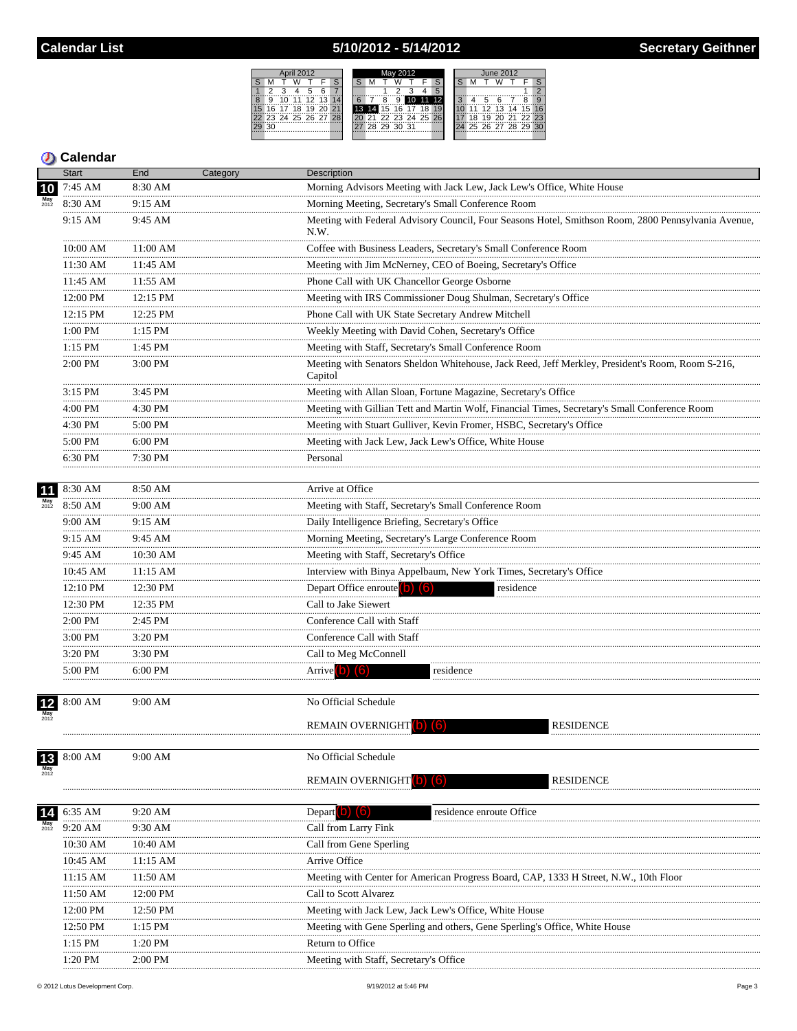# Calendar List — 5/10/2012 - 5/14/2012 — Secretary Geithner

## Calendar

| Date | Start | End | Category | Description |
|---|---|---|---|---|
| 10 May 2012 | 7:45 AM | 8:30 AM | | Morning Advisors Meeting with Jack Lew, Jack Lew's Office, White House |
| | 8:30 AM | 9:15 AM | | Morning Meeting, Secretary's Small Conference Room |
| | 9:15 AM | 9:45 AM | | Meeting with Federal Advisory Council, Four Seasons Hotel, Smithson Room, 2800 Pennsylvania Avenue, N.W. |
| | 10:00 AM | 11:00 AM | | Coffee with Business Leaders, Secretary's Small Conference Room |
| | 11:30 AM | 11:45 AM | | Meeting with Jim McNerney, CEO of Boeing, Secretary's Office |
| | 11:45 AM | 11:55 AM | | Phone Call with UK Chancellor George Osborne |
| | 12:00 PM | 12:15 PM | | Meeting with IRS Commissioner Doug Shulman, Secretary's Office |
| | 12:15 PM | 12:25 PM | | Phone Call with UK State Secretary Andrew Mitchell |
| | 1:00 PM | 1:15 PM | | Weekly Meeting with David Cohen, Secretary's Office |
| | 1:15 PM | 1:45 PM | | Meeting with Staff, Secretary's Small Conference Room |
| | 2:00 PM | 3:00 PM | | Meeting with Senators Sheldon Whitehouse, Jack Reed, Jeff Merkley, President's Room, Room S-216, Capitol |
| | 3:15 PM | 3:45 PM | | Meeting with Allan Sloan, Fortune Magazine, Secretary's Office |
| | 4:00 PM | 4:30 PM | | Meeting with Gillian Tett and Martin Wolf, Financial Times, Secretary's Small Conference Room |
| | 4:30 PM | 5:00 PM | | Meeting with Stuart Gulliver, Kevin Fromer, HSBC, Secretary's Office |
| | 5:00 PM | 6:00 PM | | Meeting with Jack Lew, Jack Lew's Office, White House |
| | 6:30 PM | 7:30 PM | | Personal |
| 11 May 2012 | 8:30 AM | 8:50 AM | | Arrive at Office |
| | 8:50 AM | 9:00 AM | | Meeting with Staff, Secretary's Small Conference Room |
| | 9:00 AM | 9:15 AM | | Daily Intelligence Briefing, Secretary's Office |
| | 9:15 AM | 9:45 AM | | Morning Meeting, Secretary's Large Conference Room |
| | 9:45 AM | 10:30 AM | | Meeting with Staff, Secretary's Office |
| | 10:45 AM | 11:15 AM | | Interview with Binya Appelbaum, New York Times, Secretary's Office |
| | 12:10 PM | 12:30 PM | | Depart Office enroute (b) (6) residence |
| | 12:30 PM | 12:35 PM | | Call to Jake Siewert |
| | 2:00 PM | 2:45 PM | | Conference Call with Staff |
| | 3:00 PM | 3:20 PM | | Conference Call with Staff |
| | 3:20 PM | 3:30 PM | | Call to Meg McConnell |
| | 5:00 PM | 6:00 PM | | Arrive (b) (6) residence |
| 12 May 2012 | 8:00 AM | 9:00 AM | | No Official Schedule<br>REMAIN OVERNIGHT (b) (6) RESIDENCE |
| 13 May 2012 | 8:00 AM | 9:00 AM | | No Official Schedule<br>REMAIN OVERNIGHT (b) (6) RESIDENCE |
| 14 May 2012 | 6:35 AM | 9:20 AM | | Depart (b) (6) residence enroute Office |
| | 9:20 AM | 9:30 AM | | Call from Larry Fink |
| | 10:30 AM | 10:40 AM | | Call from Gene Sperling |
| | 10:45 AM | 11:15 AM | | Arrive Office |
| | 11:15 AM | 11:50 AM | | Meeting with Center for American Progress Board, CAP, 1333 H Street, N.W., 10th Floor |
| | 11:50 AM | 12:00 PM | | Call to Scott Alvarez |
| | 12:00 PM | 12:50 PM | | Meeting with Jack Lew, Jack Lew's Office, White House |
| | 12:50 PM | 1:15 PM | | Meeting with Gene Sperling and others, Gene Sperling's Office, White House |
| | 1:15 PM | 1:20 PM | | Return to Office |
| | 1:20 PM | 2:00 PM | | Meeting with Staff, Secretary's Office |

© 2012 Lotus Development Corp. — 9/19/2012 at 5:46 PM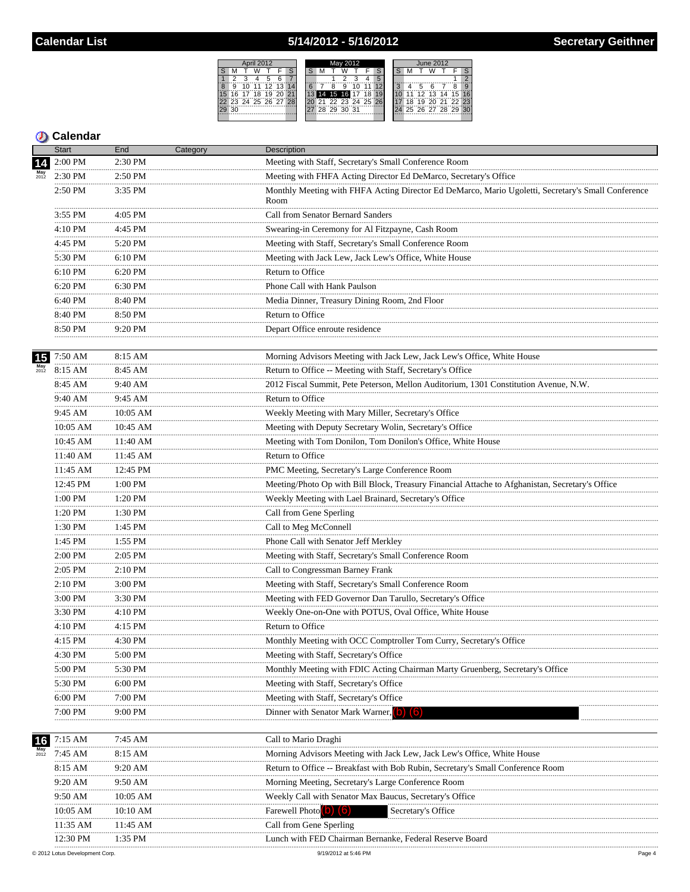# Calendar List — 5/14/2012 - 5/16/2012 — Secretary Geithner

| April 2012 | | | | | | |
|---|---|---|---|---|---|---|
| S | M | T | W | T | F | S |
| 1 | 2 | 3 | 4 | 5 | 6 | 7 |
| 8 | 9 | 10 | 11 | 12 | 13 | 14 |
| 15 | 16 | 17 | 18 | 19 | 20 | 21 |
| 22 | 23 | 24 | 25 | 26 | 27 | 28 |
| 29 | 30 | | | | | |

| May 2012 | | | | | | |
|---|---|---|---|---|---|---|
| S | M | T | W | T | F | S |
| | | 1 | 2 | 3 | 4 | 5 |
| 6 | 7 | 8 | 9 | 10 | 11 | 12 |
| 13 | 14 | 15 | 16 | 17 | 18 | 19 |
| 20 | 21 | 22 | 23 | 24 | 25 | 26 |
| 27 | 28 | 29 | 30 | 31 | | |

| June 2012 | | | | | | |
|---|---|---|---|---|---|---|
| S | M | T | W | T | F | S |
| | | | | | 1 | 2 |
| 3 | 4 | 5 | 6 | 7 | 8 | 9 |
| 10 | 11 | 12 | 13 | 14 | 15 | 16 |
| 17 | 18 | 19 | 20 | 21 | 22 | 23 |
| 24 | 25 | 26 | 27 | 28 | 29 | 30 |

## Calendar

| Date | Start | End | Category | Description |
|---|---|---|---|---|
| 14 May 2012 | 2:00 PM | 2:30 PM | | Meeting with Staff, Secretary's Small Conference Room |
| | 2:30 PM | 2:50 PM | | Meeting with FHFA Acting Director Ed DeMarco, Secretary's Office |
| | 2:50 PM | 3:35 PM | | Monthly Meeting with FHFA Acting Director Ed DeMarco, Mario Ugoletti, Secretary's Small Conference Room |
| | 3:55 PM | 4:05 PM | | Call from Senator Bernard Sanders |
| | 4:10 PM | 4:45 PM | | Swearing-in Ceremony for Al Fitzpayne, Cash Room |
| | 4:45 PM | 5:20 PM | | Meeting with Staff, Secretary's Small Conference Room |
| | 5:30 PM | 6:10 PM | | Meeting with Jack Lew, Jack Lew's Office, White House |
| | 6:10 PM | 6:20 PM | | Return to Office |
| | 6:20 PM | 6:30 PM | | Phone Call with Hank Paulson |
| | 6:40 PM | 8:40 PM | | Media Dinner, Treasury Dining Room, 2nd Floor |
| | 8:40 PM | 8:50 PM | | Return to Office |
| | 8:50 PM | 9:20 PM | | Depart Office enroute residence |
| 15 May 2012 | 7:50 AM | 8:15 AM | | Morning Advisors Meeting with Jack Lew, Jack Lew's Office, White House |
| | 8:15 AM | 8:45 AM | | Return to Office -- Meeting with Staff, Secretary's Office |
| | 8:45 AM | 9:40 AM | | 2012 Fiscal Summit, Pete Peterson, Mellon Auditorium, 1301 Constitution Avenue, N.W. |
| | 9:40 AM | 9:45 AM | | Return to Office |
| | 9:45 AM | 10:05 AM | | Weekly Meeting with Mary Miller, Secretary's Office |
| | 10:05 AM | 10:45 AM | | Meeting with Deputy Secretary Wolin, Secretary's Office |
| | 10:45 AM | 11:40 AM | | Meeting with Tom Donilon, Tom Donilon's Office, White House |
| | 11:40 AM | 11:45 AM | | Return to Office |
| | 11:45 AM | 12:45 PM | | PMC Meeting, Secretary's Large Conference Room |
| | 12:45 PM | 1:00 PM | | Meeting/Photo Op with Bill Block, Treasury Financial Attache to Afghanistan, Secretary's Office |
| | 1:00 PM | 1:20 PM | | Weekly Meeting with Lael Brainard, Secretary's Office |
| | 1:20 PM | 1:30 PM | | Call from Gene Sperling |
| | 1:30 PM | 1:45 PM | | Call to Meg McConnell |
| | 1:45 PM | 1:55 PM | | Phone Call with Senator Jeff Merkley |
| | 2:00 PM | 2:05 PM | | Meeting with Staff, Secretary's Small Conference Room |
| | 2:05 PM | 2:10 PM | | Call to Congressman Barney Frank |
| | 2:10 PM | 3:00 PM | | Meeting with Staff, Secretary's Small Conference Room |
| | 3:00 PM | 3:30 PM | | Meeting with FED Governor Dan Tarullo, Secretary's Office |
| | 3:30 PM | 4:10 PM | | Weekly One-on-One with POTUS, Oval Office, White House |
| | 4:10 PM | 4:15 PM | | Return to Office |
| | 4:15 PM | 4:30 PM | | Monthly Meeting with OCC Comptroller Tom Curry, Secretary's Office |
| | 4:30 PM | 5:00 PM | | Meeting with Staff, Secretary's Office |
| | 5:00 PM | 5:30 PM | | Monthly Meeting with FDIC Acting Chairman Marty Gruenberg, Secretary's Office |
| | 5:30 PM | 6:00 PM | | Meeting with Staff, Secretary's Office |
| | 6:00 PM | 7:00 PM | | Meeting with Staff, Secretary's Office |
| | 7:00 PM | 9:00 PM | | Dinner with Senator Mark Warner, (b) (6) |
| 16 May 2012 | 7:15 AM | 7:45 AM | | Call to Mario Draghi |
| | 7:45 AM | 8:15 AM | | Morning Advisors Meeting with Jack Lew, Jack Lew's Office, White House |
| | 8:15 AM | 9:20 AM | | Return to Office -- Breakfast with Bob Rubin, Secretary's Small Conference Room |
| | 9:20 AM | 9:50 AM | | Morning Meeting, Secretary's Large Conference Room |
| | 9:50 AM | 10:05 AM | | Weekly Call with Senator Max Baucus, Secretary's Office |
| | 10:05 AM | 10:10 AM | | Farewell Photo (b) (6) Secretary's Office |
| | 11:35 AM | 11:45 AM | | Call from Gene Sperling |
| | 12:30 PM | 1:35 PM | | Lunch with FED Chairman Bernanke, Federal Reserve Board |

© 2012 Lotus Development Corp. 9/19/2012 at 5:46 PM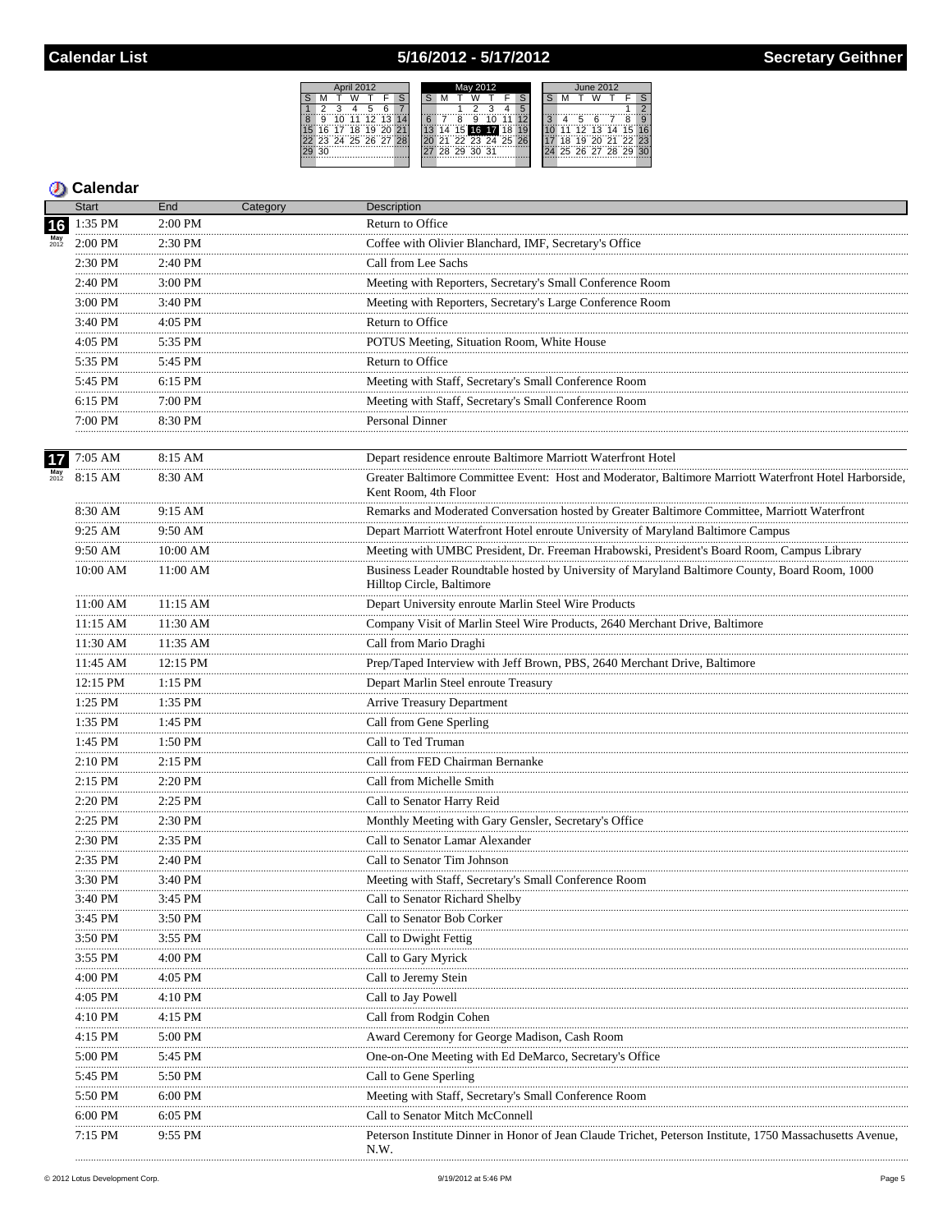# Calendar List — 5/16/2012 - 5/17/2012 — Secretary Geithner

| April 2012 | | | | | | |
|---|---|---|---|---|---|---|
| S | M | T | W | T | F | S |
| 1 | 2 | 3 | 4 | 5 | 6 | 7 |
| 8 | 9 | 10 | 11 | 12 | 13 | 14 |
| 15 | 16 | 17 | 18 | 19 | 20 | 21 |
| 22 | 23 | 24 | 25 | 26 | 27 | 28 |
| 29 | 30 | | | | | |

| May 2012 | | | | | | |
|---|---|---|---|---|---|---|
| S | M | T | W | T | F | S |
| | | 1 | 2 | 3 | 4 | 5 |
| 6 | 7 | 8 | 9 | 10 | 11 | 12 |
| 13 | 14 | 15 | 16 | 17 | 18 | 19 |
| 20 | 21 | 22 | 23 | 24 | 25 | 26 |
| 27 | 28 | 29 | 30 | 31 | | |

| June 2012 | | | | | | |
|---|---|---|---|---|---|---|
| S | M | T | W | T | F | S |
| | | | | | 1 | 2 |
| 3 | 4 | 5 | 6 | 7 | 8 | 9 |
| 10 | 11 | 12 | 13 | 14 | 15 | 16 |
| 17 | 18 | 19 | 20 | 21 | 22 | 23 |
| 24 | 25 | 26 | 27 | 28 | 29 | 30 |

## Calendar

| | Start | End | Category | Description |
|---|---|---|---|---|
| 16 May 2012 | 1:35 PM | 2:00 PM | | Return to Office |
| | 2:00 PM | 2:30 PM | | Coffee with Olivier Blanchard, IMF, Secretary's Office |
| | 2:30 PM | 2:40 PM | | Call from Lee Sachs |
| | 2:40 PM | 3:00 PM | | Meeting with Reporters, Secretary's Small Conference Room |
| | 3:00 PM | 3:40 PM | | Meeting with Reporters, Secretary's Large Conference Room |
| | 3:40 PM | 4:05 PM | | Return to Office |
| | 4:05 PM | 5:35 PM | | POTUS Meeting, Situation Room, White House |
| | 5:35 PM | 5:45 PM | | Return to Office |
| | 5:45 PM | 6:15 PM | | Meeting with Staff, Secretary's Small Conference Room |
| | 6:15 PM | 7:00 PM | | Meeting with Staff, Secretary's Small Conference Room |
| | 7:00 PM | 8:30 PM | | Personal Dinner |
| 17 May 2012 | 7:05 AM | 8:15 AM | | Depart residence enroute Baltimore Marriott Waterfront Hotel |
| | 8:15 AM | 8:30 AM | | Greater Baltimore Committee Event: Host and Moderator, Baltimore Marriott Waterfront Hotel Harborside, Kent Room, 4th Floor |
| | 8:30 AM | 9:15 AM | | Remarks and Moderated Conversation hosted by Greater Baltimore Committee, Marriott Waterfront |
| | 9:25 AM | 9:50 AM | | Depart Marriott Waterfront Hotel enroute University of Maryland Baltimore Campus |
| | 9:50 AM | 10:00 AM | | Meeting with UMBC President, Dr. Freeman Hrabowski, President's Board Room, Campus Library |
| | 10:00 AM | 11:00 AM | | Business Leader Roundtable hosted by University of Maryland Baltimore County, Board Room, 1000 Hilltop Circle, Baltimore |
| | 11:00 AM | 11:15 AM | | Depart University enroute Marlin Steel Wire Products |
| | 11:15 AM | 11:30 AM | | Company Visit of Marlin Steel Wire Products, 2640 Merchant Drive, Baltimore |
| | 11:30 AM | 11:35 AM | | Call from Mario Draghi |
| | 11:45 AM | 12:15 PM | | Prep/Taped Interview with Jeff Brown, PBS, 2640 Merchant Drive, Baltimore |
| | 12:15 PM | 1:15 PM | | Depart Marlin Steel enroute Treasury |
| | 1:25 PM | 1:35 PM | | Arrive Treasury Department |
| | 1:35 PM | 1:45 PM | | Call from Gene Sperling |
| | 1:45 PM | 1:50 PM | | Call to Ted Truman |
| | 2:10 PM | 2:15 PM | | Call from FED Chairman Bernanke |
| | 2:15 PM | 2:20 PM | | Call from Michelle Smith |
| | 2:20 PM | 2:25 PM | | Call to Senator Harry Reid |
| | 2:25 PM | 2:30 PM | | Monthly Meeting with Gary Gensler, Secretary's Office |
| | 2:30 PM | 2:35 PM | | Call to Senator Lamar Alexander |
| | 2:35 PM | 2:40 PM | | Call to Senator Tim Johnson |
| | 3:30 PM | 3:40 PM | | Meeting with Staff, Secretary's Small Conference Room |
| | 3:40 PM | 3:45 PM | | Call to Senator Richard Shelby |
| | 3:45 PM | 3:50 PM | | Call to Senator Bob Corker |
| | 3:50 PM | 3:55 PM | | Call to Dwight Fettig |
| | 3:55 PM | 4:00 PM | | Call to Gary Myrick |
| | 4:00 PM | 4:05 PM | | Call to Jeremy Stein |
| | 4:05 PM | 4:10 PM | | Call to Jay Powell |
| | 4:10 PM | 4:15 PM | | Call from Rodgin Cohen |
| | 4:15 PM | 5:00 PM | | Award Ceremony for George Madison, Cash Room |
| | 5:00 PM | 5:45 PM | | One-on-One Meeting with Ed DeMarco, Secretary's Office |
| | 5:45 PM | 5:50 PM | | Call to Gene Sperling |
| | 5:50 PM | 6:00 PM | | Meeting with Staff, Secretary's Small Conference Room |
| | 6:00 PM | 6:05 PM | | Call to Senator Mitch McConnell |
| | 7:15 PM | 9:55 PM | | Peterson Institute Dinner in Honor of Jean Claude Trichet, Peterson Institute, 1750 Massachusetts Avenue, N.W. |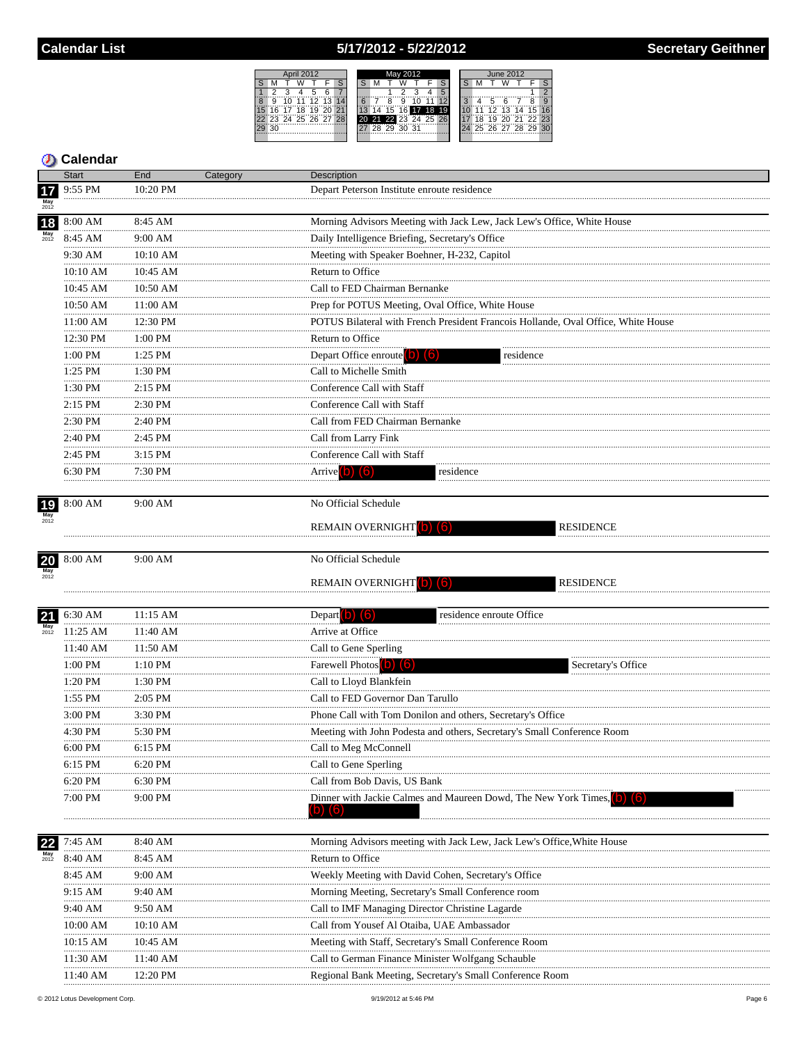# Calendar List — 5/17/2012 - 5/22/2012 — Secretary Geithner

## Calendar

| Date | Start | End | Category | Description |
|---|---|---|---|---|
| 17 May 2012 | 9:55 PM | 10:20 PM | | Depart Peterson Institute enroute residence |
| 18 May 2012 | 8:00 AM | 8:45 AM | | Morning Advisors Meeting with Jack Lew, Jack Lew's Office, White House |
| | 8:45 AM | 9:00 AM | | Daily Intelligence Briefing, Secretary's Office |
| | 9:30 AM | 10:10 AM | | Meeting with Speaker Boehner, H-232, Capitol |
| | 10:10 AM | 10:45 AM | | Return to Office |
| | 10:45 AM | 10:50 AM | | Call to FED Chairman Bernanke |
| | 10:50 AM | 11:00 AM | | Prep for POTUS Meeting, Oval Office, White House |
| | 11:00 AM | 12:30 PM | | POTUS Bilateral with French President Francois Hollande, Oval Office, White House |
| | 12:30 PM | 1:00 PM | | Return to Office |
| | 1:00 PM | 1:25 PM | | Depart Office enroute (b) (6) residence |
| | 1:25 PM | 1:30 PM | | Call to Michelle Smith |
| | 1:30 PM | 2:15 PM | | Conference Call with Staff |
| | 2:15 PM | 2:30 PM | | Conference Call with Staff |
| | 2:30 PM | 2:40 PM | | Call from FED Chairman Bernanke |
| | 2:40 PM | 2:45 PM | | Call from Larry Fink |
| | 2:45 PM | 3:15 PM | | Conference Call with Staff |
| | 6:30 PM | 7:30 PM | | Arrive (b) (6) residence |
| 19 May 2012 | 8:00 AM | 9:00 AM | | No Official Schedule<br>REMAIN OVERNIGHT (b) (6) RESIDENCE |
| 20 May 2012 | 8:00 AM | 9:00 AM | | No Official Schedule<br>REMAIN OVERNIGHT (b) (6) RESIDENCE |
| 21 May 2012 | 6:30 AM | 11:15 AM | | Depart (b) (6) residence enroute Office |
| | 11:25 AM | 11:40 AM | | Arrive at Office |
| | 11:40 AM | 11:50 AM | | Call to Gene Sperling |
| | 1:00 PM | 1:10 PM | | Farewell Photos (b) (6) Secretary's Office |
| | 1:20 PM | 1:30 PM | | Call to Lloyd Blankfein |
| | 1:55 PM | 2:05 PM | | Call to FED Governor Dan Tarullo |
| | 3:00 PM | 3:30 PM | | Phone Call with Tom Donilon and others, Secretary's Office |
| | 4:30 PM | 5:30 PM | | Meeting with John Podesta and others, Secretary's Small Conference Room |
| | 6:00 PM | 6:15 PM | | Call to Meg McConnell |
| | 6:15 PM | 6:20 PM | | Call to Gene Sperling |
| | 6:20 PM | 6:30 PM | | Call from Bob Davis, US Bank |
| | 7:00 PM | 9:00 PM | | Dinner with Jackie Calmes and Maureen Dowd, The New York Times, (b) (6) (b) (6) |
| 22 May 2012 | 7:45 AM | 8:40 AM | | Morning Advisors meeting with Jack Lew, Jack Lew's Office,White House |
| | 8:40 AM | 8:45 AM | | Return to Office |
| | 8:45 AM | 9:00 AM | | Weekly Meeting with David Cohen, Secretary's Office |
| | 9:15 AM | 9:40 AM | | Morning Meeting, Secretary's Small Conference room |
| | 9:40 AM | 9:50 AM | | Call to IMF Managing Director Christine Lagarde |
| | 10:00 AM | 10:10 AM | | Call from Yousef Al Otaiba, UAE Ambassador |
| | 10:15 AM | 10:45 AM | | Meeting with Staff, Secretary's Small Conference Room |
| | 11:30 AM | 11:40 AM | | Call to German Finance Minister Wolfgang Schauble |
| | 11:40 AM | 12:20 PM | | Regional Bank Meeting, Secretary's Small Conference Room |

© 2012 Lotus Development Corp. — 9/19/2012 at 5:46 PM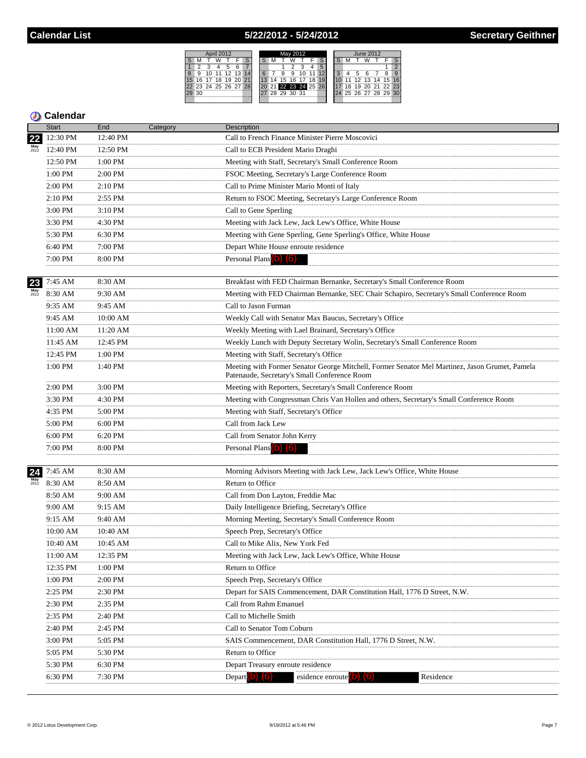# Calendar List — 5/22/2012 - 5/24/2012 — Secretary Geithner

## Calendar

| Date | Start | End | Category | Description |
|---|---|---|---|---|
| 22 May 2012 | 12:30 PM | 12:40 PM | | Call to French Finance Minister Pierre Moscovici |
| | 12:40 PM | 12:50 PM | | Call to ECB President Mario Draghi |
| | 12:50 PM | 1:00 PM | | Meeting with Staff, Secretary's Small Conference Room |
| | 1:00 PM | 2:00 PM | | FSOC Meeting, Secretary's Large Conference Room |
| | 2:00 PM | 2:10 PM | | Call to Prime Minister Mario Monti of Italy |
| | 2:10 PM | 2:55 PM | | Return to FSOC Meeting, Secretary's Large Conference Room |
| | 3:00 PM | 3:10 PM | | Call to Gene Sperling |
| | 3:30 PM | 4:30 PM | | Meeting with Jack Lew, Jack Lew's Office, White House |
| | 5:30 PM | 6:30 PM | | Meeting with Gene Sperling, Gene Sperling's Office, White House |
| | 6:40 PM | 7:00 PM | | Depart White House enroute residence |
| | 7:00 PM | 8:00 PM | | Personal Plans (b) (6) |
| 23 May 2012 | 7:45 AM | 8:30 AM | | Breakfast with FED Chairman Bernanke, Secretary's Small Conference Room |
| | 8:30 AM | 9:30 AM | | Meeting with FED Chairman Bernanke, SEC Chair Schapiro, Secretary's Small Conference Room |
| | 9:35 AM | 9:45 AM | | Call to Jason Furman |
| | 9:45 AM | 10:00 AM | | Weekly Call with Senator Max Baucus, Secretary's Office |
| | 11:00 AM | 11:20 AM | | Weekly Meeting with Lael Brainard, Secretary's Office |
| | 11:45 AM | 12:45 PM | | Weekly Lunch with Deputy Secretary Wolin, Secretary's Small Conference Room |
| | 12:45 PM | 1:00 PM | | Meeting with Staff, Secretary's Office |
| | 1:00 PM | 1:40 PM | | Meeting with Former Senator George Mitchell, Former Senator Mel Martinez, Jason Grumet, Pamela Patenaude, Secretary's Small Conference Room |
| | 2:00 PM | 3:00 PM | | Meeting with Reporters, Secretary's Small Conference Room |
| | 3:30 PM | 4:30 PM | | Meeting with Congressman Chris Van Hollen and others, Secretary's Small Conference Room |
| | 4:35 PM | 5:00 PM | | Meeting with Staff, Secretary's Office |
| | 5:00 PM | 6:00 PM | | Call from Jack Lew |
| | 6:00 PM | 6:20 PM | | Call from Senator John Kerry |
| | 7:00 PM | 8:00 PM | | Personal Plans (b) (6) |
| 24 May 2012 | 7:45 AM | 8:30 AM | | Morning Advisors Meeting with Jack Lew, Jack Lew's Office, White House |
| | 8:30 AM | 8:50 AM | | Return to Office |
| | 8:50 AM | 9:00 AM | | Call from Don Layton, Freddie Mac |
| | 9:00 AM | 9:15 AM | | Daily Intelligence Briefing, Secretary's Office |
| | 9:15 AM | 9:40 AM | | Morning Meeting, Secretary's Small Conference Room |
| | 10:00 AM | 10:40 AM | | Speech Prep, Secretary's Office |
| | 10:40 AM | 10:45 AM | | Call to Mike Alix, New York Fed |
| | 11:00 AM | 12:35 PM | | Meeting with Jack Lew, Jack Lew's Office, White House |
| | 12:35 PM | 1:00 PM | | Return to Office |
| | 1:00 PM | 2:00 PM | | Speech Prep, Secretary's Office |
| | 2:25 PM | 2:30 PM | | Depart for SAIS Commencement, DAR Constitution Hall, 1776 D Street, N.W. |
| | 2:30 PM | 2:35 PM | | Call from Rahm Emanuel |
| | 2:35 PM | 2:40 PM | | Call to Michelle Smith |
| | 2:40 PM | 2:45 PM | | Call to Senator Tom Coburn |
| | 3:00 PM | 5:05 PM | | SAIS Commencement, DAR Constitution Hall, 1776 D Street, N.W. |
| | 5:05 PM | 5:30 PM | | Return to Office |
| | 5:30 PM | 6:30 PM | | Depart Treasury enroute residence |
| | 6:30 PM | 7:30 PM | | Depart (b) (6) esidence enroute (b) (6) Residence |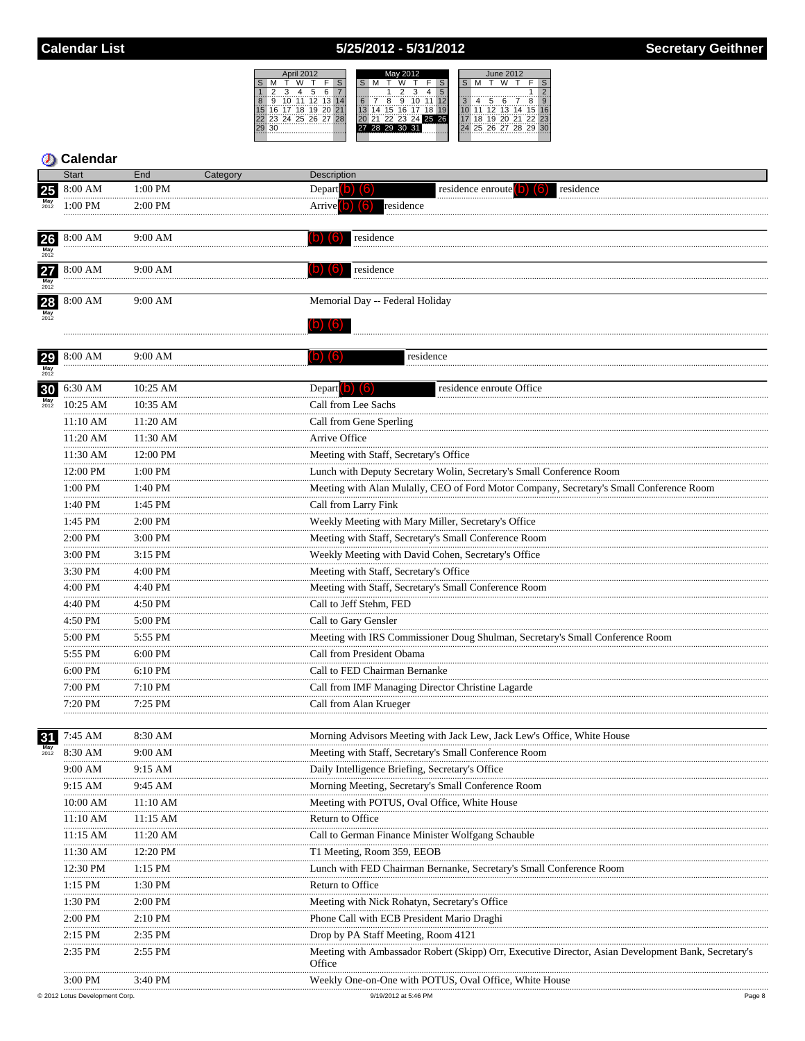## Calendar List — 5/25/2012 - 5/31/2012 — Secretary Geithner

## Calendar

| Date | Start | End | Category | Description |
|---|---|---|---|---|
| 25 May 2012 | 8:00 AM | 1:00 PM | | Depart (b) (6) residence enroute (b) (6) residence |
| | 1:00 PM | 2:00 PM | | Arrive (b) (6) residence |
| 26 May 2012 | 8:00 AM | 9:00 AM | | (b) (6) residence |
| 27 May 2012 | 8:00 AM | 9:00 AM | | (b) (6) residence |
| 28 May 2012 | 8:00 AM | 9:00 AM | | Memorial Day -- Federal Holiday (b) (6) |
| 29 May 2012 | 8:00 AM | 9:00 AM | | (b) (6) residence |
| 30 May 2012 | 6:30 AM | 10:25 AM | | Depart (b) (6) residence enroute Office |
| | 10:25 AM | 10:35 AM | | Call from Lee Sachs |
| | 11:10 AM | 11:20 AM | | Call from Gene Sperling |
| | 11:20 AM | 11:30 AM | | Arrive Office |
| | 11:30 AM | 12:00 PM | | Meeting with Staff, Secretary's Office |
| | 12:00 PM | 1:00 PM | | Lunch with Deputy Secretary Wolin, Secretary's Small Conference Room |
| | 1:00 PM | 1:40 PM | | Meeting with Alan Mulally, CEO of Ford Motor Company, Secretary's Small Conference Room |
| | 1:40 PM | 1:45 PM | | Call from Larry Fink |
| | 1:45 PM | 2:00 PM | | Weekly Meeting with Mary Miller, Secretary's Office |
| | 2:00 PM | 3:00 PM | | Meeting with Staff, Secretary's Small Conference Room |
| | 3:00 PM | 3:15 PM | | Weekly Meeting with David Cohen, Secretary's Office |
| | 3:30 PM | 4:00 PM | | Meeting with Staff, Secretary's Office |
| | 4:00 PM | 4:40 PM | | Meeting with Staff, Secretary's Small Conference Room |
| | 4:40 PM | 4:50 PM | | Call to Jeff Stehm, FED |
| | 4:50 PM | 5:00 PM | | Call to Gary Gensler |
| | 5:00 PM | 5:55 PM | | Meeting with IRS Commissioner Doug Shulman, Secretary's Small Conference Room |
| | 5:55 PM | 6:00 PM | | Call from President Obama |
| | 6:00 PM | 6:10 PM | | Call to FED Chairman Bernanke |
| | 7:00 PM | 7:10 PM | | Call from IMF Managing Director Christine Lagarde |
| | 7:20 PM | 7:25 PM | | Call from Alan Krueger |
| 31 May 2012 | 7:45 AM | 8:30 AM | | Morning Advisors Meeting with Jack Lew, Jack Lew's Office, White House |
| | 8:30 AM | 9:00 AM | | Meeting with Staff, Secretary's Small Conference Room |
| | 9:00 AM | 9:15 AM | | Daily Intelligence Briefing, Secretary's Office |
| | 9:15 AM | 9:45 AM | | Morning Meeting, Secretary's Small Conference Room |
| | 10:00 AM | 11:10 AM | | Meeting with POTUS, Oval Office, White House |
| | 11:10 AM | 11:15 AM | | Return to Office |
| | 11:15 AM | 11:20 AM | | Call to German Finance Minister Wolfgang Schauble |
| | 11:30 AM | 12:20 PM | | T1 Meeting, Room 359, EEOB |
| | 12:30 PM | 1:15 PM | | Lunch with FED Chairman Bernanke, Secretary's Small Conference Room |
| | 1:15 PM | 1:30 PM | | Return to Office |
| | 1:30 PM | 2:00 PM | | Meeting with Nick Rohatyn, Secretary's Office |
| | 2:00 PM | 2:10 PM | | Phone Call with ECB President Mario Draghi |
| | 2:15 PM | 2:35 PM | | Drop by PA Staff Meeting, Room 4121 |
| | 2:35 PM | 2:55 PM | | Meeting with Ambassador Robert (Skipp) Orr, Executive Director, Asian Development Bank, Secretary's Office |
| | 3:00 PM | 3:40 PM | | Weekly One-on-One with POTUS, Oval Office, White House |

© 2012 Lotus Development Corp. 9/19/2012 at 5:46 PM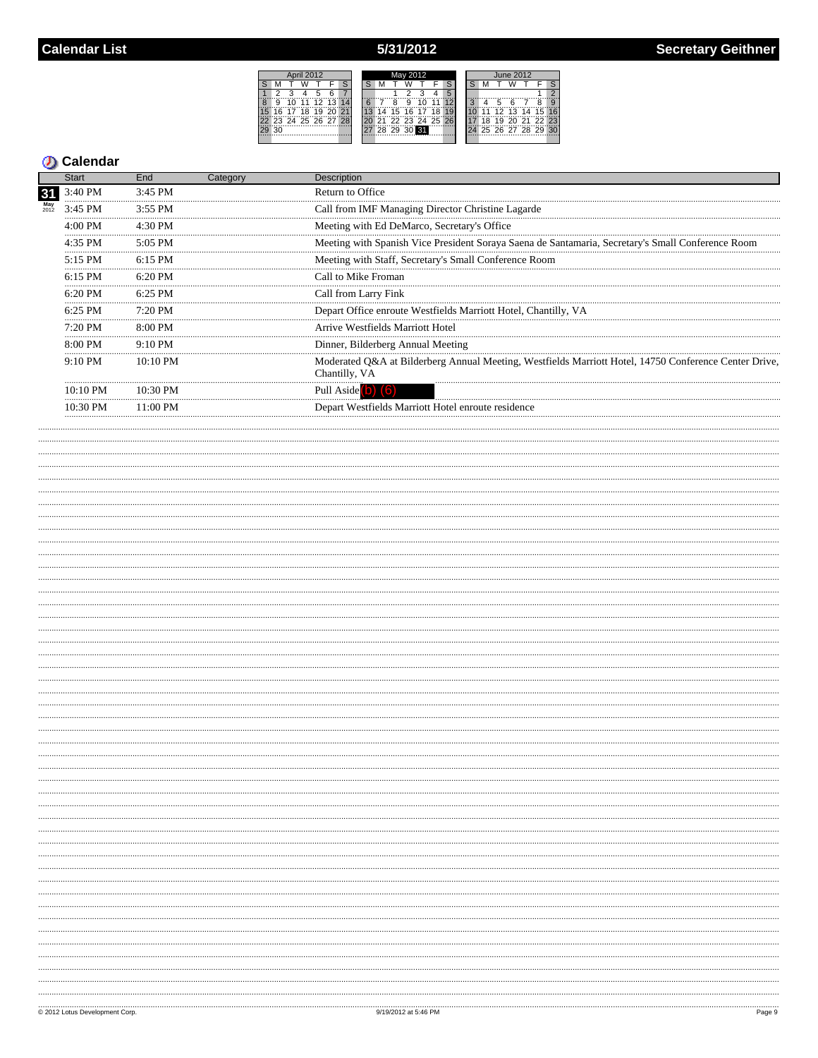# Calendar List — 5/31/2012 — Secretary Geithner

## Calendar

| Start | End | Category | Description |
|---|---|---|---|
| 3:40 PM | 3:45 PM | | Return to Office |
| 3:45 PM | 3:55 PM | | Call from IMF Managing Director Christine Lagarde |
| 4:00 PM | 4:30 PM | | Meeting with Ed DeMarco, Secretary's Office |
| 4:35 PM | 5:05 PM | | Meeting with Spanish Vice President Soraya Saena de Santamaria, Secretary's Small Conference Room |
| 5:15 PM | 6:15 PM | | Meeting with Staff, Secretary's Small Conference Room |
| 6:15 PM | 6:20 PM | | Call to Mike Froman |
| 6:20 PM | 6:25 PM | | Call from Larry Fink |
| 6:25 PM | 7:20 PM | | Depart Office enroute Westfields Marriott Hotel, Chantilly, VA |
| 7:20 PM | 8:00 PM | | Arrive Westfields Marriott Hotel |
| 8:00 PM | 9:10 PM | | Dinner, Bilderberg Annual Meeting |
| 9:10 PM | 10:10 PM | | Moderated Q&A at Bilderberg Annual Meeting, Westfields Marriott Hotel, 14750 Conference Center Drive, Chantilly, VA |
| 10:10 PM | 10:30 PM | | Pull Aside (b) (6) |
| 10:30 PM | 11:00 PM | | Depart Westfields Marriott Hotel enroute residence |

© 2012 Lotus Development Corp. — 9/19/2012 at 5:46 PM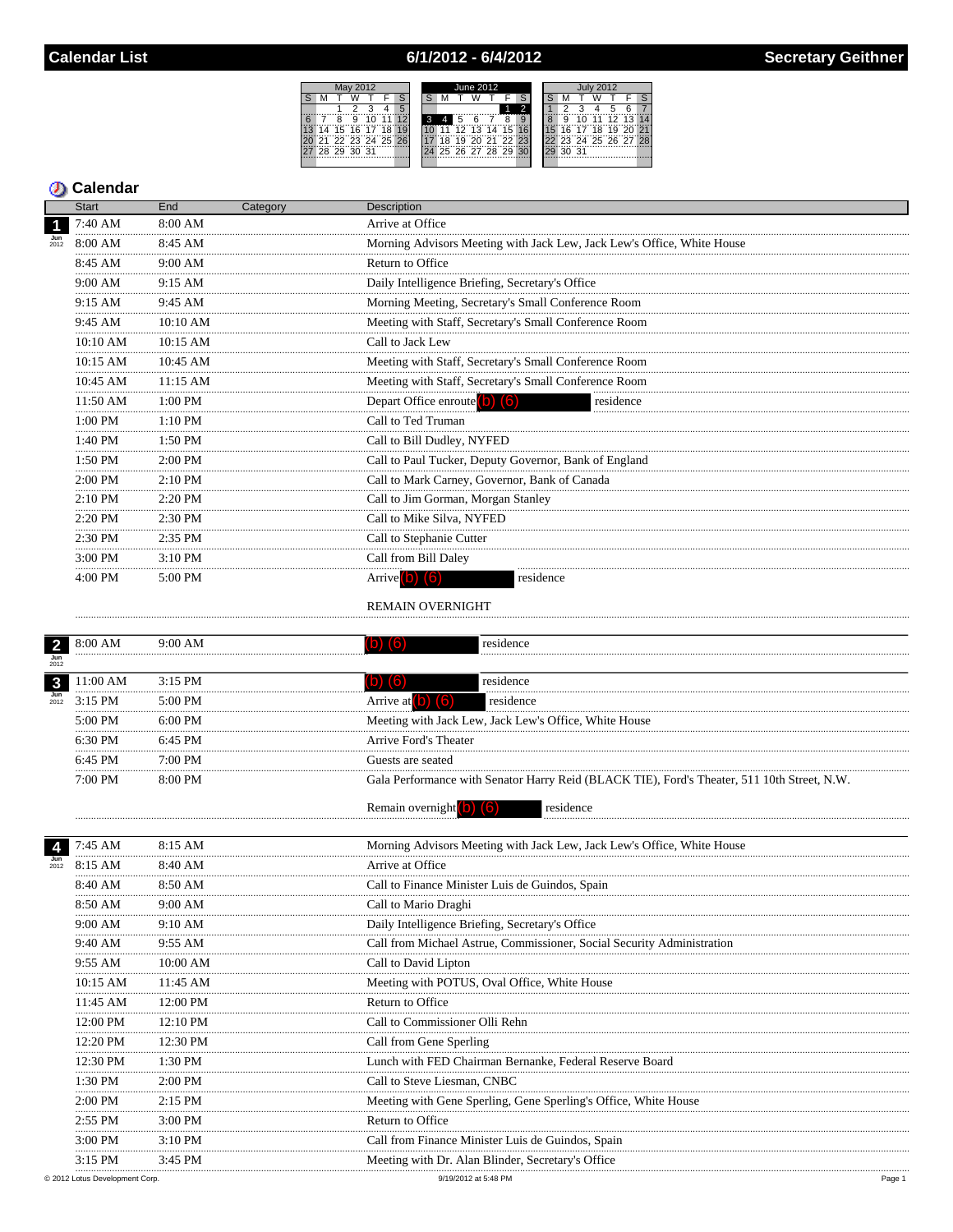# Calendar List — 6/1/2012 - 6/4/2012 — Secretary Geithner

## Calendar

| Date | Start | End | Category | Description |
|---|---|---|---|---|
| 1 Jun 2012 | 7:40 AM | 8:00 AM | | Arrive at Office |
| | 8:00 AM | 8:45 AM | | Morning Advisors Meeting with Jack Lew, Jack Lew's Office, White House |
| | 8:45 AM | 9:00 AM | | Return to Office |
| | 9:00 AM | 9:15 AM | | Daily Intelligence Briefing, Secretary's Office |
| | 9:15 AM | 9:45 AM | | Morning Meeting, Secretary's Small Conference Room |
| | 9:45 AM | 10:10 AM | | Meeting with Staff, Secretary's Small Conference Room |
| | 10:10 AM | 10:15 AM | | Call to Jack Lew |
| | 10:15 AM | 10:45 AM | | Meeting with Staff, Secretary's Small Conference Room |
| | 10:45 AM | 11:15 AM | | Meeting with Staff, Secretary's Small Conference Room |
| | 11:50 AM | 1:00 PM | | Depart Office enroute (b) (6) residence |
| | 1:00 PM | 1:10 PM | | Call to Ted Truman |
| | 1:40 PM | 1:50 PM | | Call to Bill Dudley, NYFED |
| | 1:50 PM | 2:00 PM | | Call to Paul Tucker, Deputy Governor, Bank of England |
| | 2:00 PM | 2:10 PM | | Call to Mark Carney, Governor, Bank of Canada |
| | 2:10 PM | 2:20 PM | | Call to Jim Gorman, Morgan Stanley |
| | 2:20 PM | 2:30 PM | | Call to Mike Silva, NYFED |
| | 2:30 PM | 2:35 PM | | Call to Stephanie Cutter |
| | 3:00 PM | 3:10 PM | | Call from Bill Daley |
| | 4:00 PM | 5:00 PM | | Arrive (b) (6) residence<br><br>REMAIN OVERNIGHT |
| 2 Jun 2012 | 8:00 AM | 9:00 AM | | (b) (6) residence |
| 3 Jun 2012 | 11:00 AM | 3:15 PM | | (b) (6) residence |
| | 3:15 PM | 5:00 PM | | Arrive at (b) (6) residence |
| | 5:00 PM | 6:00 PM | | Meeting with Jack Lew, Jack Lew's Office, White House |
| | 6:30 PM | 6:45 PM | | Arrive Ford's Theater |
| | 6:45 PM | 7:00 PM | | Guests are seated |
| | 7:00 PM | 8:00 PM | | Gala Performance with Senator Harry Reid (BLACK TIE), Ford's Theater, 511 10th Street, N.W.<br><br>Remain overnight (b) (6) residence |
| 4 Jun 2012 | 7:45 AM | 8:15 AM | | Morning Advisors Meeting with Jack Lew, Jack Lew's Office, White House |
| | 8:15 AM | 8:40 AM | | Arrive at Office |
| | 8:40 AM | 8:50 AM | | Call to Finance Minister Luis de Guindos, Spain |
| | 8:50 AM | 9:00 AM | | Call to Mario Draghi |
| | 9:00 AM | 9:10 AM | | Daily Intelligence Briefing, Secretary's Office |
| | 9:40 AM | 9:55 AM | | Call from Michael Astrue, Commissioner, Social Security Administration |
| | 9:55 AM | 10:00 AM | | Call to David Lipton |
| | 10:15 AM | 11:45 AM | | Meeting with POTUS, Oval Office, White House |
| | 11:45 AM | 12:00 PM | | Return to Office |
| | 12:00 PM | 12:10 PM | | Call to Commissioner Olli Rehn |
| | 12:20 PM | 12:30 PM | | Call from Gene Sperling |
| | 12:30 PM | 1:30 PM | | Lunch with FED Chairman Bernanke, Federal Reserve Board |
| | 1:30 PM | 2:00 PM | | Call to Steve Liesman, CNBC |
| | 2:00 PM | 2:15 PM | | Meeting with Gene Sperling, Gene Sperling's Office, White House |
| | 2:55 PM | 3:00 PM | | Return to Office |
| | 3:00 PM | 3:10 PM | | Call from Finance Minister Luis de Guindos, Spain |
| | 3:15 PM | 3:45 PM | | Meeting with Dr. Alan Blinder, Secretary's Office |

© 2012 Lotus Development Corp. — 9/19/2012 at 5:48 PM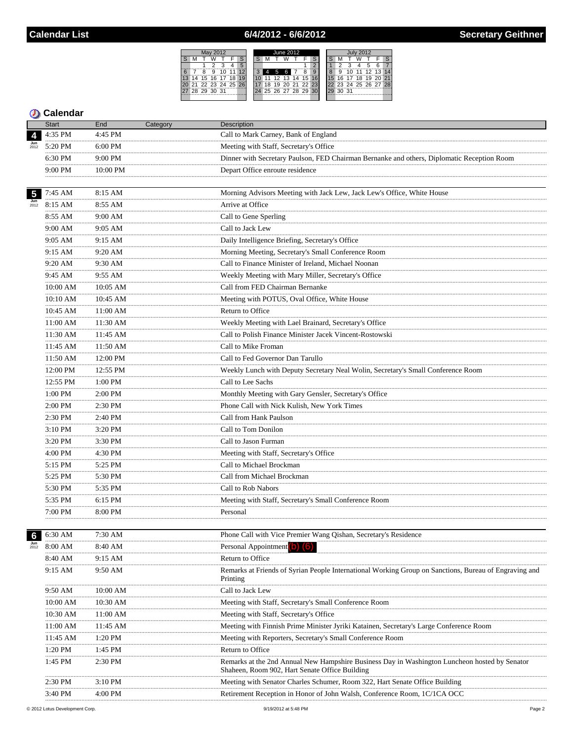# Calendar List — 6/4/2012 - 6/6/2012 — Secretary Geithner

| May 2012 | | | | | | |
|---|---|---|---|---|---|---|
| S | M | T | W | T | F | S |
| | | 1 | 2 | 3 | 4 | 5 |
| 6 | 7 | 8 | 9 | 10 | 11 | 12 |
| 13 | 14 | 15 | 16 | 17 | 18 | 19 |
| 20 | 21 | 22 | 23 | 24 | 25 | 26 |
| 27 | 28 | 29 | 30 | 31 | | |

| June 2012 | | | | | | |
|---|---|---|---|---|---|---|
| S | M | T | W | T | F | S |
| | | | | | 1 | 2 |
| 3 | 4 | 5 | 6 | 7 | 8 | 9 |
| 10 | 11 | 12 | 13 | 14 | 15 | 16 |
| 17 | 18 | 19 | 20 | 21 | 22 | 23 |
| 24 | 25 | 26 | 27 | 28 | 29 | 30 |

| July 2012 | | | | | | |
|---|---|---|---|---|---|---|
| S | M | T | W | T | F | S |
| 1 | 2 | 3 | 4 | 5 | 6 | 7 |
| 8 | 9 | 10 | 11 | 12 | 13 | 14 |
| 15 | 16 | 17 | 18 | 19 | 20 | 21 |
| 22 | 23 | 24 | 25 | 26 | 27 | 28 |
| 29 | 30 | 31 | | | | |

## Calendar

| Date | Start | End | Category | Description |
|---|---|---|---|---|
| 4 Jun 2012 | 4:35 PM | 4:45 PM | | Call to Mark Carney, Bank of England |
| | 5:20 PM | 6:00 PM | | Meeting with Staff, Secretary's Office |
| | 6:30 PM | 9:00 PM | | Dinner with Secretary Paulson, FED Chairman Bernanke and others, Diplomatic Reception Room |
| | 9:00 PM | 10:00 PM | | Depart Office enroute residence |
| 5 Jun 2012 | 7:45 AM | 8:15 AM | | Morning Advisors Meeting with Jack Lew, Jack Lew's Office, White House |
| | 8:15 AM | 8:55 AM | | Arrive at Office |
| | 8:55 AM | 9:00 AM | | Call to Gene Sperling |
| | 9:00 AM | 9:05 AM | | Call to Jack Lew |
| | 9:05 AM | 9:15 AM | | Daily Intelligence Briefing, Secretary's Office |
| | 9:15 AM | 9:20 AM | | Morning Meeting, Secretary's Small Conference Room |
| | 9:20 AM | 9:30 AM | | Call to Finance Minister of Ireland, Michael Noonan |
| | 9:45 AM | 9:55 AM | | Weekly Meeting with Mary Miller, Secretary's Office |
| | 10:00 AM | 10:05 AM | | Call from FED Chairman Bernanke |
| | 10:10 AM | 10:45 AM | | Meeting with POTUS, Oval Office, White House |
| | 10:45 AM | 11:00 AM | | Return to Office |
| | 11:00 AM | 11:30 AM | | Weekly Meeting with Lael Brainard, Secretary's Office |
| | 11:30 AM | 11:45 AM | | Call to Polish Finance Minister Jacek Vincent-Rostowski |
| | 11:45 AM | 11:50 AM | | Call to Mike Froman |
| | 11:50 AM | 12:00 PM | | Call to Fed Governor Dan Tarullo |
| | 12:00 PM | 12:55 PM | | Weekly Lunch with Deputy Secretary Neal Wolin, Secretary's Small Conference Room |
| | 12:55 PM | 1:00 PM | | Call to Lee Sachs |
| | 1:00 PM | 2:00 PM | | Monthly Meeting with Gary Gensler, Secretary's Office |
| | 2:00 PM | 2:30 PM | | Phone Call with Nick Kulish, New York Times |
| | 2:30 PM | 2:40 PM | | Call from Hank Paulson |
| | 3:10 PM | 3:20 PM | | Call to Tom Donilon |
| | 3:20 PM | 3:30 PM | | Call to Jason Furman |
| | 4:00 PM | 4:30 PM | | Meeting with Staff, Secretary's Office |
| | 5:15 PM | 5:25 PM | | Call to Michael Brockman |
| | 5:25 PM | 5:30 PM | | Call from Michael Brockman |
| | 5:30 PM | 5:35 PM | | Call to Rob Nabors |
| | 5:35 PM | 6:15 PM | | Meeting with Staff, Secretary's Small Conference Room |
| | 7:00 PM | 8:00 PM | | Personal |
| 6 Jun 2012 | 6:30 AM | 7:30 AM | | Phone Call with Vice Premier Wang Qishan, Secretary's Residence |
| | 8:00 AM | 8:40 AM | | Personal Appointment (b) (6) |
| | 8:40 AM | 9:15 AM | | Return to Office |
| | 9:15 AM | 9:50 AM | | Remarks at Friends of Syrian People International Working Group on Sanctions, Bureau of Engraving and Printing |
| | 9:50 AM | 10:00 AM | | Call to Jack Lew |
| | 10:00 AM | 10:30 AM | | Meeting with Staff, Secretary's Small Conference Room |
| | 10:30 AM | 11:00 AM | | Meeting with Staff, Secretary's Office |
| | 11:00 AM | 11:45 AM | | Meeting with Finnish Prime Minister Jyriki Katainen, Secretary's Large Conference Room |
| | 11:45 AM | 1:20 PM | | Meeting with Reporters, Secretary's Small Conference Room |
| | 1:20 PM | 1:45 PM | | Return to Office |
| | 1:45 PM | 2:30 PM | | Remarks at the 2nd Annual New Hampshire Business Day in Washington Luncheon hosted by Senator Shaheen, Room 902, Hart Senate Office Building |
| | 2:30 PM | 3:10 PM | | Meeting with Senator Charles Schumer, Room 322, Hart Senate Office Building |
| | 3:40 PM | 4:00 PM | | Retirement Reception in Honor of John Walsh, Conference Room, 1C/1CA OCC |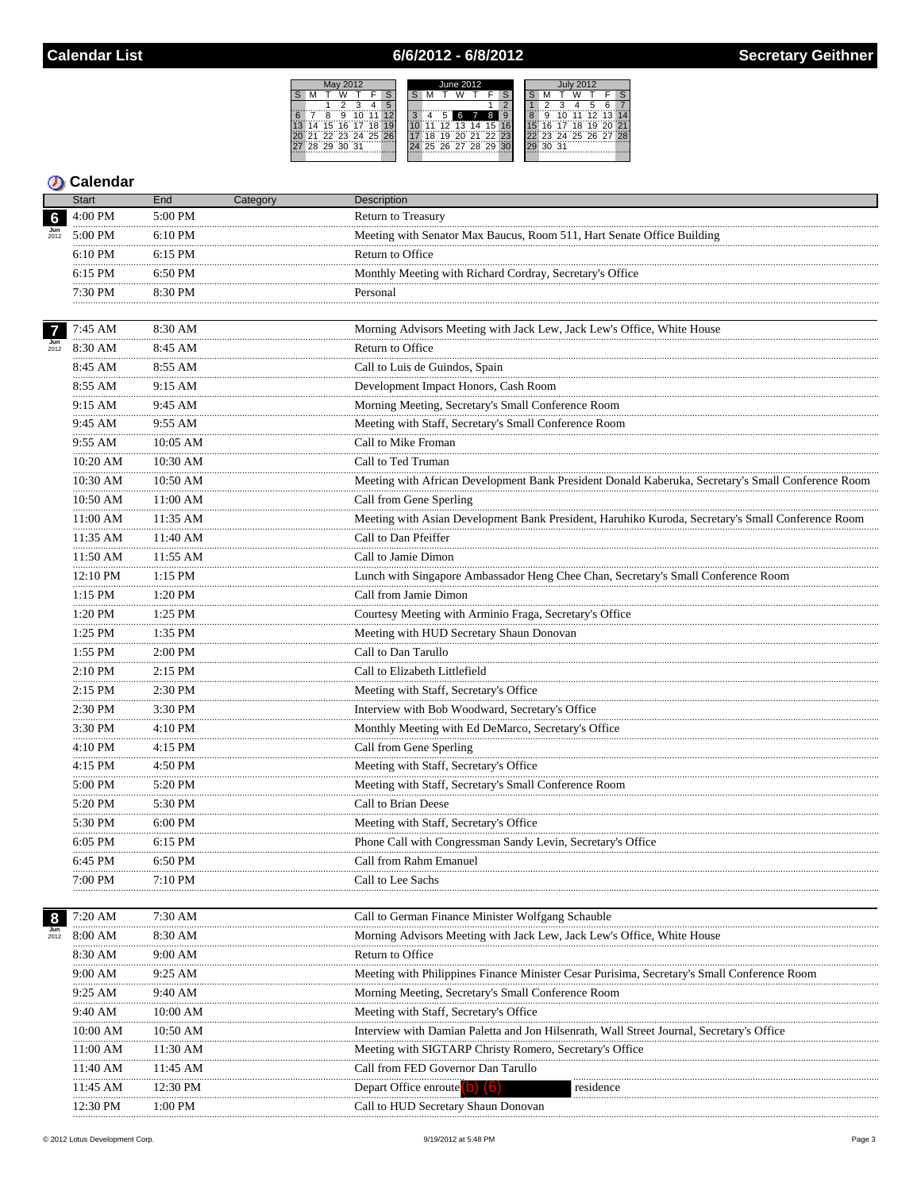# Calendar List — 6/6/2012 - 6/8/2012 — Secretary Geithner

## Calendar

| Date | Start | End | Category | Description |
|---|---|---|---|---|
| 6 Jun 2012 | 4:00 PM | 5:00 PM | | Return to Treasury |
| | 5:00 PM | 6:10 PM | | Meeting with Senator Max Baucus, Room 511, Hart Senate Office Building |
| | 6:10 PM | 6:15 PM | | Return to Office |
| | 6:15 PM | 6:50 PM | | Monthly Meeting with Richard Cordray, Secretary's Office |
| | 7:30 PM | 8:30 PM | | Personal |
| 7 Jun 2012 | 7:45 AM | 8:30 AM | | Morning Advisors Meeting with Jack Lew, Jack Lew's Office, White House |
| | 8:30 AM | 8:45 AM | | Return to Office |
| | 8:45 AM | 8:55 AM | | Call to Luis de Guindos, Spain |
| | 8:55 AM | 9:15 AM | | Development Impact Honors, Cash Room |
| | 9:15 AM | 9:45 AM | | Morning Meeting, Secretary's Small Conference Room |
| | 9:45 AM | 9:55 AM | | Meeting with Staff, Secretary's Small Conference Room |
| | 9:55 AM | 10:05 AM | | Call to Mike Froman |
| | 10:20 AM | 10:30 AM | | Call to Ted Truman |
| | 10:30 AM | 10:50 AM | | Meeting with African Development Bank President Donald Kaberuka, Secretary's Small Conference Room |
| | 10:50 AM | 11:00 AM | | Call from Gene Sperling |
| | 11:00 AM | 11:35 AM | | Meeting with Asian Development Bank President, Haruhiko Kuroda, Secretary's Small Conference Room |
| | 11:35 AM | 11:40 AM | | Call to Dan Pfeiffer |
| | 11:50 AM | 11:55 AM | | Call to Jamie Dimon |
| | 12:10 PM | 1:15 PM | | Lunch with Singapore Ambassador Heng Chee Chan, Secretary's Small Conference Room |
| | 1:15 PM | 1:20 PM | | Call from Jamie Dimon |
| | 1:20 PM | 1:25 PM | | Courtesy Meeting with Arminio Fraga, Secretary's Office |
| | 1:25 PM | 1:35 PM | | Meeting with HUD Secretary Shaun Donovan |
| | 1:55 PM | 2:00 PM | | Call to Dan Tarullo |
| | 2:10 PM | 2:15 PM | | Call to Elizabeth Littlefield |
| | 2:15 PM | 2:30 PM | | Meeting with Staff, Secretary's Office |
| | 2:30 PM | 3:30 PM | | Interview with Bob Woodward, Secretary's Office |
| | 3:30 PM | 4:10 PM | | Monthly Meeting with Ed DeMarco, Secretary's Office |
| | 4:10 PM | 4:15 PM | | Call from Gene Sperling |
| | 4:15 PM | 4:50 PM | | Meeting with Staff, Secretary's Office |
| | 5:00 PM | 5:20 PM | | Meeting with Staff, Secretary's Small Conference Room |
| | 5:20 PM | 5:30 PM | | Call to Brian Deese |
| | 5:30 PM | 6:00 PM | | Meeting with Staff, Secretary's Office |
| | 6:05 PM | 6:15 PM | | Phone Call with Congressman Sandy Levin, Secretary's Office |
| | 6:45 PM | 6:50 PM | | Call from Rahm Emanuel |
| | 7:00 PM | 7:10 PM | | Call to Lee Sachs |
| 8 Jun 2012 | 7:20 AM | 7:30 AM | | Call to German Finance Minister Wolfgang Schauble |
| | 8:00 AM | 8:30 AM | | Morning Advisors Meeting with Jack Lew, Jack Lew's Office, White House |
| | 8:30 AM | 9:00 AM | | Return to Office |
| | 9:00 AM | 9:25 AM | | Meeting with Philippines Finance Minister Cesar Purisima, Secretary's Small Conference Room |
| | 9:25 AM | 9:40 AM | | Morning Meeting, Secretary's Small Conference Room |
| | 9:40 AM | 10:00 AM | | Meeting with Staff, Secretary's Office |
| | 10:00 AM | 10:50 AM | | Interview with Damian Paletta and Jon Hilsenrath, Wall Street Journal, Secretary's Office |
| | 11:00 AM | 11:30 AM | | Meeting with SIGTARP Christy Romero, Secretary's Office |
| | 11:40 AM | 11:45 AM | | Call from FED Governor Dan Tarullo |
| | 11:45 AM | 12:30 PM | | Depart Office enroute (b) (6) residence |
| | 12:30 PM | 1:00 PM | | Call to HUD Secretary Shaun Donovan |

© 2012 Lotus Development Corp. — 9/19/2012 at 5:48 PM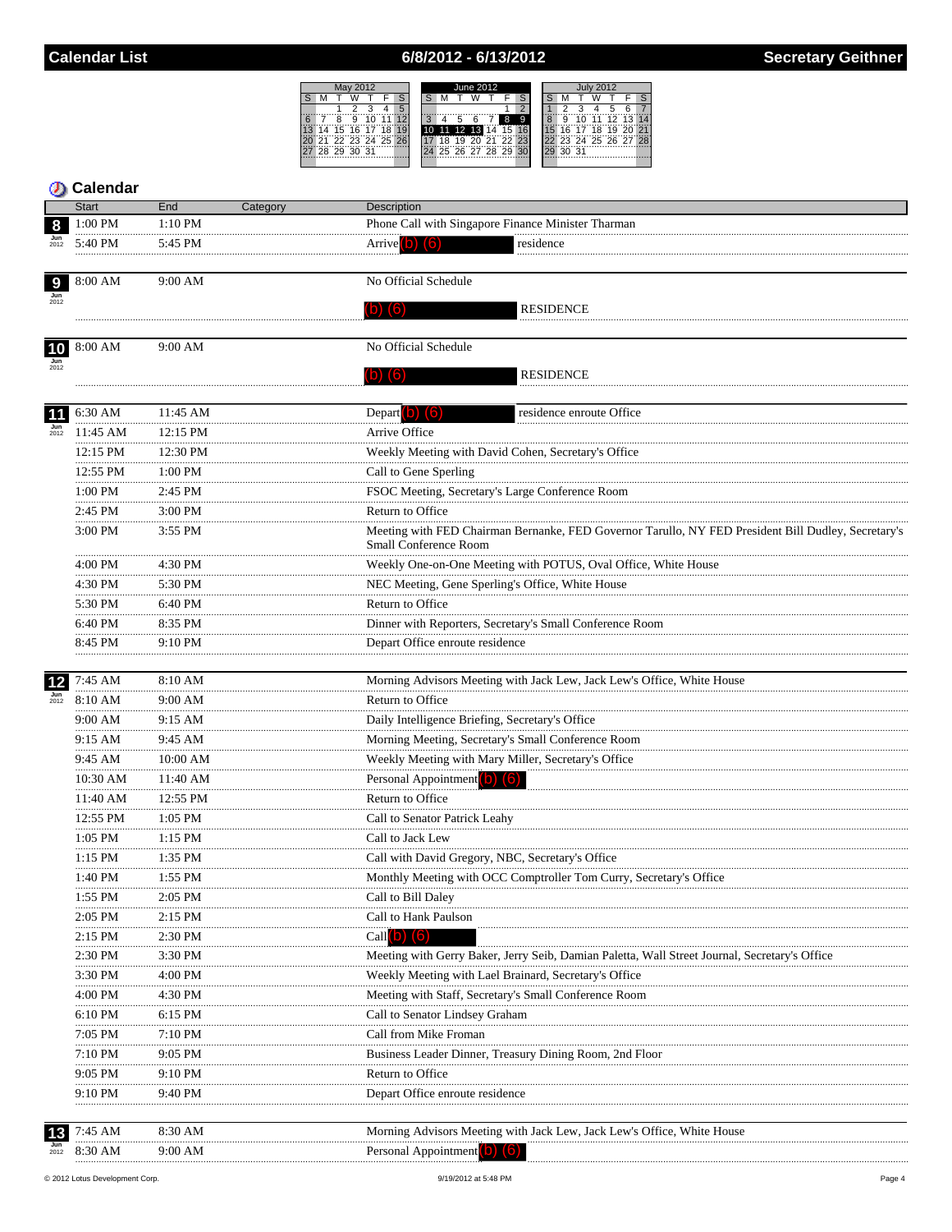# Calendar List — 6/8/2012 - 6/13/2012 — Secretary Geithner

## Calendar

| Date | Start | End | Category | Description |
|---|---|---|---|---|
| 8 Jun 2012 | 1:00 PM | 1:10 PM | | Phone Call with Singapore Finance Minister Tharman |
| | 5:40 PM | 5:45 PM | | Arrive (b) (6) residence |
| 9 Jun 2012 | 8:00 AM | 9:00 AM | | No Official Schedule |
| | | | | (b) (6) RESIDENCE |
| 10 Jun 2012 | 8:00 AM | 9:00 AM | | No Official Schedule |
| | | | | (b) (6) RESIDENCE |
| 11 Jun 2012 | 6:30 AM | 11:45 AM | | Depart (b) (6) residence enroute Office |
| | 11:45 AM | 12:15 PM | | Arrive Office |
| | 12:15 PM | 12:30 PM | | Weekly Meeting with David Cohen, Secretary's Office |
| | 12:55 PM | 1:00 PM | | Call to Gene Sperling |
| | 1:00 PM | 2:45 PM | | FSOC Meeting, Secretary's Large Conference Room |
| | 2:45 PM | 3:00 PM | | Return to Office |
| | 3:00 PM | 3:55 PM | | Meeting with FED Chairman Bernanke, FED Governor Tarullo, NY FED President Bill Dudley, Secretary's Small Conference Room |
| | 4:00 PM | 4:30 PM | | Weekly One-on-One Meeting with POTUS, Oval Office, White House |
| | 4:30 PM | 5:30 PM | | NEC Meeting, Gene Sperling's Office, White House |
| | 5:30 PM | 6:40 PM | | Return to Office |
| | 6:40 PM | 8:35 PM | | Dinner with Reporters, Secretary's Small Conference Room |
| | 8:45 PM | 9:10 PM | | Depart Office enroute residence |
| 12 Jun 2012 | 7:45 AM | 8:10 AM | | Morning Advisors Meeting with Jack Lew, Jack Lew's Office, White House |
| | 8:10 AM | 9:00 AM | | Return to Office |
| | 9:00 AM | 9:15 AM | | Daily Intelligence Briefing, Secretary's Office |
| | 9:15 AM | 9:45 AM | | Morning Meeting, Secretary's Small Conference Room |
| | 9:45 AM | 10:00 AM | | Weekly Meeting with Mary Miller, Secretary's Office |
| | 10:30 AM | 11:40 AM | | Personal Appointment (b) (6) |
| | 11:40 AM | 12:55 PM | | Return to Office |
| | 12:55 PM | 1:05 PM | | Call to Senator Patrick Leahy |
| | 1:05 PM | 1:15 PM | | Call to Jack Lew |
| | 1:15 PM | 1:35 PM | | Call with David Gregory, NBC, Secretary's Office |
| | 1:40 PM | 1:55 PM | | Monthly Meeting with OCC Comptroller Tom Curry, Secretary's Office |
| | 1:55 PM | 2:05 PM | | Call to Bill Daley |
| | 2:05 PM | 2:15 PM | | Call to Hank Paulson |
| | 2:15 PM | 2:30 PM | | Call (b) (6) |
| | 2:30 PM | 3:30 PM | | Meeting with Gerry Baker, Jerry Seib, Damian Paletta, Wall Street Journal, Secretary's Office |
| | 3:30 PM | 4:00 PM | | Weekly Meeting with Lael Brainard, Secretary's Office |
| | 4:00 PM | 4:30 PM | | Meeting with Staff, Secretary's Small Conference Room |
| | 6:10 PM | 6:15 PM | | Call to Senator Lindsey Graham |
| | 7:05 PM | 7:10 PM | | Call from Mike Froman |
| | 7:10 PM | 9:05 PM | | Business Leader Dinner, Treasury Dining Room, 2nd Floor |
| | 9:05 PM | 9:10 PM | | Return to Office |
| | 9:10 PM | 9:40 PM | | Depart Office enroute residence |
| 13 Jun 2012 | 7:45 AM | 8:30 AM | | Morning Advisors Meeting with Jack Lew, Jack Lew's Office, White House |
| | 8:30 AM | 9:00 AM | | Personal Appointment (b) (6) |

© 2012 Lotus Development Corp. — 9/19/2012 at 5:48 PM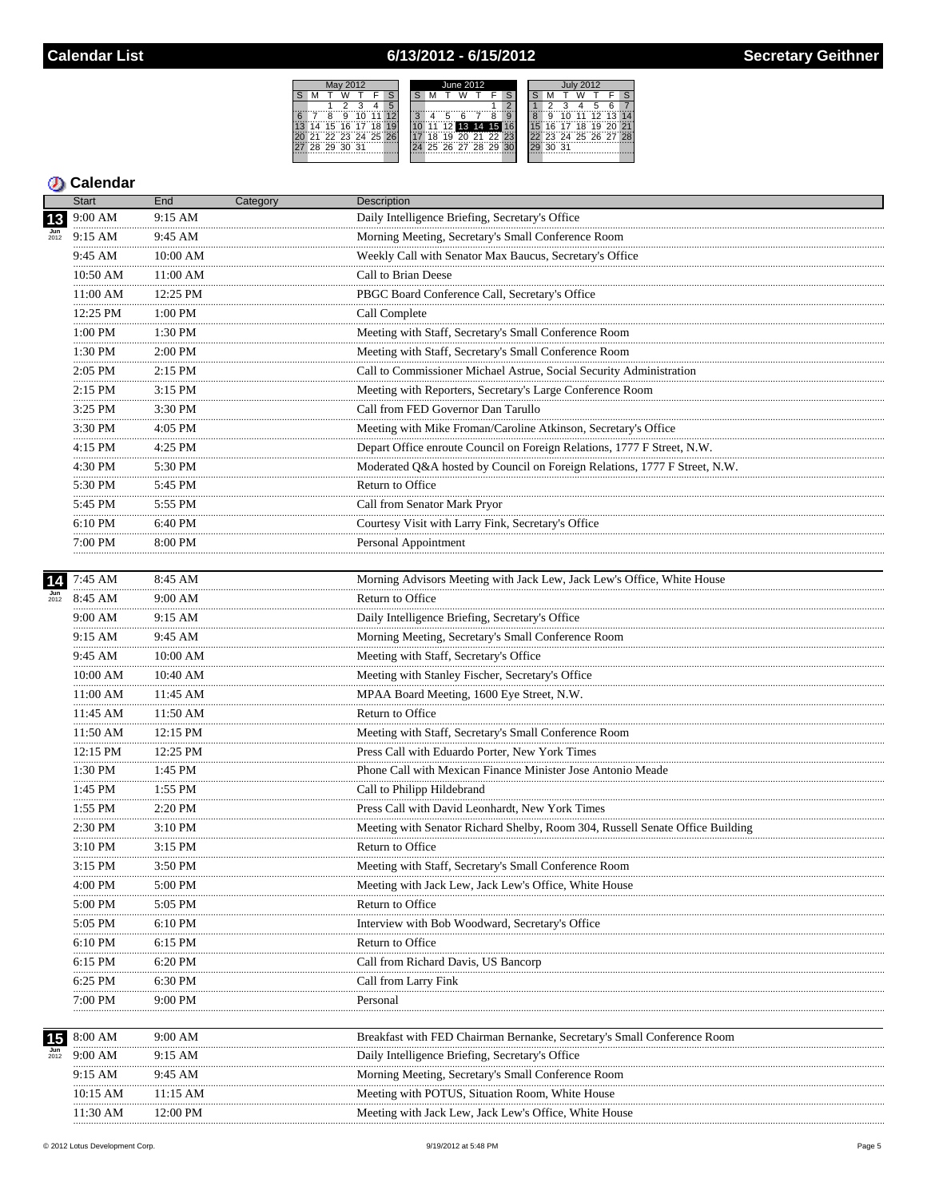## Calendar List — 6/13/2012 - 6/15/2012 — Secretary Geithner

### Calendar

| Date | Start | End | Category | Description |
|---|---|---|---|---|
| 13 Jun 2012 | 9:00 AM | 9:15 AM | | Daily Intelligence Briefing, Secretary's Office |
| | 9:15 AM | 9:45 AM | | Morning Meeting, Secretary's Small Conference Room |
| | 9:45 AM | 10:00 AM | | Weekly Call with Senator Max Baucus, Secretary's Office |
| | 10:50 AM | 11:00 AM | | Call to Brian Deese |
| | 11:00 AM | 12:25 PM | | PBGC Board Conference Call, Secretary's Office |
| | 12:25 PM | 1:00 PM | | Call Complete |
| | 1:00 PM | 1:30 PM | | Meeting with Staff, Secretary's Small Conference Room |
| | 1:30 PM | 2:00 PM | | Meeting with Staff, Secretary's Small Conference Room |
| | 2:05 PM | 2:15 PM | | Call to Commissioner Michael Astrue, Social Security Administration |
| | 2:15 PM | 3:15 PM | | Meeting with Reporters, Secretary's Large Conference Room |
| | 3:25 PM | 3:30 PM | | Call from FED Governor Dan Tarullo |
| | 3:30 PM | 4:05 PM | | Meeting with Mike Froman/Caroline Atkinson, Secretary's Office |
| | 4:15 PM | 4:25 PM | | Depart Office enroute Council on Foreign Relations, 1777 F Street, N.W. |
| | 4:30 PM | 5:30 PM | | Moderated Q&A hosted by Council on Foreign Relations, 1777 F Street, N.W. |
| | 5:30 PM | 5:45 PM | | Return to Office |
| | 5:45 PM | 5:55 PM | | Call from Senator Mark Pryor |
| | 6:10 PM | 6:40 PM | | Courtesy Visit with Larry Fink, Secretary's Office |
| | 7:00 PM | 8:00 PM | | Personal Appointment |
| 14 Jun 2012 | 7:45 AM | 8:45 AM | | Morning Advisors Meeting with Jack Lew, Jack Lew's Office, White House |
| | 8:45 AM | 9:00 AM | | Return to Office |
| | 9:00 AM | 9:15 AM | | Daily Intelligence Briefing, Secretary's Office |
| | 9:15 AM | 9:45 AM | | Morning Meeting, Secretary's Small Conference Room |
| | 9:45 AM | 10:00 AM | | Meeting with Staff, Secretary's Office |
| | 10:00 AM | 10:40 AM | | Meeting with Stanley Fischer, Secretary's Office |
| | 11:00 AM | 11:45 AM | | MPAA Board Meeting, 1600 Eye Street, N.W. |
| | 11:45 AM | 11:50 AM | | Return to Office |
| | 11:50 AM | 12:15 PM | | Meeting with Staff, Secretary's Small Conference Room |
| | 12:15 PM | 12:25 PM | | Press Call with Eduardo Porter, New York Times |
| | 1:30 PM | 1:45 PM | | Phone Call with Mexican Finance Minister Jose Antonio Meade |
| | 1:45 PM | 1:55 PM | | Call to Philipp Hildebrand |
| | 1:55 PM | 2:20 PM | | Press Call with David Leonhardt, New York Times |
| | 2:30 PM | 3:10 PM | | Meeting with Senator Richard Shelby, Room 304, Russell Senate Office Building |
| | 3:10 PM | 3:15 PM | | Return to Office |
| | 3:15 PM | 3:50 PM | | Meeting with Staff, Secretary's Small Conference Room |
| | 4:00 PM | 5:00 PM | | Meeting with Jack Lew, Jack Lew's Office, White House |
| | 5:00 PM | 5:05 PM | | Return to Office |
| | 5:05 PM | 6:10 PM | | Interview with Bob Woodward, Secretary's Office |
| | 6:10 PM | 6:15 PM | | Return to Office |
| | 6:15 PM | 6:20 PM | | Call from Richard Davis, US Bancorp |
| | 6:25 PM | 6:30 PM | | Call from Larry Fink |
| | 7:00 PM | 9:00 PM | | Personal |
| 15 Jun 2012 | 8:00 AM | 9:00 AM | | Breakfast with FED Chairman Bernanke, Secretary's Small Conference Room |
| | 9:00 AM | 9:15 AM | | Daily Intelligence Briefing, Secretary's Office |
| | 9:15 AM | 9:45 AM | | Morning Meeting, Secretary's Small Conference Room |
| | 10:15 AM | 11:15 AM | | Meeting with POTUS, Situation Room, White House |
| | 11:30 AM | 12:00 PM | | Meeting with Jack Lew, Jack Lew's Office, White House |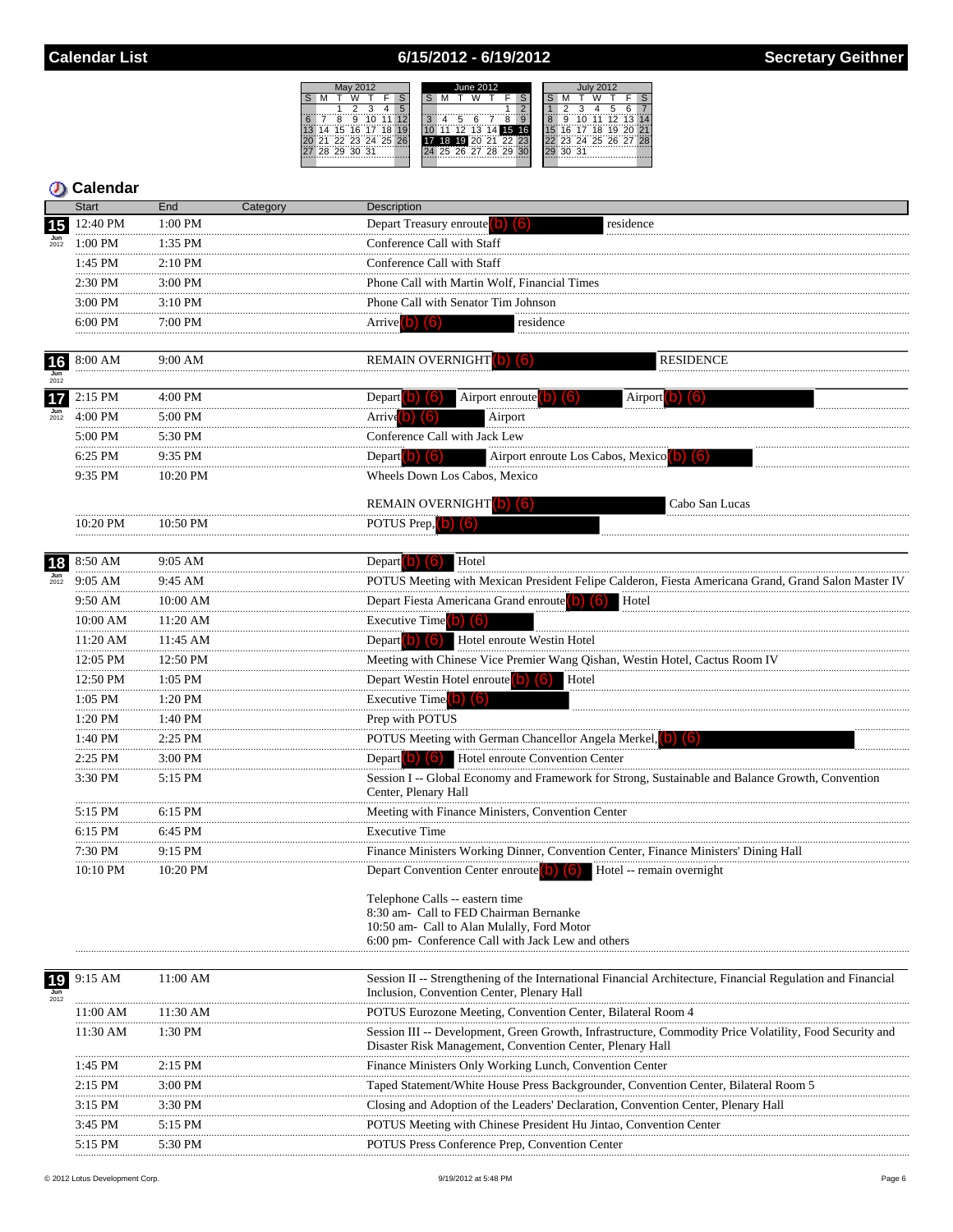# Calendar List — 6/15/2012 - 6/19/2012 — Secretary Geithner

## Calendar

| Date | Start | End | Category | Description |
|---|---|---|---|---|
| 15 Jun 2012 | 12:40 PM | 1:00 PM | | Depart Treasury enroute (b) (6) residence |
| | 1:00 PM | 1:35 PM | | Conference Call with Staff |
| | 1:45 PM | 2:10 PM | | Conference Call with Staff |
| | 2:30 PM | 3:00 PM | | Phone Call with Martin Wolf, Financial Times |
| | 3:00 PM | 3:10 PM | | Phone Call with Senator Tim Johnson |
| | 6:00 PM | 7:00 PM | | Arrive (b) (6) residence |
| 16 Jun 2012 | 8:00 AM | 9:00 AM | | REMAIN OVERNIGHT (b) (6) RESIDENCE |
| 17 Jun 2012 | 2:15 PM | 4:00 PM | | Depart (b) (6) Airport enroute (b) (6) Airport (b) (6) |
| | 4:00 PM | 5:00 PM | | Arrive (b) (6) Airport |
| | 5:00 PM | 5:30 PM | | Conference Call with Jack Lew |
| | 6:25 PM | 9:35 PM | | Depart (b) (6) Airport enroute Los Cabos, Mexico (b) (6) |
| | 9:35 PM | 10:20 PM | | Wheels Down Los Cabos, Mexico<br><br>REMAIN OVERNIGHT (b) (6) Cabo San Lucas |
| | 10:20 PM | 10:50 PM | | POTUS Prep, (b) (6) |
| 18 Jun 2012 | 8:50 AM | 9:05 AM | | Depart (b) (6) Hotel |
| | 9:05 AM | 9:45 AM | | POTUS Meeting with Mexican President Felipe Calderon, Fiesta Americana Grand, Grand Salon Master IV |
| | 9:50 AM | 10:00 AM | | Depart Fiesta Americana Grand enroute (b) (6) Hotel |
| | 10:00 AM | 11:20 AM | | Executive Time (b) (6) |
| | 11:20 AM | 11:45 AM | | Depart (b) (6) Hotel enroute Westin Hotel |
| | 12:05 PM | 12:50 PM | | Meeting with Chinese Vice Premier Wang Qishan, Westin Hotel, Cactus Room IV |
| | 12:50 PM | 1:05 PM | | Depart Westin Hotel enroute (b) (6) Hotel |
| | 1:05 PM | 1:20 PM | | Executive Time (b) (6) |
| | 1:20 PM | 1:40 PM | | Prep with POTUS |
| | 1:40 PM | 2:25 PM | | POTUS Meeting with German Chancellor Angela Merkel, (b) (6) |
| | 2:25 PM | 3:00 PM | | Depart (b) (6) Hotel enroute Convention Center |
| | 3:30 PM | 5:15 PM | | Session I -- Global Economy and Framework for Strong, Sustainable and Balance Growth, Convention Center, Plenary Hall |
| | 5:15 PM | 6:15 PM | | Meeting with Finance Ministers, Convention Center |
| | 6:15 PM | 6:45 PM | | Executive Time |
| | 7:30 PM | 9:15 PM | | Finance Ministers Working Dinner, Convention Center, Finance Ministers' Dining Hall |
| | 10:10 PM | 10:20 PM | | Depart Convention Center enroute (b) (6) Hotel -- remain overnight<br><br>Telephone Calls -- eastern time<br>8:30 am- Call to FED Chairman Bernanke<br>10:50 am- Call to Alan Mulally, Ford Motor<br>6:00 pm- Conference Call with Jack Lew and others |
| 19 Jun 2012 | 9:15 AM | 11:00 AM | | Session II -- Strengthening of the International Financial Architecture, Financial Regulation and Financial Inclusion, Convention Center, Plenary Hall |
| | 11:00 AM | 11:30 AM | | POTUS Eurozone Meeting, Convention Center, Bilateral Room 4 |
| | 11:30 AM | 1:30 PM | | Session III -- Development, Green Growth, Infrastructure, Commodity Price Volatility, Food Security and Disaster Risk Management, Convention Center, Plenary Hall |
| | 1:45 PM | 2:15 PM | | Finance Ministers Only Working Lunch, Convention Center |
| | 2:15 PM | 3:00 PM | | Taped Statement/White House Press Backgrounder, Convention Center, Bilateral Room 5 |
| | 3:15 PM | 3:30 PM | | Closing and Adoption of the Leaders' Declaration, Convention Center, Plenary Hall |
| | 3:45 PM | 5:15 PM | | POTUS Meeting with Chinese President Hu Jintao, Convention Center |
| | 5:15 PM | 5:30 PM | | POTUS Press Conference Prep, Convention Center |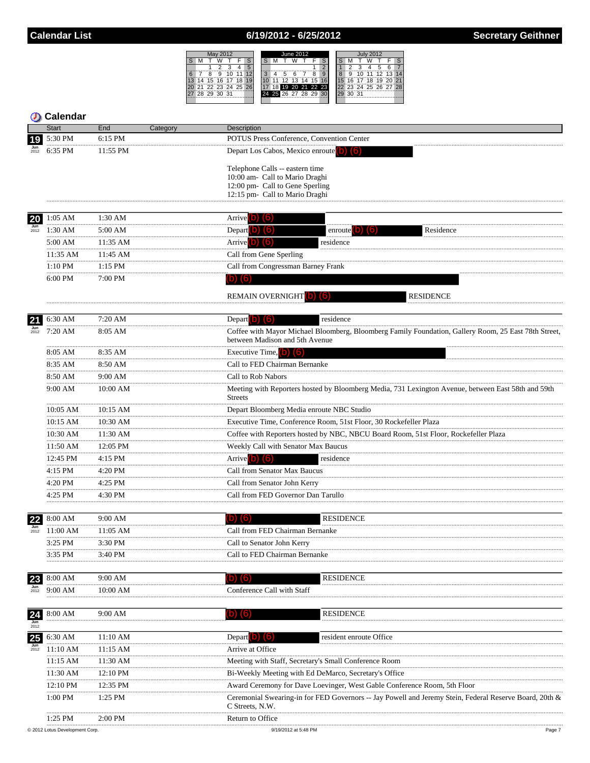## Calendar List — 6/19/2012 - 6/25/2012 — Secretary Geithner

### Calendar

| Date | Start | End | Category | Description |
|---|---|---|---|---|
| 19 Jun 2012 | 5:30 PM | 6:15 PM | | POTUS Press Conference, Convention Center |
| | 6:35 PM | 11:55 PM | | Depart Los Cabos, Mexico enroute (b) (6) <br><br> Telephone Calls -- eastern time <br> 10:00 am- Call to Mario Draghi <br> 12:00 pm- Call to Gene Sperling <br> 12:15 pm- Call to Mario Draghi |
| 20 Jun 2012 | 1:05 AM | 1:30 AM | | Arrive (b) (6) |
| | 1:30 AM | 5:00 AM | | Depart (b) (6) enroute (b) (6) Residence |
| | 5:00 AM | 11:35 AM | | Arrive (b) (6) residence |
| | 11:35 AM | 11:45 AM | | Call from Gene Sperling |
| | 1:10 PM | 1:15 PM | | Call from Congressman Barney Frank |
| | 6:00 PM | 7:00 PM | | (b) (6) <br><br> REMAIN OVERNIGHT (b) (6) RESIDENCE |
| 21 Jun 2012 | 6:30 AM | 7:20 AM | | Depart (b) (6) residence |
| | 7:20 AM | 8:05 AM | | Coffee with Mayor Michael Bloomberg, Bloomberg Family Foundation, Gallery Room, 25 East 78th Street, between Madison and 5th Avenue |
| | 8:05 AM | 8:35 AM | | Executive Time, (b) (6) |
| | 8:35 AM | 8:50 AM | | Call to FED Chairman Bernanke |
| | 8:50 AM | 9:00 AM | | Call to Rob Nabors |
| | 9:00 AM | 10:00 AM | | Meeting with Reporters hosted by Bloomberg Media, 731 Lexington Avenue, between East 58th and 59th Streets |
| | 10:05 AM | 10:15 AM | | Depart Bloomberg Media enroute NBC Studio |
| | 10:15 AM | 10:30 AM | | Executive Time, Conference Room, 51st Floor, 30 Rockefeller Plaza |
| | 10:30 AM | 11:30 AM | | Coffee with Reporters hosted by NBC, NBCU Board Room, 51st Floor, Rockefeller Plaza |
| | 11:50 AM | 12:05 PM | | Weekly Call with Senator Max Baucus |
| | 12:45 PM | 4:15 PM | | Arrive (b) (6) residence |
| | 4:15 PM | 4:20 PM | | Call from Senator Max Baucus |
| | 4:20 PM | 4:25 PM | | Call from Senator John Kerry |
| | 4:25 PM | 4:30 PM | | Call from FED Governor Dan Tarullo |
| 22 Jun 2012 | 8:00 AM | 9:00 AM | | (b) (6) RESIDENCE |
| | 11:00 AM | 11:05 AM | | Call from FED Chairman Bernanke |
| | 3:25 PM | 3:30 PM | | Call to Senator John Kerry |
| | 3:35 PM | 3:40 PM | | Call to FED Chairman Bernanke |
| 23 Jun 2012 | 8:00 AM | 9:00 AM | | (b) (6) RESIDENCE |
| | 9:00 AM | 10:00 AM | | Conference Call with Staff |
| 24 Jun 2012 | 8:00 AM | 9:00 AM | | (b) (6) RESIDENCE |
| 25 Jun 2012 | 6:30 AM | 11:10 AM | | Depart (b) (6) resident enroute Office |
| | 11:10 AM | 11:15 AM | | Arrive at Office |
| | 11:15 AM | 11:30 AM | | Meeting with Staff, Secretary's Small Conference Room |
| | 11:30 AM | 12:10 PM | | Bi-Weekly Meeting with Ed DeMarco, Secretary's Office |
| | 12:10 PM | 12:35 PM | | Award Ceremony for Dave Loevinger, West Gable Conference Room, 5th Floor |
| | 1:00 PM | 1:25 PM | | Ceremonial Swearing-in for FED Governors -- Jay Powell and Jeremy Stein, Federal Reserve Board, 20th & C Streets, N.W. |
| | 1:25 PM | 2:00 PM | | Return to Office |

© 2012 Lotus Development Corp. 9/19/2012 at 5:48 PM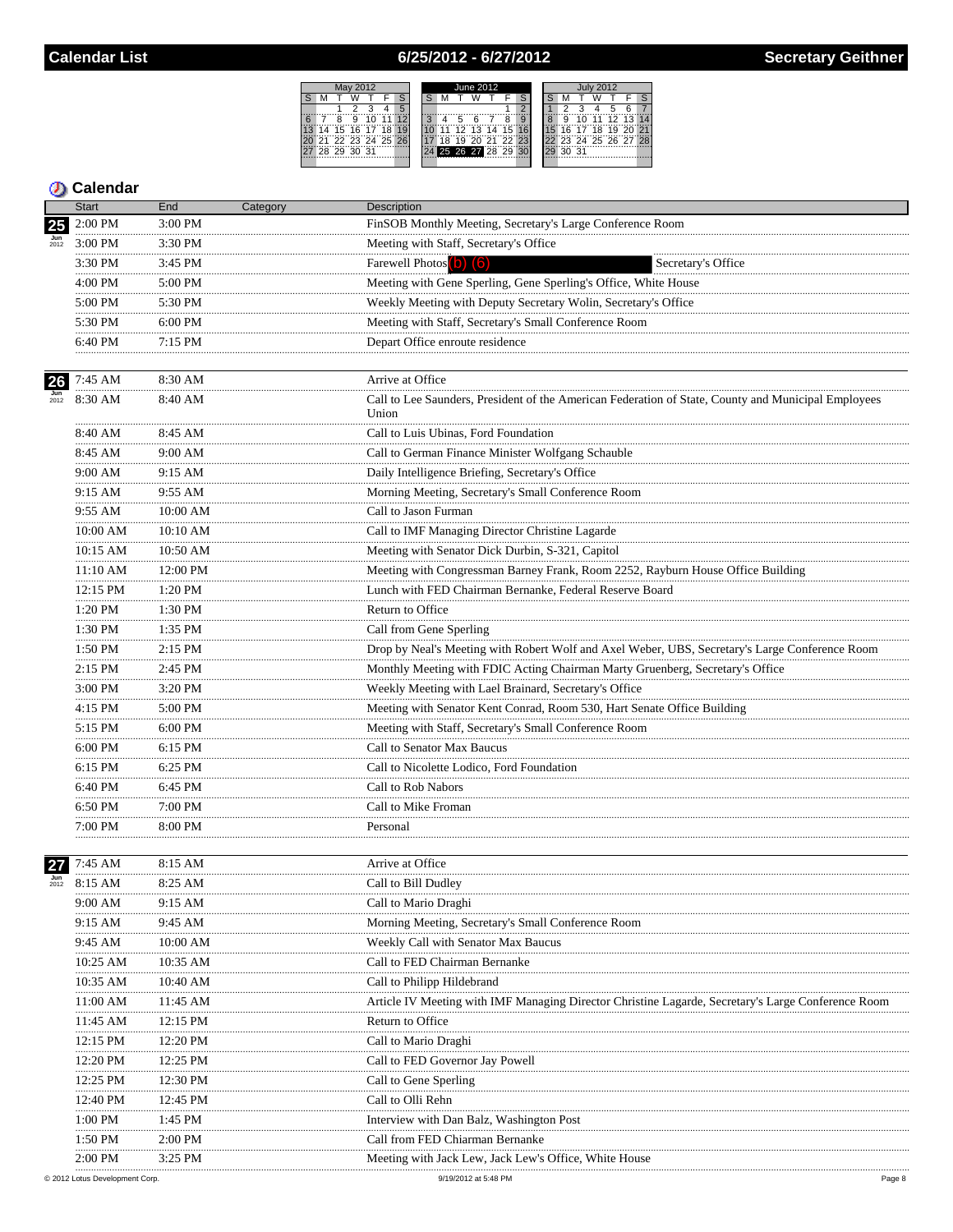# Calendar List — 6/25/2012 - 6/27/2012 — Secretary Geithner

## Calendar

| Date | Start | End | Category | Description |
|---|---|---|---|---|
| 25 Jun 2012 | 2:00 PM | 3:00 PM | | FinSOB Monthly Meeting, Secretary's Large Conference Room |
| | 3:00 PM | 3:30 PM | | Meeting with Staff, Secretary's Office |
| | 3:30 PM | 3:45 PM | | Farewell Photos (b) (6) Secretary's Office |
| | 4:00 PM | 5:00 PM | | Meeting with Gene Sperling, Gene Sperling's Office, White House |
| | 5:00 PM | 5:30 PM | | Weekly Meeting with Deputy Secretary Wolin, Secretary's Office |
| | 5:30 PM | 6:00 PM | | Meeting with Staff, Secretary's Small Conference Room |
| | 6:40 PM | 7:15 PM | | Depart Office enroute residence |
| 26 Jun 2012 | 7:45 AM | 8:30 AM | | Arrive at Office |
| | 8:30 AM | 8:40 AM | | Call to Lee Saunders, President of the American Federation of State, County and Municipal Employees Union |
| | 8:40 AM | 8:45 AM | | Call to Luis Ubinas, Ford Foundation |
| | 8:45 AM | 9:00 AM | | Call to German Finance Minister Wolfgang Schauble |
| | 9:00 AM | 9:15 AM | | Daily Intelligence Briefing, Secretary's Office |
| | 9:15 AM | 9:55 AM | | Morning Meeting, Secretary's Small Conference Room |
| | 9:55 AM | 10:00 AM | | Call to Jason Furman |
| | 10:00 AM | 10:10 AM | | Call to IMF Managing Director Christine Lagarde |
| | 10:15 AM | 10:50 AM | | Meeting with Senator Dick Durbin, S-321, Capitol |
| | 11:10 AM | 12:00 PM | | Meeting with Congressman Barney Frank, Room 2252, Rayburn House Office Building |
| | 12:15 PM | 1:20 PM | | Lunch with FED Chairman Bernanke, Federal Reserve Board |
| | 1:20 PM | 1:30 PM | | Return to Office |
| | 1:30 PM | 1:35 PM | | Call from Gene Sperling |
| | 1:50 PM | 2:15 PM | | Drop by Neal's Meeting with Robert Wolf and Axel Weber, UBS, Secretary's Large Conference Room |
| | 2:15 PM | 2:45 PM | | Monthly Meeting with FDIC Acting Chairman Marty Gruenberg, Secretary's Office |
| | 3:00 PM | 3:20 PM | | Weekly Meeting with Lael Brainard, Secretary's Office |
| | 4:15 PM | 5:00 PM | | Meeting with Senator Kent Conrad, Room 530, Hart Senate Office Building |
| | 5:15 PM | 6:00 PM | | Meeting with Staff, Secretary's Small Conference Room |
| | 6:00 PM | 6:15 PM | | Call to Senator Max Baucus |
| | 6:15 PM | 6:25 PM | | Call to Nicolette Lodico, Ford Foundation |
| | 6:40 PM | 6:45 PM | | Call to Rob Nabors |
| | 6:50 PM | 7:00 PM | | Call to Mike Froman |
| | 7:00 PM | 8:00 PM | | Personal |
| 27 Jun 2012 | 7:45 AM | 8:15 AM | | Arrive at Office |
| | 8:15 AM | 8:25 AM | | Call to Bill Dudley |
| | 9:00 AM | 9:15 AM | | Call to Mario Draghi |
| | 9:15 AM | 9:45 AM | | Morning Meeting, Secretary's Small Conference Room |
| | 9:45 AM | 10:00 AM | | Weekly Call with Senator Max Baucus |
| | 10:25 AM | 10:35 AM | | Call to FED Chairman Bernanke |
| | 10:35 AM | 10:40 AM | | Call to Philipp Hildebrand |
| | 11:00 AM | 11:45 AM | | Article IV Meeting with IMF Managing Director Christine Lagarde, Secretary's Large Conference Room |
| | 11:45 AM | 12:15 PM | | Return to Office |
| | 12:15 PM | 12:20 PM | | Call to Mario Draghi |
| | 12:20 PM | 12:25 PM | | Call to FED Governor Jay Powell |
| | 12:25 PM | 12:30 PM | | Call to Gene Sperling |
| | 12:40 PM | 12:45 PM | | Call to Olli Rehn |
| | 1:00 PM | 1:45 PM | | Interview with Dan Balz, Washington Post |
| | 1:50 PM | 2:00 PM | | Call from FED Chairman Bernanke |
| | 2:00 PM | 3:25 PM | | Meeting with Jack Lew, Jack Lew's Office, White House |

© 2012 Lotus Development Corp. 9/19/2012 at 5:48 PM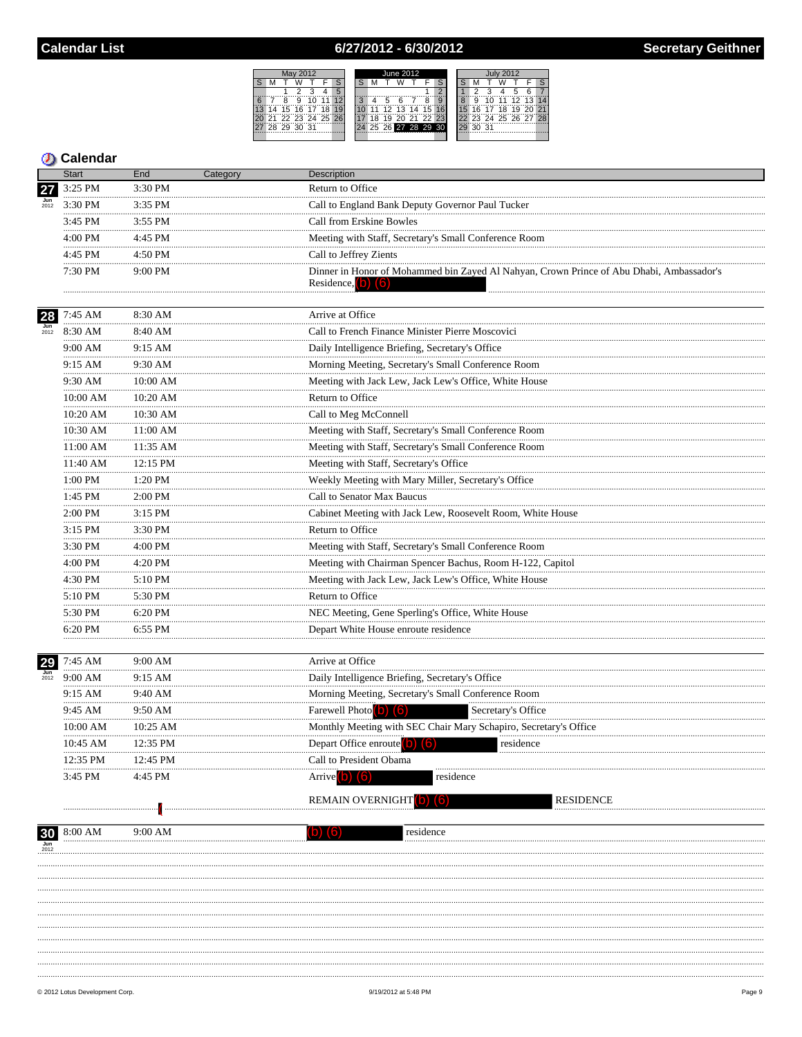## Calendar

| Date | Start | End | Category | Description |
|---|---|---|---|---|
| 27 Jun 2012 | 3:25 PM | 3:30 PM | | Return to Office |
| | 3:30 PM | 3:35 PM | | Call to England Bank Deputy Governor Paul Tucker |
| | 3:45 PM | 3:55 PM | | Call from Erskine Bowles |
| | 4:00 PM | 4:45 PM | | Meeting with Staff, Secretary's Small Conference Room |
| | 4:45 PM | 4:50 PM | | Call to Jeffrey Zients |
| | 7:30 PM | 9:00 PM | | Dinner in Honor of Mohammed bin Zayed Al Nahyan, Crown Prince of Abu Dhabi, Ambassador's Residence, (b) (6) |
| 28 Jun 2012 | 7:45 AM | 8:30 AM | | Arrive at Office |
| | 8:30 AM | 8:40 AM | | Call to French Finance Minister Pierre Moscovici |
| | 9:00 AM | 9:15 AM | | Daily Intelligence Briefing, Secretary's Office |
| | 9:15 AM | 9:30 AM | | Morning Meeting, Secretary's Small Conference Room |
| | 9:30 AM | 10:00 AM | | Meeting with Jack Lew, Jack Lew's Office, White House |
| | 10:00 AM | 10:20 AM | | Return to Office |
| | 10:20 AM | 10:30 AM | | Call to Meg McConnell |
| | 10:30 AM | 11:00 AM | | Meeting with Staff, Secretary's Small Conference Room |
| | 11:00 AM | 11:35 AM | | Meeting with Staff, Secretary's Small Conference Room |
| | 11:40 AM | 12:15 PM | | Meeting with Staff, Secretary's Office |
| | 1:00 PM | 1:20 PM | | Weekly Meeting with Mary Miller, Secretary's Office |
| | 1:45 PM | 2:00 PM | | Call to Senator Max Baucus |
| | 2:00 PM | 3:15 PM | | Cabinet Meeting with Jack Lew, Roosevelt Room, White House |
| | 3:15 PM | 3:30 PM | | Return to Office |
| | 3:30 PM | 4:00 PM | | Meeting with Staff, Secretary's Small Conference Room |
| | 4:00 PM | 4:20 PM | | Meeting with Chairman Spencer Bachus, Room H-122, Capitol |
| | 4:30 PM | 5:10 PM | | Meeting with Jack Lew, Jack Lew's Office, White House |
| | 5:10 PM | 5:30 PM | | Return to Office |
| | 5:30 PM | 6:20 PM | | NEC Meeting, Gene Sperling's Office, White House |
| | 6:20 PM | 6:55 PM | | Depart White House enroute residence |
| 29 Jun 2012 | 7:45 AM | 9:00 AM | | Arrive at Office |
| | 9:00 AM | 9:15 AM | | Daily Intelligence Briefing, Secretary's Office |
| | 9:15 AM | 9:40 AM | | Morning Meeting, Secretary's Small Conference Room |
| | 9:45 AM | 9:50 AM | | Farewell Photo (b) (6) Secretary's Office |
| | 10:00 AM | 10:25 AM | | Monthly Meeting with SEC Chair Mary Schapiro, Secretary's Office |
| | 10:45 AM | 12:35 PM | | Depart Office enroute (b) (6) residence |
| | 12:35 PM | 12:45 PM | | Call to President Obama |
| | 3:45 PM | 4:45 PM | | Arrive (b) (6) residence |
| | | | | REMAIN OVERNIGHT (b) (6) RESIDENCE |
| 30 Jun 2012 | 8:00 AM | 9:00 AM | | (b) (6) residence |

© 2012 Lotus Development Corp. 9/19/2012 at 5:48 PM